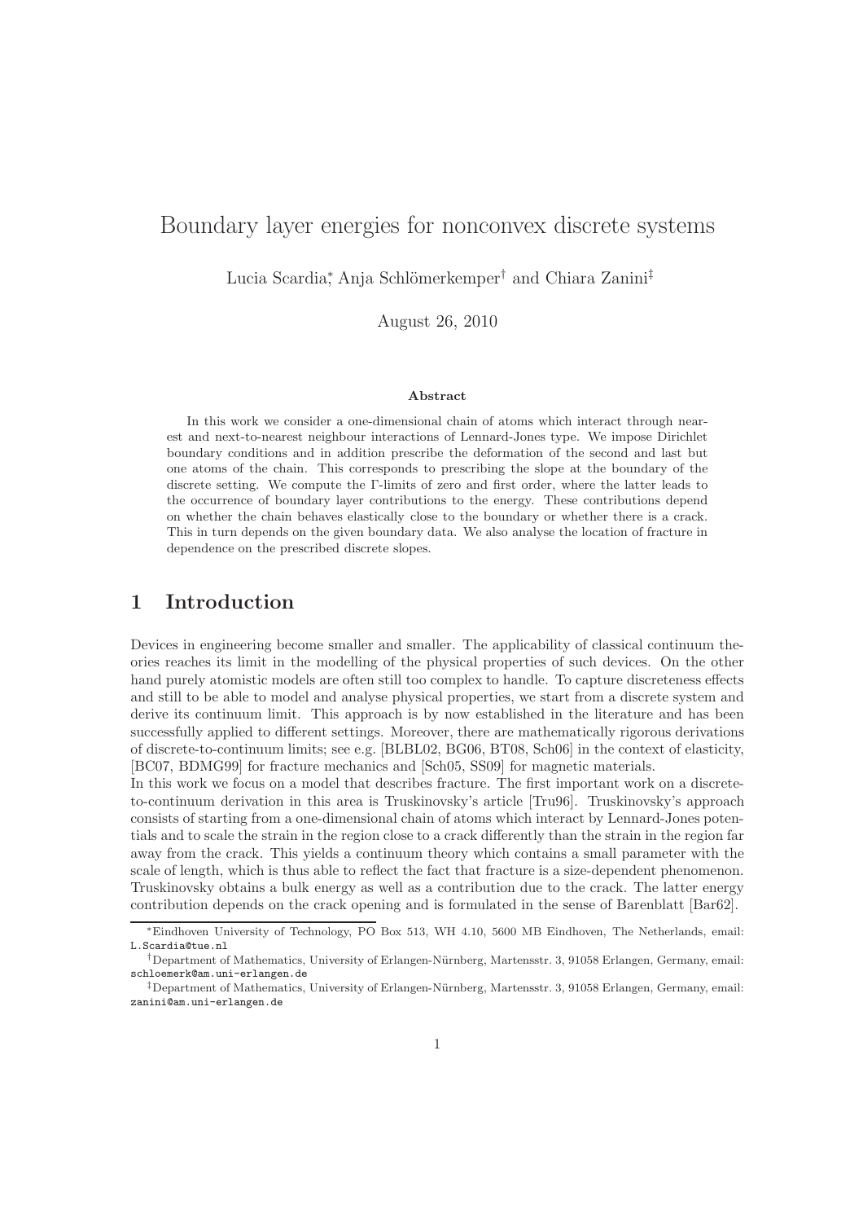# Boundary layer energies for nonconvex discrete systems

Lucia Scardia[*], Anja Schlömerkemper[†] and Chiara Zanini[‡]

August 26, 2010

### Abstract

In this work we consider a one-dimensional chain of atoms which interact through nearest and next-to-nearest neighbour interactions of Lennard-Jones type. We impose Dirichlet boundary conditions and in addition prescribe the deformation of the second and last but one atoms of the chain. This corresponds to prescribing the slope at the boundary of the discrete setting. We compute the Γ-limits of zero and first order, where the latter leads to the occurrence of boundary layer contributions to the energy. These contributions depend on whether the chain behaves elastically close to the boundary or whether there is a crack. This in turn depends on the given boundary data. We also analyse the location of fracture in dependence on the prescribed discrete slopes.

## 1 Introduction

Devices in engineering become smaller and smaller. The applicability of classical continuum theories reaches its limit in the modelling of the physical properties of such devices. On the other hand purely atomistic models are often still too complex to handle. To capture discreteness effects and still to be able to model and analyse physical properties, we start from a discrete system and derive its continuum limit. This approach is by now established in the literature and has been successfully applied to different settings. Moreover, there are mathematically rigorous derivations of discrete-to-continuum limits; see e.g. [BLBL02, BG06, BT08, Sch06] in the context of elasticity, [BC07, BDMG99] for fracture mechanics and [Sch05, SS09] for magnetic materials.

In this work we focus on a model that describes fracture. The first important work on a discrete-to-continuum derivation in this area is Truskinovsky's article [Tru96]. Truskinovsky's approach consists of starting from a one-dimensional chain of atoms which interact by Lennard-Jones potentials and to scale the strain in the region close to a crack differently than the strain in the region far away from the crack. This yields a continuum theory which contains a small parameter with the scale of length, which is thus able to reflect the fact that fracture is a size-dependent phenomenon. Truskinovsky obtains a bulk energy as well as a contribution due to the crack. The latter energy contribution depends on the crack opening and is formulated in the sense of Barenblatt [Bar62].

[*]Eindhoven University of Technology, PO Box 513, WH 4.10, 5600 MB Eindhoven, The Netherlands, email: L.Scardia@tue.nl

[†]Department of Mathematics, University of Erlangen-Nürnberg, Martensstr. 3, 91058 Erlangen, Germany, email: schloemerk@am.uni-erlangen.de

[‡]Department of Mathematics, University of Erlangen-Nürnberg, Martensstr. 3, 91058 Erlangen, Germany, email: zanini@am.uni-erlangen.de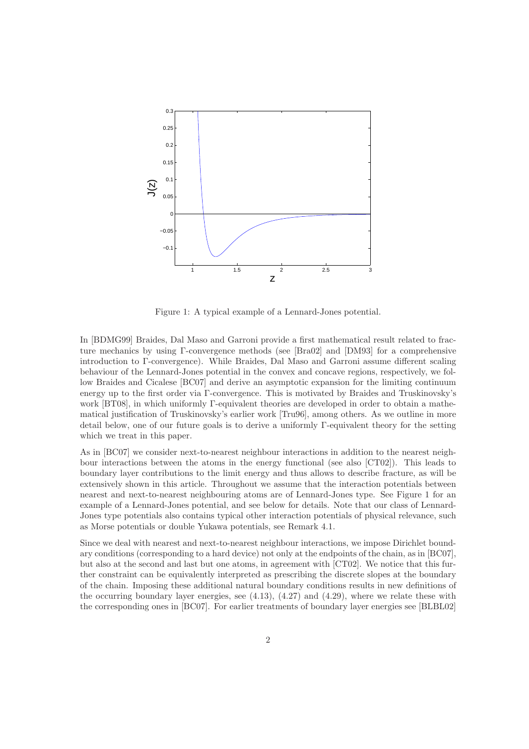Figure 1: A typical example of a Lennard-Jones potential.

In [BDMG99] Braides, Dal Maso and Garroni provide a first mathematical result related to fracture mechanics by using Γ-convergence methods (see [Bra02] and [DM93] for a comprehensive introduction to Γ-convergence). While Braides, Dal Maso and Garroni assume different scaling behaviour of the Lennard-Jones potential in the convex and concave regions, respectively, we follow Braides and Cicalese [BC07] and derive an asymptotic expansion for the limiting continuum energy up to the first order via Γ-convergence. This is motivated by Braides and Truskinovsky's work [BT08], in which uniformly Γ-equivalent theories are developed in order to obtain a mathematical justification of Truskinovsky's earlier work [Tru96], among others. As we outline in more detail below, one of our future goals is to derive a uniformly Γ-equivalent theory for the setting which we treat in this paper.

As in [BC07] we consider next-to-nearest neighbour interactions in addition to the nearest neighbour interactions between the atoms in the energy functional (see also [CT02]). This leads to boundary layer contributions to the limit energy and thus allows to describe fracture, as will be extensively shown in this article. Throughout we assume that the interaction potentials between nearest and next-to-nearest neighbouring atoms are of Lennard-Jones type. See Figure 1 for an example of a Lennard-Jones potential, and see below for details. Note that our class of Lennard-Jones type potentials also contains typical other interaction potentials of physical relevance, such as Morse potentials or double Yukawa potentials, see Remark 4.1.

Since we deal with nearest and next-to-nearest neighbour interactions, we impose Dirichlet boundary conditions (corresponding to a hard device) not only at the endpoints of the chain, as in [BC07], but also at the second and last but one atoms, in agreement with [CT02]. We notice that this further constraint can be equivalently interpreted as prescribing the discrete slopes at the boundary of the chain. Imposing these additional natural boundary conditions results in new definitions of the occurring boundary layer energies, see (4.13), (4.27) and (4.29), where we relate these with the corresponding ones in [BC07]. For earlier treatments of boundary layer energies see [BLBL02]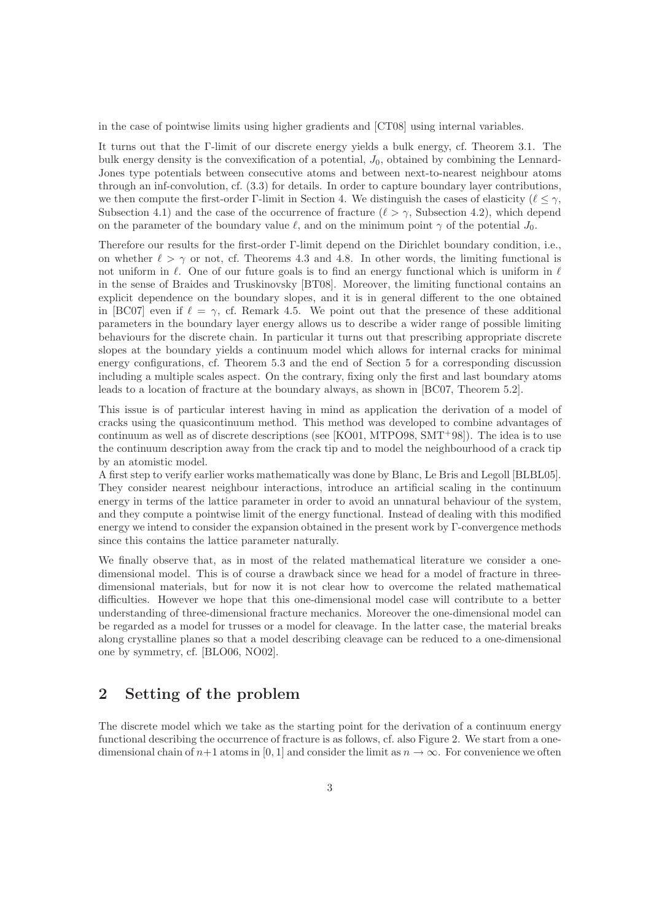in the case of pointwise limits using higher gradients and [CT08] using internal variables.

It turns out that the Γ-limit of our discrete energy yields a bulk energy, cf. Theorem 3.1. The bulk energy density is the convexification of a potential, $J_0$, obtained by combining the Lennard-Jones type potentials between consecutive atoms and between next-to-nearest neighbour atoms through an inf-convolution, cf. (3.3) for details. In order to capture boundary layer contributions, we then compute the first-order Γ-limit in Section 4. We distinguish the cases of elasticity ($\ell \leq \gamma$, Subsection 4.1) and the case of the occurrence of fracture ($\ell > \gamma$, Subsection 4.2), which depend on the parameter of the boundary value $\ell$, and on the minimum point $\gamma$ of the potential $J_0$.

Therefore our results for the first-order Γ-limit depend on the Dirichlet boundary condition, i.e., on whether $\ell > \gamma$ or not, cf. Theorems 4.3 and 4.8. In other words, the limiting functional is not uniform in $\ell$. One of our future goals is to find an energy functional which is uniform in $\ell$ in the sense of Braides and Truskinovsky [BT08]. Moreover, the limiting functional contains an explicit dependence on the boundary slopes, and it is in general different to the one obtained in [BC07] even if $\ell = \gamma$, cf. Remark 4.5. We point out that the presence of these additional parameters in the boundary layer energy allows us to describe a wider range of possible limiting behaviours for the discrete chain. In particular it turns out that prescribing appropriate discrete slopes at the boundary yields a continuum model which allows for internal cracks for minimal energy configurations, cf. Theorem 5.3 and the end of Section 5 for a corresponding discussion including a multiple scales aspect. On the contrary, fixing only the first and last boundary atoms leads to a location of fracture at the boundary always, as shown in [BC07, Theorem 5.2].

This issue is of particular interest having in mind as application the derivation of a model of cracks using the quasicontinuum method. This method was developed to combine advantages of continuum as well as of discrete descriptions (see [KO01, MTPO98, SMT+98]). The idea is to use the continuum description away from the crack tip and to model the neighbourhood of a crack tip by an atomistic model.
A first step to verify earlier works mathematically was done by Blanc, Le Bris and Legoll [BLBL05]. They consider nearest neighbour interactions, introduce an artificial scaling in the continuum energy in terms of the lattice parameter in order to avoid an unnatural behaviour of the system, and they compute a pointwise limit of the energy functional. Instead of dealing with this modified energy we intend to consider the expansion obtained in the present work by Γ-convergence methods since this contains the lattice parameter naturally.

We finally observe that, as in most of the related mathematical literature we consider a one-dimensional model. This is of course a drawback since we head for a model of fracture in three-dimensional materials, but for now it is not clear how to overcome the related mathematical difficulties. However we hope that this one-dimensional model case will contribute to a better understanding of three-dimensional fracture mechanics. Moreover the one-dimensional model can be regarded as a model for trusses or a model for cleavage. In the latter case, the material breaks along crystalline planes so that a model describing cleavage can be reduced to a one-dimensional one by symmetry, cf. [BLO06, NO02].

## 2 Setting of the problem

The discrete model which we take as the starting point for the derivation of a continuum energy functional describing the occurrence of fracture is as follows, cf. also Figure 2. We start from a one-dimensional chain of $n+1$ atoms in $[0, 1]$ and consider the limit as $n \to \infty$. For convenience we often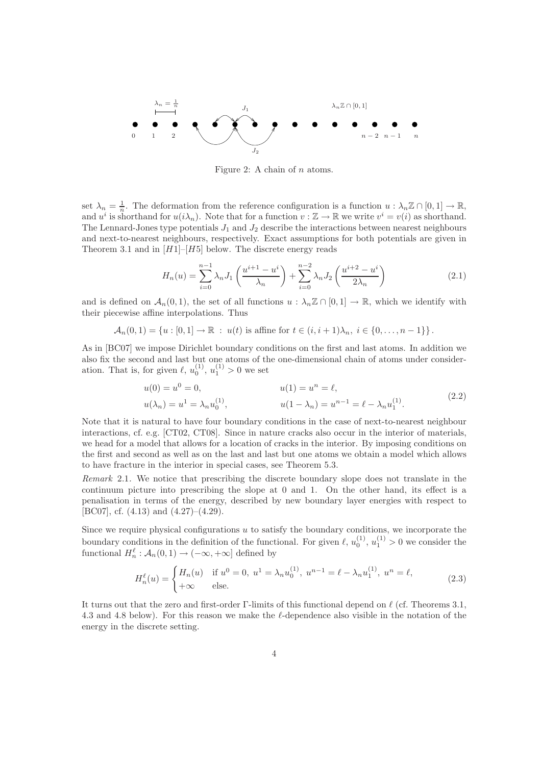Figure 2: A chain of $n$ atoms.

set $\lambda_n = \frac{1}{n}$. The deformation from the reference configuration is a function $u : \lambda_n\mathbb{Z} \cap [0,1] \to \mathbb{R}$, and $u^i$ is shorthand for $u(i\lambda_n)$. Note that for a function $v : \mathbb{Z} \to \mathbb{R}$ we write $v^i = v(i)$ as shorthand. The Lennard-Jones type potentials $J_1$ and $J_2$ describe the interactions between nearest neighbours and next-to-nearest neighbours, respectively. Exact assumptions for both potentials are given in Theorem 3.1 and in $[H1]$–$[H5]$ below. The discrete energy reads

$$H_n(u) = \sum_{i=0}^{n-1} \lambda_n J_1\left(\frac{u^{i+1} - u^i}{\lambda_n}\right) + \sum_{i=0}^{n-2} \lambda_n J_2\left(\frac{u^{i+2} - u^i}{2\lambda_n}\right) \tag{2.1}$$

and is defined on $\mathcal{A}_n(0,1)$, the set of all functions $u : \lambda_n\mathbb{Z} \cap [0,1] \to \mathbb{R}$, which we identify with their piecewise affine interpolations. Thus

$$\mathcal{A}_n(0,1) = \{u : [0,1] \to \mathbb{R} \;:\; u(t) \text{ is affine for } t \in (i, i+1)\lambda_n,\ i \in \{0, \ldots, n-1\}\}.$$

As in [BC07] we impose Dirichlet boundary conditions on the first and last atoms. In addition we also fix the second and last but one atoms of the one-dimensional chain of atoms under consideration. That is, for given $\ell$, $u_0^{(1)}$, $u_1^{(1)} > 0$ we set

$$\begin{aligned}
u(0) &= u^0 = 0, & u(1) &= u^n = \ell, \\
u(\lambda_n) &= u^1 = \lambda_n u_0^{(1)}, & u(1-\lambda_n) &= u^{n-1} = \ell - \lambda_n u_1^{(1)}.
\end{aligned} \tag{2.2}$$

Note that it is natural to have four boundary conditions in the case of next-to-nearest neighbour interactions, cf. e.g. [CT02, CT08]. Since in nature cracks also occur in the interior of materials, we head for a model that allows for a location of cracks in the interior. By imposing conditions on the first and second as well as on the last and last but one atoms we obtain a model which allows to have fracture in the interior in special cases, see Theorem 5.3.

*Remark* 2.1. We notice that prescribing the discrete boundary slope does not translate in the continuum picture into prescribing the slope at 0 and 1. On the other hand, its effect is a penalisation in terms of the energy, described by new boundary layer energies with respect to [BC07], cf. (4.13) and (4.27)–(4.29).

Since we require physical configurations $u$ to satisfy the boundary conditions, we incorporate the boundary conditions in the definition of the functional. For given $\ell$, $u_0^{(1)}$, $u_1^{(1)} > 0$ we consider the functional $H_n^\ell : \mathcal{A}_n(0,1) \to (-\infty, +\infty]$ defined by

$$H_n^\ell(u) = \begin{cases} H_n(u) & \text{if } u^0 = 0,\ u^1 = \lambda_n u_0^{(1)},\ u^{n-1} = \ell - \lambda_n u_1^{(1)},\ u^n = \ell, \\ +\infty & \text{else.} \end{cases} \tag{2.3}$$

It turns out that the zero and first-order $\Gamma$-limits of this functional depend on $\ell$ (cf. Theorems 3.1, 4.3 and 4.8 below). For this reason we make the $\ell$-dependence also visible in the notation of the energy in the discrete setting.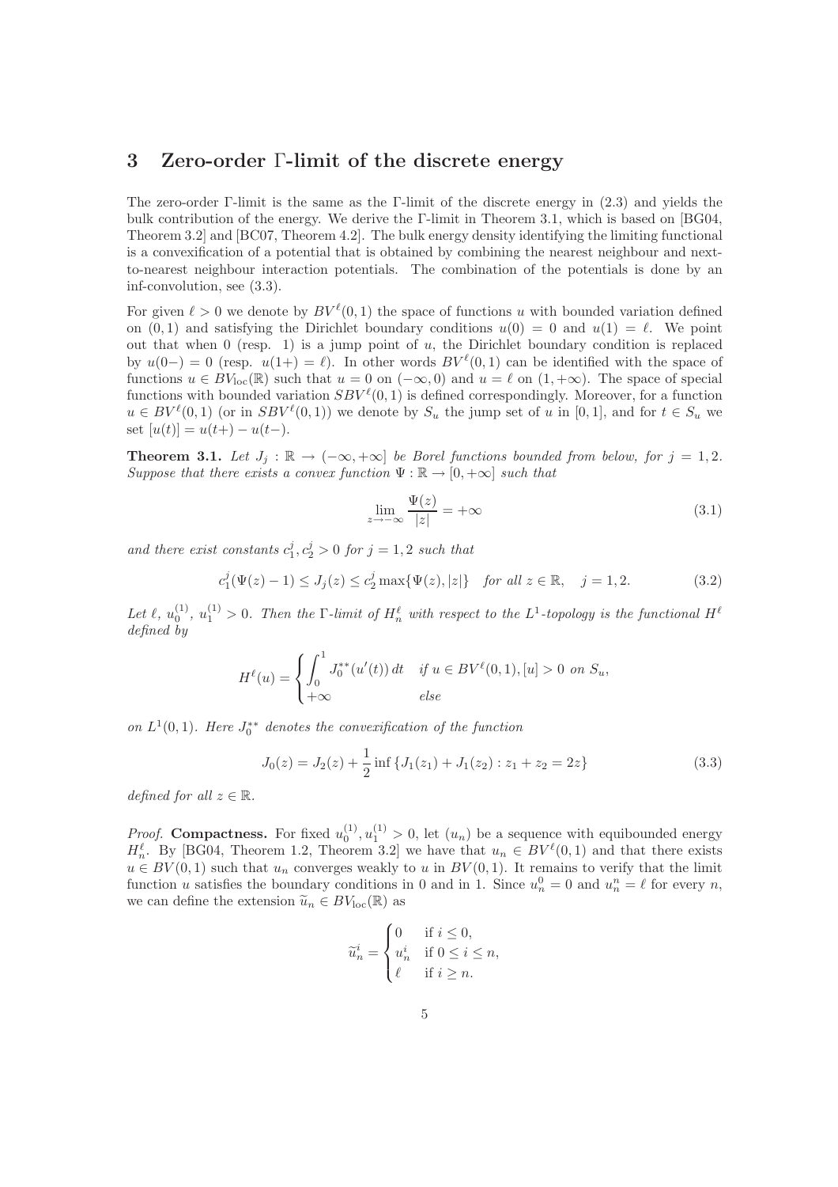## 3 Zero-order Γ-limit of the discrete energy

The zero-order Γ-limit is the same as the Γ-limit of the discrete energy in (2.3) and yields the bulk contribution of the energy. We derive the Γ-limit in Theorem 3.1, which is based on [BG04, Theorem 3.2] and [BC07, Theorem 4.2]. The bulk energy density identifying the limiting functional is a convexification of a potential that is obtained by combining the nearest neighbour and next-to-nearest neighbour interaction potentials. The combination of the potentials is done by an inf-convolution, see (3.3).

For given $\ell > 0$ we denote by $BV^\ell(0,1)$ the space of functions $u$ with bounded variation defined on $(0,1)$ and satisfying the Dirichlet boundary conditions $u(0) = 0$ and $u(1) = \ell$. We point out that when 0 (resp. 1) is a jump point of $u$, the Dirichlet boundary condition is replaced by $u(0-) = 0$ (resp. $u(1+) = \ell$). In other words $BV^\ell(0,1)$ can be identified with the space of functions $u \in BV_{\rm loc}(\mathbb{R})$ such that $u = 0$ on $(-\infty, 0)$ and $u = \ell$ on $(1, +\infty)$. The space of special functions with bounded variation $SBV^\ell(0,1)$ is defined correspondingly. Moreover, for a function $u \in BV^\ell(0,1)$ (or in $SBV^\ell(0,1)$) we denote by $S_u$ the jump set of $u$ in $[0,1]$, and for $t \in S_u$ we set $[u(t)] = u(t+) - u(t-)$.

**Theorem 3.1.** *Let $J_j : \mathbb{R} \to (-\infty, +\infty]$ be Borel functions bounded from below, for $j = 1,2$. Suppose that there exists a convex function $\Psi : \mathbb{R} \to [0, +\infty]$ such that*

$$\lim_{z \to -\infty} \frac{\Psi(z)}{|z|} = +\infty \tag{3.1}$$

*and there exist constants $c_1^j, c_2^j > 0$ for $j = 1,2$ such that*

$$c_1^j(\Psi(z) - 1) \leq J_j(z) \leq c_2^j \max\{\Psi(z), |z|\} \quad \text{for all } z \in \mathbb{R}, \quad j = 1,2. \tag{3.2}$$

*Let $\ell$, $u_0^{(1)}$, $u_1^{(1)} > 0$. Then the Γ-limit of $H_n^\ell$ with respect to the $L^1$-topology is the functional $H^\ell$ defined by*

$$H^\ell(u) = \begin{cases} \displaystyle\int_0^1 J_0^{**}(u'(t))\, dt & \text{if } u \in BV^\ell(0,1), [u] > 0 \text{ on } S_u, \\ +\infty & \text{else} \end{cases}$$

*on $L^1(0,1)$. Here $J_0^{**}$ denotes the convexification of the function*

$$J_0(z) = J_2(z) + \frac{1}{2} \inf\{J_1(z_1) + J_1(z_2) : z_1 + z_2 = 2z\} \tag{3.3}$$

*defined for all $z \in \mathbb{R}$.*

*Proof.* **Compactness.** For fixed $u_0^{(1)}, u_1^{(1)} > 0$, let $(u_n)$ be a sequence with equibounded energy $H_n^\ell$. By [BG04, Theorem 1.2, Theorem 3.2] we have that $u_n \in BV^\ell(0,1)$ and that there exists $u \in BV(0,1)$ such that $u_n$ converges weakly to $u$ in $BV(0,1)$. It remains to verify that the limit function $u$ satisfies the boundary conditions in 0 and in 1. Since $u_n^0 = 0$ and $u_n^n = \ell$ for every $n$, we can define the extension $\widetilde{u}_n \in BV_{\rm loc}(\mathbb{R})$ as

$$\widetilde{u}_n^i = \begin{cases} 0 & \text{if } i \leq 0, \\ u_n^i & \text{if } 0 \leq i \leq n, \\ \ell & \text{if } i \geq n. \end{cases}$$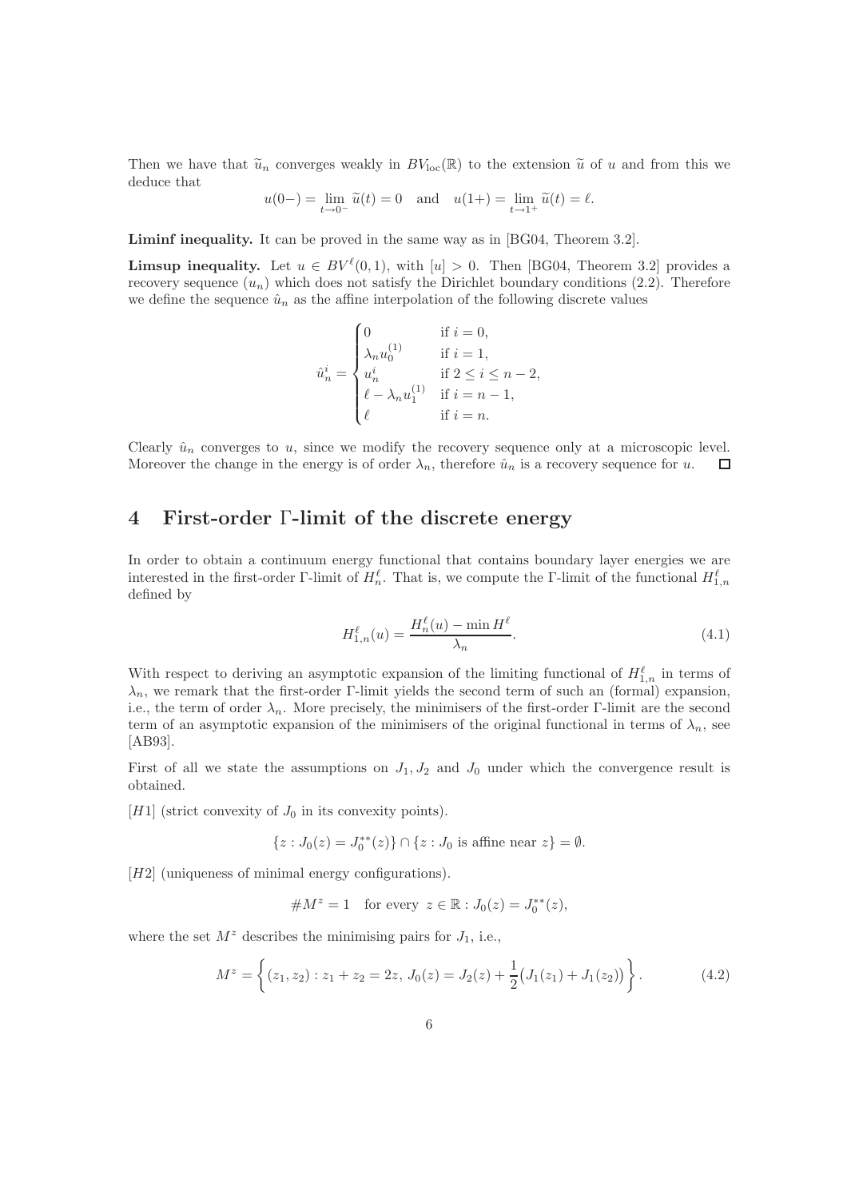Then we have that $\widetilde{u}_n$ converges weakly in $BV_{\mathrm{loc}}(\mathbb{R})$ to the extension $\widetilde{u}$ of $u$ and from this we deduce that

$$u(0-) = \lim_{t \to 0^-} \widetilde{u}(t) = 0 \quad \text{and} \quad u(1+) = \lim_{t \to 1^+} \widetilde{u}(t) = \ell.$$

**Liminf inequality.** It can be proved in the same way as in [BG04, Theorem 3.2].

**Limsup inequality.** Let $u \in BV^{\ell}(0,1)$, with $[u] > 0$. Then [BG04, Theorem 3.2] provides a recovery sequence $(u_n)$ which does not satisfy the Dirichlet boundary conditions (2.2). Therefore we define the sequence $\hat{u}_n$ as the affine interpolation of the following discrete values

$$\hat{u}_n^i = \begin{cases} 0 & \text{if } i = 0, \\ \lambda_n u_0^{(1)} & \text{if } i = 1, \\ u_n^i & \text{if } 2 \leq i \leq n-2, \\ \ell - \lambda_n u_1^{(1)} & \text{if } i = n-1, \\ \ell & \text{if } i = n. \end{cases}$$

Clearly $\hat{u}_n$ converges to $u$, since we modify the recovery sequence only at a microscopic level. Moreover the change in the energy is of order $\lambda_n$, therefore $\hat{u}_n$ is a recovery sequence for $u$. □

# 4 First-order Γ-limit of the discrete energy

In order to obtain a continuum energy functional that contains boundary layer energies we are interested in the first-order Γ-limit of $H_n^{\ell}$. That is, we compute the Γ-limit of the functional $H_{1,n}^{\ell}$ defined by

$$H_{1,n}^{\ell}(u) = \frac{H_n^{\ell}(u) - \min H^{\ell}}{\lambda_n}. \tag{4.1}$$

With respect to deriving an asymptotic expansion of the limiting functional of $H_{1,n}^{\ell}$ in terms of $\lambda_n$, we remark that the first-order Γ-limit yields the second term of such an (formal) expansion, i.e., the term of order $\lambda_n$. More precisely, the minimisers of the first-order Γ-limit are the second term of an asymptotic expansion of the minimisers of the original functional in terms of $\lambda_n$, see [AB93].

First of all we state the assumptions on $J_1, J_2$ and $J_0$ under which the convergence result is obtained.

[H1] (strict convexity of $J_0$ in its convexity points).

$$\{z : J_0(z) = J_0^{**}(z)\} \cap \{z : J_0 \text{ is affine near } z\} = \emptyset.$$

[H2] (uniqueness of minimal energy configurations).

$$\# M^z = 1 \quad \text{for every } z \in \mathbb{R} : J_0(z) = J_0^{**}(z),$$

where the set $M^z$ describes the minimising pairs for $J_1$, i.e.,

$$M^z = \left\{ (z_1, z_2) : z_1 + z_2 = 2z,\, J_0(z) = J_2(z) + \frac{1}{2}\big(J_1(z_1) + J_1(z_2)\big) \right\}. \tag{4.2}$$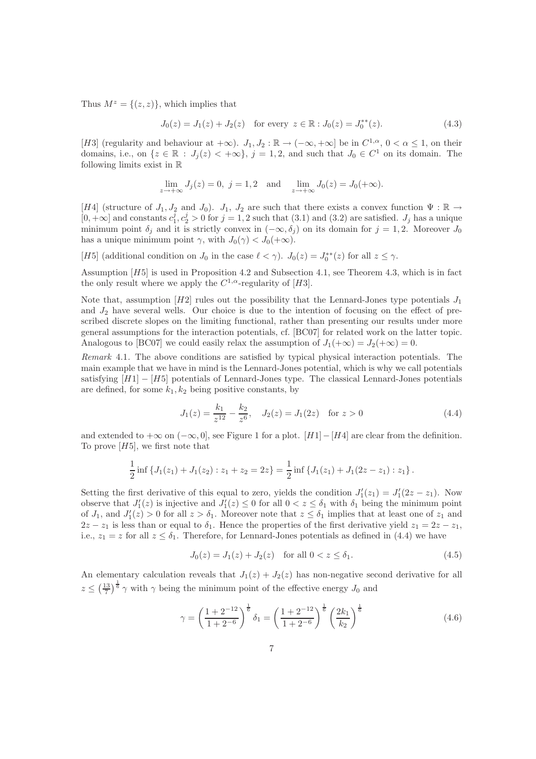Thus $M^z = \{(z,z)\}$, which implies that

$$J_0(z) = J_1(z) + J_2(z) \quad \text{for every } z \in \mathbb{R} : J_0(z) = J_0^{**}(z). \tag{4.3}$$

[$H3$] (regularity and behaviour at $+\infty$). $J_1, J_2 : \mathbb{R} \to (-\infty, +\infty]$ be in $C^{1,\alpha}$, $0 < \alpha \le 1$, on their domains, i.e., on $\{z \in \mathbb{R} : J_j(z) < +\infty\}$, $j = 1,2$, and such that $J_0 \in C^1$ on its domain. The following limits exist in $\mathbb{R}$

$$\lim_{z \to +\infty} J_j(z) = 0, \; j = 1,2 \quad \text{and} \quad \lim_{z\to+\infty} J_0(z) = J_0(+\infty).$$

[$H4$] (structure of $J_1, J_2$ and $J_0$). $J_1$, $J_2$ are such that there exists a convex function $\Psi : \mathbb{R} \to [0, +\infty]$ and constants $c_1^j, c_2^j > 0$ for $j = 1,2$ such that (3.1) and (3.2) are satisfied. $J_j$ has a unique minimum point $\delta_j$ and it is strictly convex in $(-\infty, \delta_j)$ on its domain for $j = 1,2$. Moreover $J_0$ has a unique minimum point $\gamma$, with $J_0(\gamma) < J_0(+\infty)$.

[$H5$] (additional condition on $J_0$ in the case $\ell < \gamma$). $J_0(z) = J_0^{**}(z)$ for all $z \le \gamma$.

Assumption [$H5$] is used in Proposition 4.2 and Subsection 4.1, see Theorem 4.3, which is in fact the only result where we apply the $C^{1,\alpha}$-regularity of [$H3$].

Note that, assumption [$H2$] rules out the possibility that the Lennard-Jones type potentials $J_1$ and $J_2$ have several wells. Our choice is due to the intention of focusing on the effect of prescribed discrete slopes on the limiting functional, rather than presenting our results under more general assumptions for the interaction potentials, cf. [BC07] for related work on the latter topic. Analogous to [BC07] we could easily relax the assumption of $J_1(+\infty) = J_2(+\infty) = 0$.

*Remark* 4.1. The above conditions are satisfied by typical physical interaction potentials. The main example that we have in mind is the Lennard-Jones potential, which is why we call potentials satisfying [$H1$] $-$ [$H5$] potentials of Lennard-Jones type. The classical Lennard-Jones potentials are defined, for some $k_1, k_2$ being positive constants, by

$$J_1(z) = \frac{k_1}{z^{12}} - \frac{k_2}{z^6}, \quad J_2(z) = J_1(2z) \quad \text{for } z > 0 \tag{4.4}$$

and extended to $+\infty$ on $(-\infty, 0]$, see Figure 1 for a plot. [$H1$] $-$ [$H4$] are clear from the definition. To prove [$H5$], we first note that

$$\frac{1}{2}\inf\{J_1(z_1) + J_1(z_2) : z_1 + z_2 = 2z\} = \frac{1}{2}\inf\{J_1(z_1) + J_1(2z - z_1) : z_1\}.$$

Setting the first derivative of this equal to zero, yields the condition $J_1'(z_1) = J_1'(2z - z_1)$. Now observe that $J_1'(z)$ is injective and $J_1'(z) \le 0$ for all $0 < z \le \delta_1$ with $\delta_1$ being the minimum point of $J_1$, and $J_1'(z) > 0$ for all $z > \delta_1$. Moreover note that $z \le \delta_1$ implies that at least one of $z_1$ and $2z - z_1$ is less than or equal to $\delta_1$. Hence the properties of the first derivative yield $z_1 = 2z - z_1$, i.e., $z_1 = z$ for all $z \le \delta_1$. Therefore, for Lennard-Jones potentials as defined in (4.4) we have

$$J_0(z) = J_1(z) + J_2(z) \quad \text{for all } 0 < z \le \delta_1. \tag{4.5}$$

An elementary calculation reveals that $J_1(z) + J_2(z)$ has non-negative second derivative for all $z \le \left(\frac{13}{7}\right)^{\frac{1}{6}}\gamma$ with $\gamma$ being the minimum point of the effective energy $J_0$ and

$$\gamma = \left(\frac{1 + 2^{-12}}{1 + 2^{-6}}\right)^{\frac{1}{6}} \delta_1 = \left(\frac{1 + 2^{-12}}{1 + 2^{-6}}\right)^{\frac{1}{6}} \left(\frac{2k_1}{k_2}\right)^{\frac{1}{6}} \tag{4.6}$$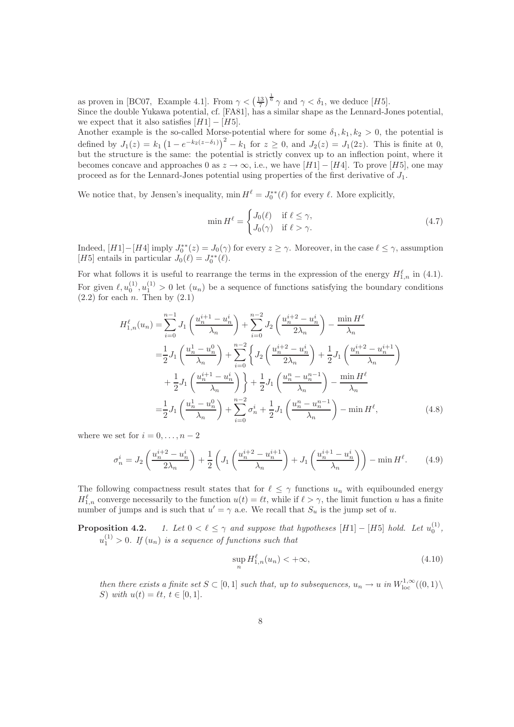as proven in [BC07, Example 4.1]. From $\gamma < \left(\frac{13}{7}\right)^{\frac{1}{6}}\gamma$ and $\gamma < \delta_1$, we deduce $[H5]$.
Since the double Yukawa potential, cf. [FA81], has a similar shape as the Lennard-Jones potential, we expect that it also satisfies $[H1]-[H5]$.
Another example is the so-called Morse-potential where for some $\delta_1, k_1, k_2 > 0$, the potential is defined by $J_1(z) = k_1\left(1-e^{-k_2(z-\delta_1)}\right)^2 - k_1$ for $z \geq 0$, and $J_2(z) = J_1(2z)$. This is finite at 0, but the structure is the same: the potential is strictly convex up to an inflection point, where it becomes concave and approaches 0 as $z \to \infty$, i.e., we have $[H1]-[H4]$. To prove $[H5]$, one may proceed as for the Lennard-Jones potential using properties of the first derivative of $J_1$.

We notice that, by Jensen's inequality, $\min H^\ell = J_0^{**}(\ell)$ for every $\ell$. More explicitly,

$$\min H^\ell = \begin{cases} J_0(\ell) & \text{if } \ell \leq \gamma, \\ J_0(\gamma) & \text{if } \ell > \gamma. \end{cases} \tag{4.7}$$

Indeed, $[H1]-[H4]$ imply $J_0^{**}(z) = J_0(\gamma)$ for every $z \geq \gamma$. Moreover, in the case $\ell \leq \gamma$, assumption $[H5]$ entails in particular $J_0(\ell) = J_0^{**}(\ell)$.

For what follows it is useful to rearrange the terms in the expression of the energy $H_{1,n}^\ell$ in (4.1). For given $\ell, u_0^{(1)}, u_1^{(1)} > 0$ let $(u_n)$ be a sequence of functions satisfying the boundary conditions (2.2) for each $n$. Then by (2.1)

$$\begin{aligned}
H_{1,n}^\ell(u_n) =& \sum_{i=0}^{n-1} J_1\left(\frac{u_n^{i+1}-u_n^i}{\lambda_n}\right) + \sum_{i=0}^{n-2} J_2\left(\frac{u_n^{i+2}-u_n^i}{2\lambda_n}\right) - \frac{\min H^\ell}{\lambda_n} \\
=& \frac{1}{2}J_1\left(\frac{u_n^1-u_n^0}{\lambda_n}\right) + \sum_{i=0}^{n-2}\left\{ J_2\left(\frac{u_n^{i+2}-u_n^i}{2\lambda_n}\right) + \frac{1}{2}J_1\left(\frac{u_n^{i+2}-u_n^{i+1}}{\lambda_n}\right)\right. \\
&\left. + \frac{1}{2}J_1\left(\frac{u_n^{i+1}-u_n^i}{\lambda_n}\right)\right\} + \frac{1}{2}J_1\left(\frac{u_n^n-u_n^{n-1}}{\lambda_n}\right) - \frac{\min H^\ell}{\lambda_n} \\
=& \frac{1}{2}J_1\left(\frac{u_n^1-u_n^0}{\lambda_n}\right) + \sum_{i=0}^{n-2}\sigma_n^i + \frac{1}{2}J_1\left(\frac{u_n^n-u_n^{n-1}}{\lambda_n}\right) - \min H^\ell,
\end{aligned} \tag{4.8}$$

where we set for $i = 0, \dots, n-2$

$$\sigma_n^i = J_2\left(\frac{u_n^{i+2}-u_n^i}{2\lambda_n}\right) + \frac{1}{2}\left(J_1\left(\frac{u_n^{i+2}-u_n^{i+1}}{\lambda_n}\right) + J_1\left(\frac{u_n^{i+1}-u_n^i}{\lambda_n}\right)\right) - \min H^\ell. \tag{4.9}$$

The following compactness result states that for $\ell \leq \gamma$ functions $u_n$ with equibounded energy $H_{1,n}^\ell$ converge necessarily to the function $u(t) = \ell t$, while if $\ell > \gamma$, the limit function $u$ has a finite number of jumps and is such that $u' = \gamma$ a.e. We recall that $S_u$ is the jump set of $u$.

**Proposition 4.2.** *1. Let $0 < \ell \leq \gamma$ and suppose that hypotheses $[H1]-[H5]$ hold. Let $u_0^{(1)}$, $u_1^{(1)} > 0$. If $(u_n)$ is a sequence of functions such that*

$$\sup_n H_{1,n}^\ell(u_n) < +\infty, \tag{4.10}$$

*then there exists a finite set $S \subset [0,1]$ such that, up to subsequences, $u_n \to u$ in $W^{1,\infty}_{\text{loc}}((0,1)\setminus S)$ with $u(t) = \ell t$, $t \in [0,1]$.*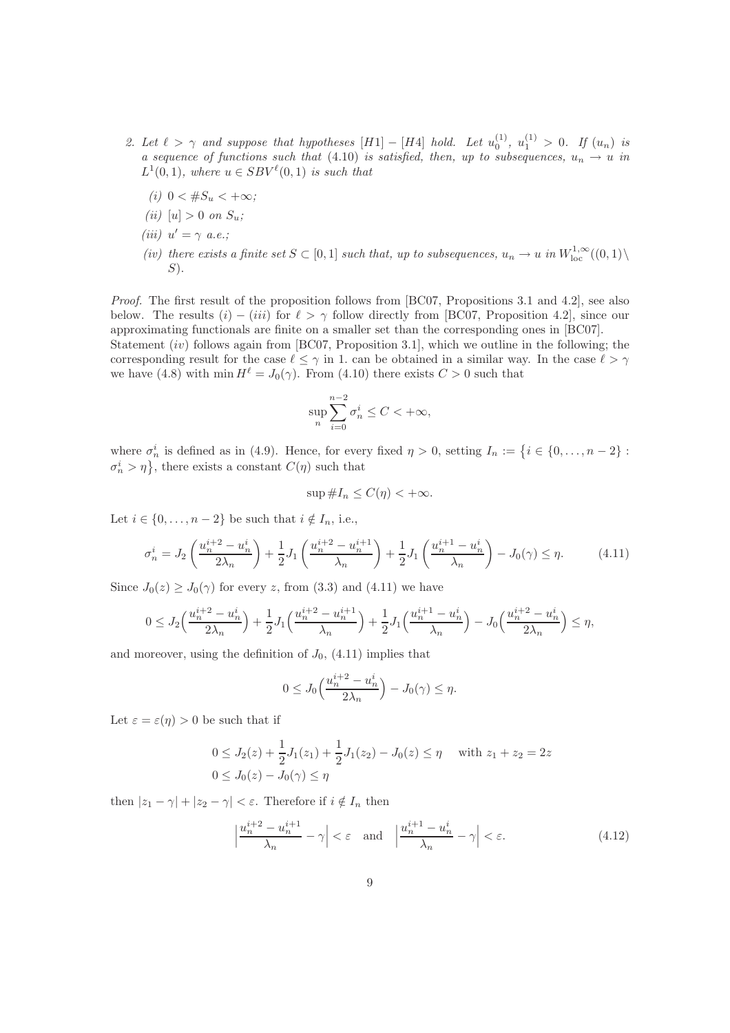2. Let $\ell > \gamma$ and suppose that hypotheses $[H1]-[H4]$ hold. Let $u_0^{(1)},\ u_1^{(1)} > 0$. If $(u_n)$ is a sequence of functions such that (4.10) is satisfied, then, up to subsequences, $u_n \to u$ in $L^1(0,1)$, where $u \in SBV^\ell(0,1)$ is such that

   *(i)* $0 < \#S_u < +\infty$;

   *(ii)* $[u] > 0$ on $S_u$;

   *(iii)* $u' = \gamma$ a.e.;

   *(iv)* there exists a finite set $S \subset [0,1]$ such that, up to subsequences, $u_n \to u$ in $W^{1,\infty}_{\rm loc}((0,1)\setminus S)$.

*Proof.* The first result of the proposition follows from [BC07, Propositions 3.1 and 4.2], see also below. The results $(i)-(iii)$ for $\ell > \gamma$ follow directly from [BC07, Proposition 4.2], since our approximating functionals are finite on a smaller set than the corresponding ones in [BC07].
Statement $(iv)$ follows again from [BC07, Proposition 3.1], which we outline in the following; the corresponding result for the case $\ell \leq \gamma$ in 1. can be obtained in a similar way. In the case $\ell > \gamma$ we have (4.8) with $\min H^\ell = J_0(\gamma)$. From (4.10) there exists $C > 0$ such that

$$\sup_n \sum_{i=0}^{n-2} \sigma_n^i \leq C < +\infty,$$

where $\sigma_n^i$ is defined as in (4.9). Hence, for every fixed $\eta > 0$, setting $I_n := \{i \in \{0,\dots,n-2\} : \sigma_n^i > \eta\}$, there exists a constant $C(\eta)$ such that

$$\sup \#I_n \leq C(\eta) < +\infty.$$

Let $i \in \{0,\dots,n-2\}$ be such that $i \notin I_n$, i.e.,

$$\sigma_n^i = J_2\left(\frac{u_n^{i+2}-u_n^i}{2\lambda_n}\right) + \frac{1}{2}J_1\left(\frac{u_n^{i+2}-u_n^{i+1}}{\lambda_n}\right) + \frac{1}{2}J_1\left(\frac{u_n^{i+1}-u_n^i}{\lambda_n}\right) - J_0(\gamma) \leq \eta. \tag{4.11}$$

Since $J_0(z) \geq J_0(\gamma)$ for every $z$, from (3.3) and (4.11) we have

$$0 \leq J_2\Big(\frac{u_n^{i+2}-u_n^i}{2\lambda_n}\Big) + \frac{1}{2}J_1\Big(\frac{u_n^{i+2}-u_n^{i+1}}{\lambda_n}\Big) + \frac{1}{2}J_1\Big(\frac{u_n^{i+1}-u_n^i}{\lambda_n}\Big) - J_0\Big(\frac{u_n^{i+2}-u_n^i}{2\lambda_n}\Big) \leq \eta,$$

and moreover, using the definition of $J_0$, (4.11) implies that

$$0 \leq J_0\Big(\frac{u_n^{i+2}-u_n^i}{2\lambda_n}\Big) - J_0(\gamma) \leq \eta.$$

Let $\varepsilon = \varepsilon(\eta) > 0$ be such that if

$$\begin{aligned}
&0 \leq J_2(z) + \frac{1}{2}J_1(z_1) + \frac{1}{2}J_1(z_2) - J_0(z) \leq \eta \quad \text{ with } z_1 + z_2 = 2z \\
&0 \leq J_0(z) - J_0(\gamma) \leq \eta
\end{aligned}$$

then $|z_1 - \gamma| + |z_2 - \gamma| < \varepsilon$. Therefore if $i \notin I_n$ then

$$\Big|\frac{u_n^{i+2}-u_n^{i+1}}{\lambda_n} - \gamma\Big| < \varepsilon \quad \text{and} \quad \Big|\frac{u_n^{i+1}-u_n^i}{\lambda_n} - \gamma\Big| < \varepsilon. \tag{4.12}$$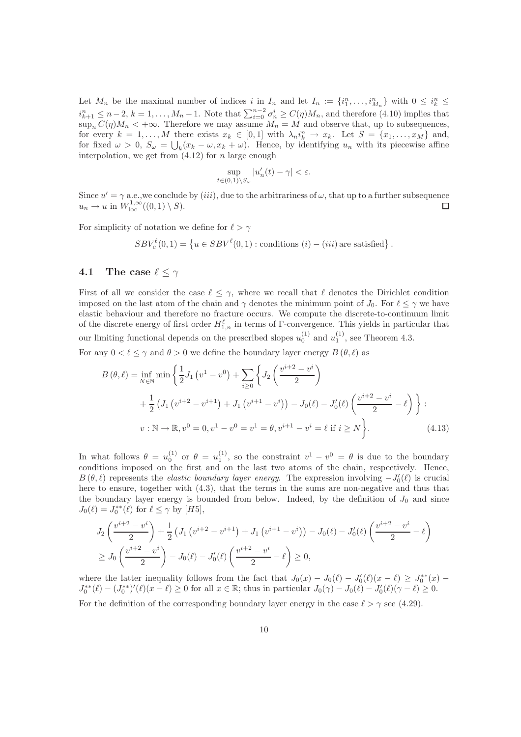Let $M_n$ be the maximal number of indices $i$ in $I_n$ and let $I_n := \{i_1^n, \dots, i_{M_n}^n\}$ with $0 \leq i_k^n \leq i_{k+1}^n \leq n-2$, $k = 1, \dots, M_n - 1$. Note that $\sum_{i=0}^{n-2} \sigma_n^i \geq C(\eta) M_n$, and therefore (4.10) implies that $\sup_n C(\eta) M_n < +\infty$. Therefore we may assume $M_n = M$ and observe that, up to subsequences, for every $k = 1, \dots, M$ there exists $x_k \in [0,1]$ with $\lambda_n i_k^n \to x_k$. Let $S = \{x_1, \dots, x_M\}$ and, for fixed $\omega > 0$, $S_\omega = \bigcup_k (x_k - \omega, x_k + \omega)$. Hence, by identifying $u_n$ with its piecewise affine interpolation, we get from (4.12) for $n$ large enough

$$\sup_{t \in (0,1) \setminus S_\omega} |u_n'(t) - \gamma| < \varepsilon.$$

Since $u' = \gamma$ a.e.,we conclude by $(iii)$, due to the arbitrariness of $\omega$, that up to a further subsequence $u_n \to u$ in $W^{1,\infty}_{\mathrm{loc}}((0,1) \setminus S)$. $\square$

For simplicity of notation we define for $\ell > \gamma$

$$SBV_c^\ell(0,1) = \left\{ u \in SBV^\ell(0,1) : \text{conditions } (i) - (iii) \text{ are satisfied} \right\}.$$

## 4.1 The case $\ell \leq \gamma$

First of all we consider the case $\ell \leq \gamma$, where we recall that $\ell$ denotes the Dirichlet condition imposed on the last atom of the chain and $\gamma$ denotes the minimum point of $J_0$. For $\ell \leq \gamma$ we have elastic behaviour and therefore no fracture occurs. We compute the discrete-to-continuum limit of the discrete energy of first order $H_{1,n}^\ell$ in terms of $\Gamma$-convergence. This yields in particular that our limiting functional depends on the prescribed slopes $u_0^{(1)}$ and $u_1^{(1)}$, see Theorem 4.3.

For any $0 < \ell \leq \gamma$ and $\theta > 0$ we define the boundary layer energy $B(\theta, \ell)$ as

$$\begin{aligned} B(\theta, \ell) = \inf_{N \in \mathbb{N}} \min \Bigg\{ & \frac{1}{2} J_1\left(v^1 - v^0\right) + \sum_{i \geq 0} \bigg\{ J_2\left(\frac{v^{i+2} - v^i}{2}\right) \\ & + \frac{1}{2}\left(J_1\left(v^{i+2} - v^{i+1}\right) + J_1\left(v^{i+1} - v^i\right)\right) - J_0(\ell) - J_0'(\ell)\left(\frac{v^{i+2} - v^i}{2} - \ell\right) \bigg\} : \\ & v : \mathbb{N} \to \mathbb{R}, v^0 = 0, v^1 - v^0 = v^1 = \theta, v^{i+1} - v^i = \ell \text{ if } i \geq N \Bigg\}. \end{aligned} \tag{4.13}$$

In what follows $\theta = u_0^{(1)}$ or $\theta = u_1^{(1)}$, so the constraint $v^1 - v^0 = \theta$ is due to the boundary conditions imposed on the first and on the last two atoms of the chain, respectively. Hence, $B(\theta, \ell)$ represents the *elastic boundary layer energy*. The expression involving $-J_0'(\ell)$ is crucial here to ensure, together with (4.3), that the terms in the sums are non-negative and thus that the boundary layer energy is bounded from below. Indeed, by the definition of $J_0$ and since $J_0(\ell) = J_0^{**}(\ell)$ for $\ell \leq \gamma$ by $[H5]$,

$$\begin{aligned} & J_2\left(\frac{v^{i+2} - v^i}{2}\right) + \frac{1}{2}\left(J_1\left(v^{i+2} - v^{i+1}\right) + J_1\left(v^{i+1} - v^i\right)\right) - J_0(\ell) - J_0'(\ell)\left(\frac{v^{i+2} - v^i}{2} - \ell\right) \\ & \geq J_0\left(\frac{v^{i+2} - v^i}{2}\right) - J_0(\ell) - J_0'(\ell)\left(\frac{v^{i+2} - v^i}{2} - \ell\right) \geq 0, \end{aligned}$$

where the latter inequality follows from the fact that $J_0(x) - J_0(\ell) - J_0'(\ell)(x - \ell) \geq J_0^{**}(x) - J_0^{**}(\ell) - (J_0^{**})'(\ell)(x - \ell) \geq 0$ for all $x \in \mathbb{R}$; thus in particular $J_0(\gamma) - J_0(\ell) - J_0'(\ell)(\gamma - \ell) \geq 0$.

For the definition of the corresponding boundary layer energy in the case $\ell > \gamma$ see (4.29).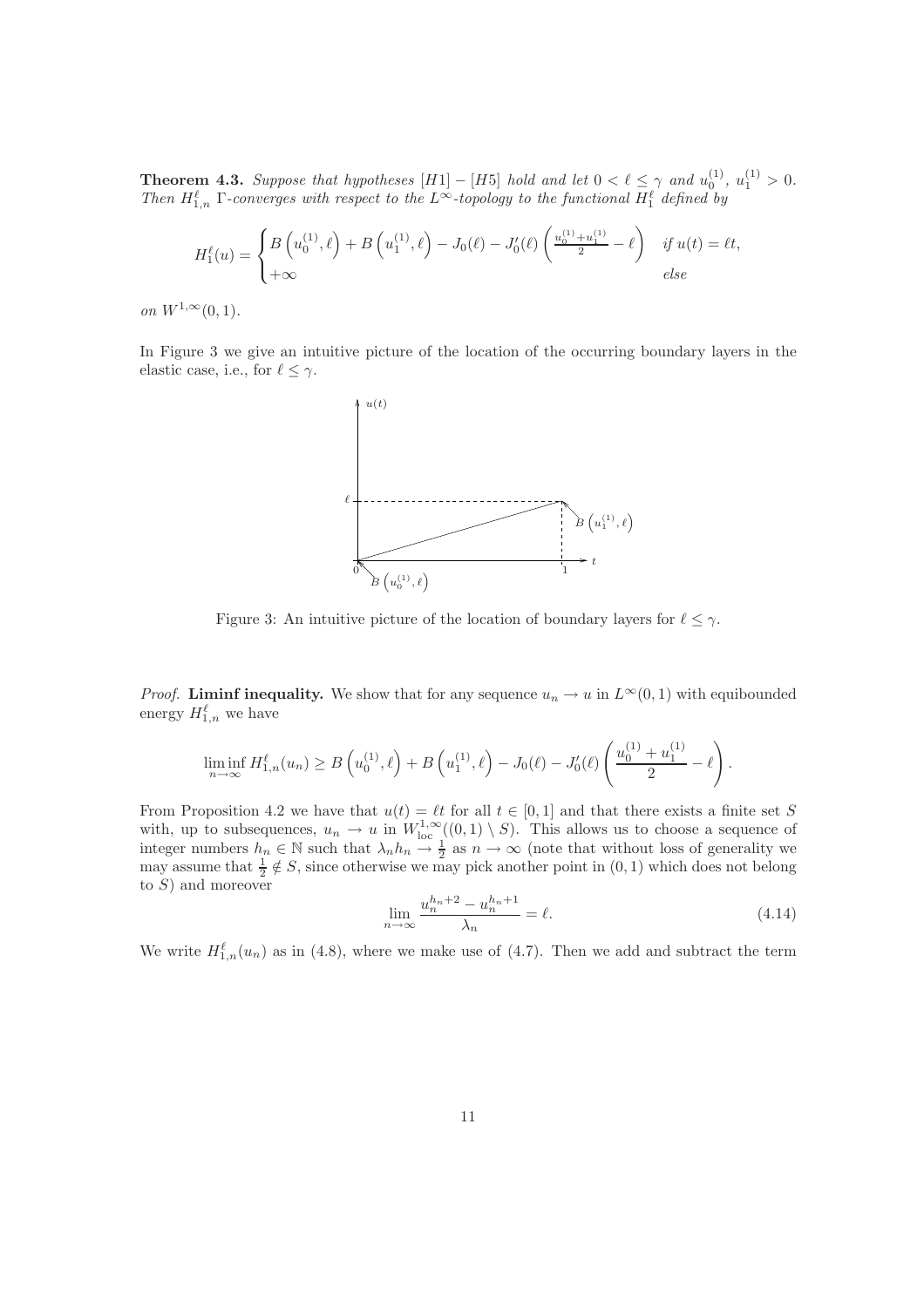**Theorem 4.3.** *Suppose that hypotheses $[H1]-[H5]$ hold and let $0<\ell\leq\gamma$ and $u_0^{(1)},\, u_1^{(1)}>0$. Then $H_{1,n}^\ell$ $\Gamma$-converges with respect to the $L^\infty$-topology to the functional $H_1^\ell$ defined by*

$$H_1^\ell(u)=\begin{cases} B\left(u_0^{(1)},\ell\right)+B\left(u_1^{(1)},\ell\right)-J_0(\ell)-J_0'(\ell)\left(\frac{u_0^{(1)}+u_1^{(1)}}{2}-\ell\right) & \text{if } u(t)=\ell t,\\ +\infty & \text{else}\end{cases}$$

*on $W^{1,\infty}(0,1)$.*

In Figure 3 we give an intuitive picture of the location of the occurring boundary layers in the elastic case, i.e., for $\ell\leq\gamma$.

Figure 3: An intuitive picture of the location of boundary layers for $\ell\leq\gamma$.

*Proof.* **Liminf inequality.** We show that for any sequence $u_n\to u$ in $L^\infty(0,1)$ with equibounded energy $H_{1,n}^\ell$ we have

$$\liminf_{n\to\infty} H_{1,n}^\ell(u_n)\geq B\left(u_0^{(1)},\ell\right)+B\left(u_1^{(1)},\ell\right)-J_0(\ell)-J_0'(\ell)\left(\frac{u_0^{(1)}+u_1^{(1)}}{2}-\ell\right).$$

From Proposition 4.2 we have that $u(t)=\ell t$ for all $t\in[0,1]$ and that there exists a finite set $S$ with, up to subsequences, $u_n\to u$ in $W^{1,\infty}_{\mathrm{loc}}((0,1)\setminus S)$. This allows us to choose a sequence of integer numbers $h_n\in\mathbb{N}$ such that $\lambda_n h_n\to\frac{1}{2}$ as $n\to\infty$ (note that without loss of generality we may assume that $\frac{1}{2}\notin S$, since otherwise we may pick another point in $(0,1)$ which does not belong to $S$) and moreover

$$\lim_{n\to\infty}\frac{u_n^{h_n+2}-u_n^{h_n+1}}{\lambda_n}=\ell. \tag{4.14}$$

We write $H_{1,n}^\ell(u_n)$ as in (4.8), where we make use of (4.7). Then we add and subtract the term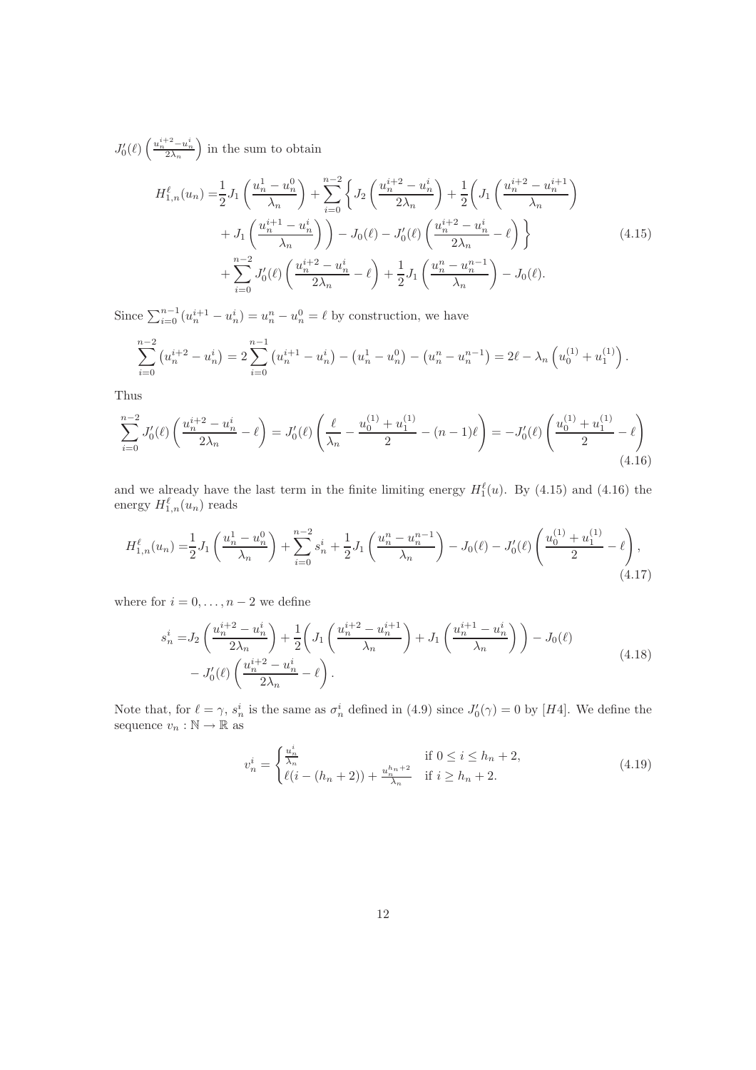$J_0'(\ell)\left(\frac{u_n^{i+2}-u_n^i}{2\lambda_n}\right)$ in the sum to obtain

$$
\begin{aligned}
H_{1,n}^{\ell}(u_n) =& \frac{1}{2}J_1\left(\frac{u_n^1-u_n^0}{\lambda_n}\right)+\sum_{i=0}^{n-2}\Bigg\{J_2\left(\frac{u_n^{i+2}-u_n^i}{2\lambda_n}\right)+\frac{1}{2}\Bigg(J_1\left(\frac{u_n^{i+2}-u_n^{i+1}}{\lambda_n}\right)\\
&+J_1\left(\frac{u_n^{i+1}-u_n^i}{\lambda_n}\right)\Bigg)-J_0(\ell)-J_0'(\ell)\left(\frac{u_n^{i+2}-u_n^i}{2\lambda_n}-\ell\right)\Bigg\}\\
&+\sum_{i=0}^{n-2}J_0'(\ell)\left(\frac{u_n^{i+2}-u_n^i}{2\lambda_n}-\ell\right)+\frac{1}{2}J_1\left(\frac{u_n^n-u_n^{n-1}}{\lambda_n}\right)-J_0(\ell).
\end{aligned}
\tag{4.15}
$$

Since $\sum_{i=0}^{n-1}(u_n^{i+1}-u_n^i)=u_n^n-u_n^0=\ell$ by construction, we have

$$
\sum_{i=0}^{n-2}\left(u_n^{i+2}-u_n^i\right)=2\sum_{i=0}^{n-1}\left(u_n^{i+1}-u_n^i\right)-\left(u_n^1-u_n^0\right)-\left(u_n^n-u_n^{n-1}\right)=2\ell-\lambda_n\left(u_0^{(1)}+u_1^{(1)}\right).
$$

Thus

$$
\sum_{i=0}^{n-2}J_0'(\ell)\left(\frac{u_n^{i+2}-u_n^i}{2\lambda_n}-\ell\right)=J_0'(\ell)\left(\frac{\ell}{\lambda_n}-\frac{u_0^{(1)}+u_1^{(1)}}{2}-(n-1)\ell\right)=-J_0'(\ell)\left(\frac{u_0^{(1)}+u_1^{(1)}}{2}-\ell\right)
\tag{4.16}
$$

and we already have the last term in the finite limiting energy $H_1^{\ell}(u)$. By (4.15) and (4.16) the energy $H_{1,n}^{\ell}(u_n)$ reads

$$
H_{1,n}^{\ell}(u_n)=\frac{1}{2}J_1\left(\frac{u_n^1-u_n^0}{\lambda_n}\right)+\sum_{i=0}^{n-2}s_n^i+\frac{1}{2}J_1\left(\frac{u_n^n-u_n^{n-1}}{\lambda_n}\right)-J_0(\ell)-J_0'(\ell)\left(\frac{u_0^{(1)}+u_1^{(1)}}{2}-\ell\right),
\tag{4.17}
$$

where for $i=0,\dots,n-2$ we define

$$
\begin{aligned}
s_n^i =& J_2\left(\frac{u_n^{i+2}-u_n^i}{2\lambda_n}\right)+\frac{1}{2}\Bigg(J_1\left(\frac{u_n^{i+2}-u_n^{i+1}}{\lambda_n}\right)+J_1\left(\frac{u_n^{i+1}-u_n^i}{\lambda_n}\right)\Bigg)-J_0(\ell)\\
&-J_0'(\ell)\left(\frac{u_n^{i+2}-u_n^i}{2\lambda_n}-\ell\right).
\end{aligned}
\tag{4.18}
$$

Note that, for $\ell=\gamma$, $s_n^i$ is the same as $\sigma_n^i$ defined in (4.9) since $J_0'(\gamma)=0$ by [$H4$]. We define the sequence $v_n:\mathbb{N}\to\mathbb{R}$ as

$$
v_n^i=\begin{cases}\frac{u_n^i}{\lambda_n} & \text{if } 0\le i\le h_n+2,\\ \ell(i-(h_n+2))+\frac{u_n^{h_n+2}}{\lambda_n} & \text{if } i\ge h_n+2.\end{cases}
\tag{4.19}
$$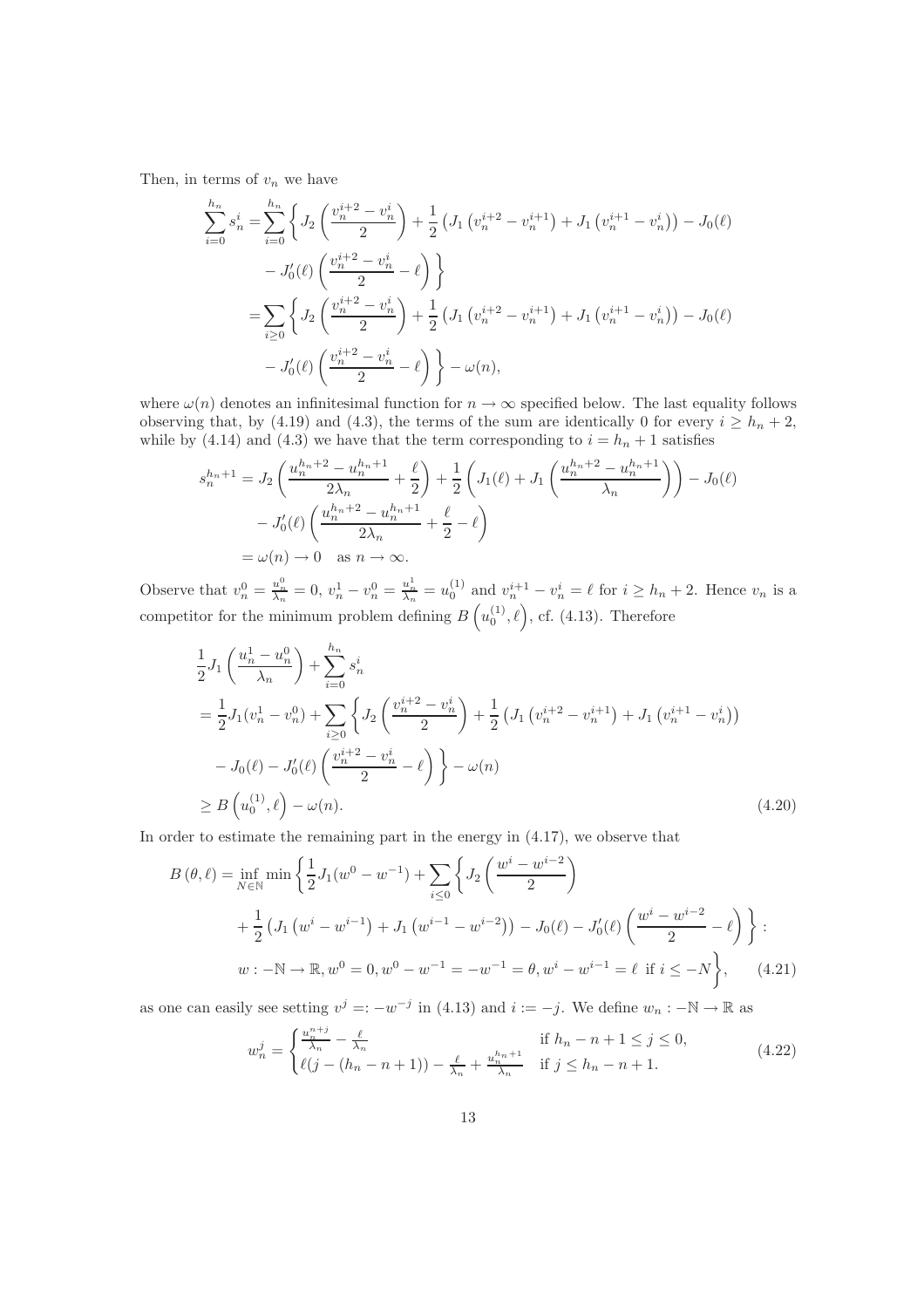Then, in terms of $v_n$ we have

$$
\begin{aligned}
\sum_{i=0}^{h_n} s_n^i =& \sum_{i=0}^{h_n} \bigg\{ J_2\left(\frac{v_n^{i+2}-v_n^i}{2}\right) + \frac{1}{2}\left(J_1\left(v_n^{i+2}-v_n^{i+1}\right) + J_1\left(v_n^{i+1}-v_n^i\right)\right) - J_0(\ell) \\
&- J_0'(\ell)\left(\frac{v_n^{i+2}-v_n^i}{2} - \ell\right) \bigg\} \\
=& \sum_{i\geq 0} \bigg\{ J_2\left(\frac{v_n^{i+2}-v_n^i}{2}\right) + \frac{1}{2}\left(J_1\left(v_n^{i+2}-v_n^{i+1}\right) + J_1\left(v_n^{i+1}-v_n^i\right)\right) - J_0(\ell) \\
&- J_0'(\ell)\left(\frac{v_n^{i+2}-v_n^i}{2} - \ell\right) \bigg\} - \omega(n),
\end{aligned}
$$

where $\omega(n)$ denotes an infinitesimal function for $n \to \infty$ specified below. The last equality follows observing that, by (4.19) and (4.3), the terms of the sum are identically 0 for every $i \geq h_n + 2$, while by (4.14) and (4.3) we have that the term corresponding to $i = h_n + 1$ satisfies

$$
\begin{aligned}
s_n^{h_n+1} =& J_2\left(\frac{u_n^{h_n+2}-u_n^{h_n+1}}{2\lambda_n} + \frac{\ell}{2}\right) + \frac{1}{2}\left(J_1(\ell) + J_1\left(\frac{u_n^{h_n+2}-u_n^{h_n+1}}{\lambda_n}\right)\right) - J_0(\ell) \\
&- J_0'(\ell)\left(\frac{u_n^{h_n+2}-u_n^{h_n+1}}{2\lambda_n} + \frac{\ell}{2} - \ell\right) \\
=& \, \omega(n) \to 0 \quad \text{as } n \to \infty.
\end{aligned}
$$

Observe that $v_n^0 = \frac{u_n^0}{\lambda_n} = 0$, $v_n^1 - v_n^0 = \frac{u_n^1}{\lambda_n} = u_0^{(1)}$ and $v_n^{i+1} - v_n^i = \ell$ for $i \geq h_n + 2$. Hence $v_n$ is a competitor for the minimum problem defining $B\left(u_0^{(1)}, \ell\right)$, cf. (4.13). Therefore

$$
\begin{aligned}
&\frac{1}{2}J_1\left(\frac{u_n^1-u_n^0}{\lambda_n}\right) + \sum_{i=0}^{h_n} s_n^i \\
&= \frac{1}{2}J_1(v_n^1 - v_n^0) + \sum_{i\geq 0} \bigg\{ J_2\left(\frac{v_n^{i+2}-v_n^i}{2}\right) + \frac{1}{2}\left(J_1\left(v_n^{i+2}-v_n^{i+1}\right) + J_1\left(v_n^{i+1}-v_n^i\right)\right) \\
&\quad - J_0(\ell) - J_0'(\ell)\left(\frac{v_n^{i+2}-v_n^i}{2} - \ell\right) \bigg\} - \omega(n) \\
&\geq B\left(u_0^{(1)}, \ell\right) - \omega(n).
\end{aligned}
\tag{4.20}
$$

In order to estimate the remaining part in the energy in (4.17), we observe that

$$
\begin{aligned}
B(\theta, \ell) = \inf_{N\in\mathbb{N}} \min \bigg\{ &\frac{1}{2}J_1(w^0 - w^{-1}) + \sum_{i\leq 0} \bigg\{ J_2\left(\frac{w^i - w^{i-2}}{2}\right) \\
&+ \frac{1}{2}\left(J_1\left(w^i - w^{i-1}\right) + J_1\left(w^{i-1} - w^{i-2}\right)\right) - J_0(\ell) - J_0'(\ell)\left(\frac{w^i - w^{i-2}}{2} - \ell\right) \bigg\} : \\
&w : -\mathbb{N} \to \mathbb{R}, w^0 = 0, w^0 - w^{-1} = -w^{-1} = \theta, w^i - w^{i-1} = \ell \text{ if } i \leq -N \bigg\},
\end{aligned}
\tag{4.21}
$$

as one can easily see setting $v^j =: -w^{-j}$ in (4.13) and $i := -j$. We define $w_n : -\mathbb{N} \to \mathbb{R}$ as

$$
w_n^j = \begin{cases} \frac{u_n^{n+j}}{\lambda_n} - \frac{\ell}{\lambda_n} & \text{if } h_n - n + 1 \leq j \leq 0, \\ \ell(j - (h_n - n + 1)) - \frac{\ell}{\lambda_n} + \frac{u_n^{h_n+1}}{\lambda_n} & \text{if } j \leq h_n - n + 1. \end{cases}
\tag{4.22}
$$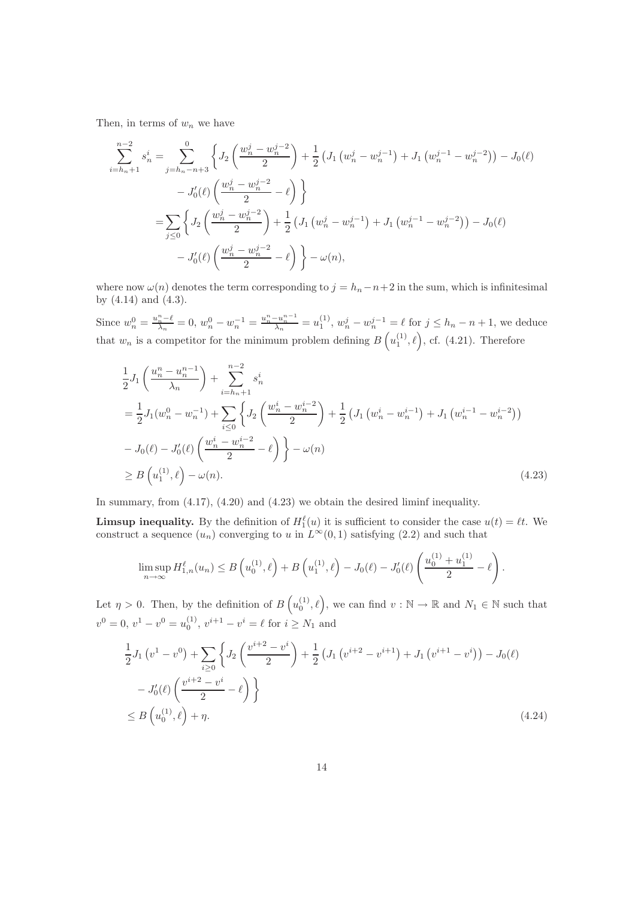Then, in terms of $w_n$ we have

$$
\begin{aligned}
\sum_{i=h_n+1}^{n-2} s_n^i = &\sum_{j=h_n-n+3}^{0} \bigg\{ J_2\left(\frac{w_n^j - w_n^{j-2}}{2}\right) + \frac{1}{2}\left(J_1\left(w_n^j - w_n^{j-1}\right) + J_1\left(w_n^{j-1} - w_n^{j-2}\right)\right) - J_0(\ell) \\
&- J_0'(\ell)\left(\frac{w_n^j - w_n^{j-2}}{2} - \ell\right) \bigg\} \\
= &\sum_{j\leq 0} \bigg\{ J_2\left(\frac{w_n^j - w_n^{j-2}}{2}\right) + \frac{1}{2}\left(J_1\left(w_n^j - w_n^{j-1}\right) + J_1\left(w_n^{j-1} - w_n^{j-2}\right)\right) - J_0(\ell) \\
&- J_0'(\ell)\left(\frac{w_n^j - w_n^{j-2}}{2} - \ell\right) \bigg\} - \omega(n),
\end{aligned}
$$

where now $\omega(n)$ denotes the term corresponding to $j = h_n - n + 2$ in the sum, which is infinitesimal by (4.14) and (4.3).

Since $w_n^0 = \frac{u_n^n - \ell}{\lambda_n} = 0$, $w_n^0 - w_n^{-1} = \frac{u_n^n - u_n^{n-1}}{\lambda_n} = u_1^{(1)}$, $w_n^j - w_n^{j-1} = \ell$ for $j \leq h_n - n + 1$, we deduce that $w_n$ is a competitor for the minimum problem defining $B\left(u_1^{(1)}, \ell\right)$, cf. (4.21). Therefore

$$
\begin{aligned}
&\frac{1}{2}J_1\left(\frac{u_n^n - u_n^{n-1}}{\lambda_n}\right) + \sum_{i=h_n+1}^{n-2} s_n^i \\
&= \frac{1}{2}J_1(w_n^0 - w_n^{-1}) + \sum_{i\leq 0} \bigg\{ J_2\left(\frac{w_n^i - w_n^{i-2}}{2}\right) + \frac{1}{2}\left(J_1\left(w_n^i - w_n^{i-1}\right) + J_1\left(w_n^{i-1} - w_n^{i-2}\right)\right) \\
&- J_0(\ell) - J_0'(\ell)\left(\frac{w_n^i - w_n^{i-2}}{2} - \ell\right) \bigg\} - \omega(n) \\
&\geq B\left(u_1^{(1)}, \ell\right) - \omega(n).
\end{aligned} \tag{4.23}
$$

In summary, from (4.17), (4.20) and (4.23) we obtain the desired liminf inequality.

**Limsup inequality.** By the definition of $H_1^\ell(u)$ it is sufficient to consider the case $u(t) = \ell t$. We construct a sequence $(u_n)$ converging to $u$ in $L^\infty(0,1)$ satisfying (2.2) and such that

$$
\limsup_{n\to\infty} H_{1,n}^\ell(u_n) \leq B\left(u_0^{(1)}, \ell\right) + B\left(u_1^{(1)}, \ell\right) - J_0(\ell) - J_0'(\ell)\left(\frac{u_0^{(1)} + u_1^{(1)}}{2} - \ell\right).
$$

Let $\eta > 0$. Then, by the definition of $B\left(u_0^{(1)}, \ell\right)$, we can find $v : \mathbb{N} \to \mathbb{R}$ and $N_1 \in \mathbb{N}$ such that $v^0 = 0$, $v^1 - v^0 = u_0^{(1)}$, $v^{i+1} - v^i = \ell$ for $i \geq N_1$ and

$$
\begin{aligned}
&\frac{1}{2}J_1\left(v^1 - v^0\right) + \sum_{i\geq 0} \bigg\{ J_2\left(\frac{v^{i+2} - v^i}{2}\right) + \frac{1}{2}\left(J_1\left(v^{i+2} - v^{i+1}\right) + J_1\left(v^{i+1} - v^i\right)\right) - J_0(\ell) \\
&- J_0'(\ell)\left(\frac{v^{i+2} - v^i}{2} - \ell\right) \bigg\} \\
&\leq B\left(u_0^{(1)}, \ell\right) + \eta.
\end{aligned} \tag{4.24}
$$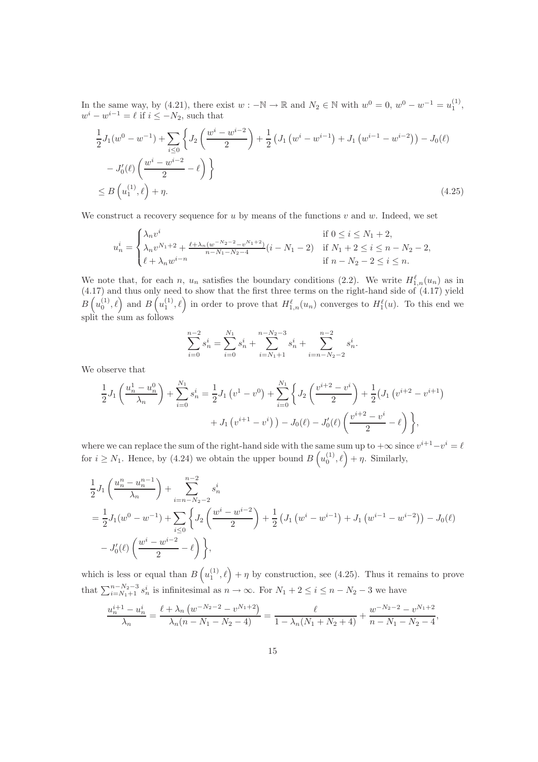In the same way, by (4.21), there exist $w : -\mathbb{N} \to \mathbb{R}$ and $N_2 \in \mathbb{N}$ with $w^0 = 0$, $w^0 - w^{-1} = u_1^{(1)}$, $w^i - w^{i-1} = \ell$ if $i \leq -N_2$, such that

$$
\begin{aligned}
&\frac{1}{2}J_1(w^0 - w^{-1}) + \sum_{i \leq 0} \left\{ J_2\left(\frac{w^i - w^{i-2}}{2}\right) + \frac{1}{2}\left(J_1\left(w^i - w^{i-1}\right) + J_1\left(w^{i-1} - w^{i-2}\right)\right) - J_0(\ell) \right. \\
&\left. \quad - J_0'(\ell)\left(\frac{w^i - w^{i-2}}{2} - \ell\right) \right\} \\
&\leq B\left(u_1^{(1)}, \ell\right) + \eta. \qquad (4.25)
\end{aligned}
$$

We construct a recovery sequence for $u$ by means of the functions $v$ and $w$. Indeed, we set

$$
u_n^i = \begin{cases} \lambda_n v^i & \text{if } 0 \leq i \leq N_1 + 2, \\ \lambda_n v^{N_1+2} + \frac{\ell + \lambda_n (w^{-N_2-2} - v^{N_1+2})}{n - N_1 - N_2 - 4}(i - N_1 - 2) & \text{if } N_1 + 2 \leq i \leq n - N_2 - 2, \\ \ell + \lambda_n w^{i-n} & \text{if } n - N_2 - 2 \leq i \leq n. \end{cases}
$$

We note that, for each $n$, $u_n$ satisfies the boundary conditions (2.2). We write $H_{1,n}^\ell(u_n)$ as in (4.17) and thus only need to show that the first three terms on the right-hand side of (4.17) yield $B\left(u_0^{(1)}, \ell\right)$ and $B\left(u_1^{(1)}, \ell\right)$ in order to prove that $H_{1,n}^\ell(u_n)$ converges to $H_1^\ell(u)$. To this end we split the sum as follows

$$
\sum_{i=0}^{n-2} s_n^i = \sum_{i=0}^{N_1} s_n^i + \sum_{i=N_1+1}^{n-N_2-3} s_n^i + \sum_{i=n-N_2-2}^{n-2} s_n^i.
$$

We observe that

$$
\begin{aligned}
\frac{1}{2}J_1\left(\frac{u_n^1 - u_n^0}{\lambda_n}\right) + \sum_{i=0}^{N_1} s_n^i = \frac{1}{2}J_1\left(v^1 - v^0\right) + \sum_{i=0}^{N_1} \Bigg\{ & J_2\left(\frac{v^{i+2} - v^i}{2}\right) + \frac{1}{2}\big(J_1\left(v^{i+2} - v^{i+1}\right) \\
& + J_1\left(v^{i+1} - v^i\right)\big) - J_0(\ell) - J_0'(\ell)\left(\frac{v^{i+2} - v^i}{2} - \ell\right) \Bigg\},
\end{aligned}
$$

where we can replace the sum of the right-hand side with the same sum up to $+\infty$ since $v^{i+1} - v^i = \ell$ for $i \geq N_1$. Hence, by (4.24) we obtain the upper bound $B\left(u_0^{(1)}, \ell\right) + \eta$. Similarly,

$$
\begin{aligned}
&\frac{1}{2}J_1\left(\frac{u_n^n - u_n^{n-1}}{\lambda_n}\right) + \sum_{i=n-N_2-2}^{n-2} s_n^i \\
&= \frac{1}{2}J_1(w^0 - w^{-1}) + \sum_{i \leq 0} \left\{ J_2\left(\frac{w^i - w^{i-2}}{2}\right) + \frac{1}{2}\left(J_1\left(w^i - w^{i-1}\right) + J_1\left(w^{i-1} - w^{i-2}\right)\right) - J_0(\ell) \right. \\
&\quad \left. - J_0'(\ell)\left(\frac{w^i - w^{i-2}}{2} - \ell\right) \right\},
\end{aligned}
$$

which is less or equal than $B\left(u_1^{(1)}, \ell\right) + \eta$ by construction, see (4.25). Thus it remains to prove that $\sum_{i=N_1+1}^{n-N_2-3} s_n^i$ is infinitesimal as $n \to \infty$. For $N_1 + 2 \leq i \leq n - N_2 - 3$ we have

$$
\frac{u_n^{i+1} - u_n^i}{\lambda_n} = \frac{\ell + \lambda_n\left(w^{-N_2-2} - v^{N_1+2}\right)}{\lambda_n(n - N_1 - N_2 - 4)} = \frac{\ell}{1 - \lambda_n(N_1 + N_2 + 4)} + \frac{w^{-N_2-2} - v^{N_1+2}}{n - N_1 - N_2 - 4},
$$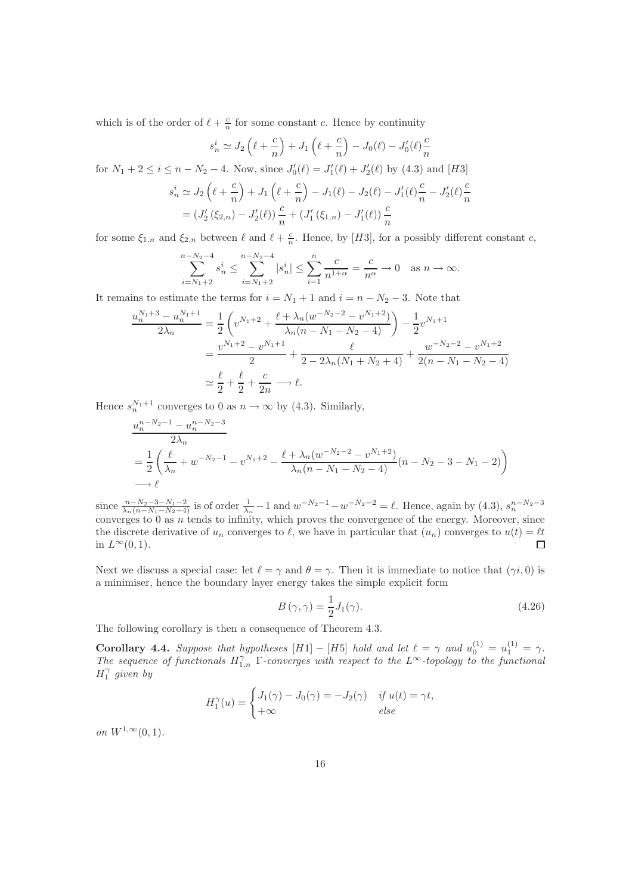which is of the order of $\ell + \frac{c}{n}$ for some constant $c$. Hence by continuity

$$s_n^i \simeq J_2\left(\ell + \frac{c}{n}\right) + J_1\left(\ell + \frac{c}{n}\right) - J_0(\ell) - J_0'(\ell)\frac{c}{n}$$

for $N_1 + 2 \leq i \leq n - N_2 - 4$. Now, since $J_0'(\ell) = J_1'(\ell) + J_2'(\ell)$ by (4.3) and [$H3$]

$$\begin{aligned}
s_n^i &\simeq J_2\left(\ell + \frac{c}{n}\right) + J_1\left(\ell + \frac{c}{n}\right) - J_1(\ell) - J_2(\ell) - J_1'(\ell)\frac{c}{n} - J_2'(\ell)\frac{c}{n} \\
&= \left(J_2'(\xi_{2,n}) - J_2'(\ell)\right)\frac{c}{n} + \left(J_1'(\xi_{1,n}) - J_1'(\ell)\right)\frac{c}{n}
\end{aligned}$$

for some $\xi_{1,n}$ and $\xi_{2,n}$ between $\ell$ and $\ell + \frac{c}{n}$. Hence, by [$H3$], for a possibly different constant $c$,

$$\sum_{i=N_1+2}^{n-N_2-4} s_n^i \leq \sum_{i=N_1+2}^{n-N_2-4} |s_n^i| \leq \sum_{i=1}^{n} \frac{c}{n^{1+\alpha}} = \frac{c}{n^\alpha} \to 0 \quad \text{as } n \to \infty.$$

It remains to estimate the terms for $i = N_1 + 1$ and $i = n - N_2 - 3$. Note that

$$\begin{aligned}
\frac{u_n^{N_1+3} - u_n^{N_1+1}}{2\lambda_n} &= \frac{1}{2}\left(v^{N_1+2} + \frac{\ell + \lambda_n(w^{-N_2-2} - v^{N_1+2})}{\lambda_n(n - N_1 - N_2 - 4)}\right) - \frac{1}{2}v^{N_1+1} \\
&= \frac{v^{N_1+2} - v^{N_1+1}}{2} + \frac{\ell}{2 - 2\lambda_n(N_1 + N_2 + 4)} + \frac{w^{-N_2-2} - v^{N_1+2}}{2(n - N_1 - N_2 - 4)} \\
&\simeq \frac{\ell}{2} + \frac{\ell}{2} + \frac{c}{2n} \longrightarrow \ell.
\end{aligned}$$

Hence $s_n^{N_1+1}$ converges to 0 as $n \to \infty$ by (4.3). Similarly,

$$\begin{aligned}
&\frac{u_n^{n-N_2-1} - u_n^{n-N_2-3}}{2\lambda_n} \\
&= \frac{1}{2}\left(\frac{\ell}{\lambda_n} + w^{-N_2-1} - v^{N_1+2} - \frac{\ell + \lambda_n(w^{-N_2-2} - v^{N_1+2})}{\lambda_n(n - N_1 - N_2 - 4)}(n - N_2 - 3 - N_1 - 2)\right) \\
&\longrightarrow \ell
\end{aligned}$$

since $\frac{n-N_2-3-N_1-2}{\lambda_n(n-N_1-N_2-4)}$ is of order $\frac{1}{\lambda_n} - 1$ and $w^{-N_2-1} - w^{-N_2-2} = \ell$. Hence, again by (4.3), $s_n^{n-N_2-3}$ converges to 0 as $n$ tends to infinity, which proves the convergence of the energy. Moreover, since the discrete derivative of $u_n$ converges to $\ell$, we have in particular that $(u_n)$ converges to $u(t) = \ell t$ in $L^\infty(0, 1)$. $\square$

Next we discuss a special case: let $\ell = \gamma$ and $\theta = \gamma$. Then it is immediate to notice that $(\gamma i, 0)$ is a minimiser, hence the boundary layer energy takes the simple explicit form

$$B(\gamma, \gamma) = \frac{1}{2}J_1(\gamma). \tag{4.26}$$

The following corollary is then a consequence of Theorem 4.3.

**Corollary 4.4.** *Suppose that hypotheses* [$H1$] $-$ [$H5$] *hold and let* $\ell = \gamma$ *and* $u_0^{(1)} = u_1^{(1)} = \gamma$. *The sequence of functionals* $H_{1,n}^\gamma$ $\Gamma$*-converges with respect to the* $L^\infty$*-topology to the functional* $H_1^\gamma$ *given by*

$$H_1^\gamma(u) = \begin{cases} J_1(\gamma) - J_0(\gamma) = -J_2(\gamma) & \text{if } u(t) = \gamma t, \\ +\infty & \text{else} \end{cases}$$

*on* $W^{1,\infty}(0, 1)$.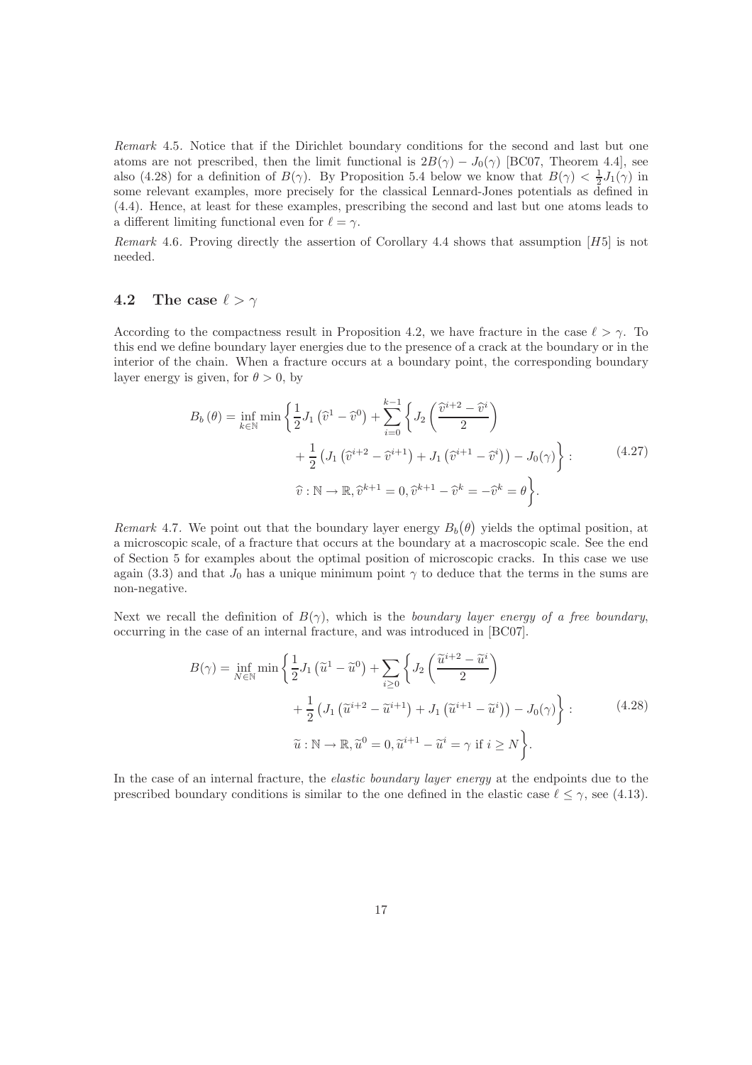*Remark* 4.5. Notice that if the Dirichlet boundary conditions for the second and last but one atoms are not prescribed, then the limit functional is $2B(\gamma) - J_0(\gamma)$ [BC07, Theorem 4.4], see also (4.28) for a definition of $B(\gamma)$. By Proposition 5.4 below we know that $B(\gamma) < \frac{1}{2}J_1(\gamma)$ in some relevant examples, more precisely for the classical Lennard-Jones potentials as defined in (4.4). Hence, at least for these examples, prescribing the second and last but one atoms leads to a different limiting functional even for $\ell = \gamma$.

*Remark* 4.6. Proving directly the assertion of Corollary 4.4 shows that assumption [$H5$] is not needed.

## 4.2 The case $\ell > \gamma$

According to the compactness result in Proposition 4.2, we have fracture in the case $\ell > \gamma$. To this end we define boundary layer energies due to the presence of a crack at the boundary or in the interior of the chain. When a fracture occurs at a boundary point, the corresponding boundary layer energy is given, for $\theta > 0$, by

$$
\begin{aligned}
B_b(\theta) = \inf_{k \in \mathbb{N}} \min \Bigg\{ & \frac{1}{2} J_1\left(\widehat{v}^1 - \widehat{v}^0\right) + \sum_{i=0}^{k-1} \Bigg\{ J_2\left(\frac{\widehat{v}^{i+2} - \widehat{v}^i}{2}\right) \\
& + \frac{1}{2}\left(J_1\left(\widehat{v}^{i+2} - \widehat{v}^{i+1}\right) + J_1\left(\widehat{v}^{i+1} - \widehat{v}^i\right)\right) - J_0(\gamma) \Bigg\} : \\
& \widehat{v} : \mathbb{N} \to \mathbb{R}, \widehat{v}^{k+1} = 0, \widehat{v}^{k+1} - \widehat{v}^k = -\widehat{v}^k = \theta \Bigg\}.
\end{aligned} \tag{4.27}
$$

*Remark* 4.7. We point out that the boundary layer energy $B_b(\theta)$ yields the optimal position, at a microscopic scale, of a fracture that occurs at the boundary at a macroscopic scale. See the end of Section 5 for examples about the optimal position of microscopic cracks. In this case we use again (3.3) and that $J_0$ has a unique minimum point $\gamma$ to deduce that the terms in the sums are non-negative.

Next we recall the definition of $B(\gamma)$, which is the *boundary layer energy of a free boundary*, occurring in the case of an internal fracture, and was introduced in [BC07].

$$
\begin{aligned}
B(\gamma) = \inf_{N \in \mathbb{N}} \min \Bigg\{ & \frac{1}{2} J_1\left(\widetilde{u}^1 - \widetilde{u}^0\right) + \sum_{i \geq 0} \Bigg\{ J_2\left(\frac{\widetilde{u}^{i+2} - \widetilde{u}^i}{2}\right) \\
& + \frac{1}{2}\left(J_1\left(\widetilde{u}^{i+2} - \widetilde{u}^{i+1}\right) + J_1\left(\widetilde{u}^{i+1} - \widetilde{u}^i\right)\right) - J_0(\gamma) \Bigg\} : \\
& \widetilde{u} : \mathbb{N} \to \mathbb{R}, \widetilde{u}^0 = 0, \widetilde{u}^{i+1} - \widetilde{u}^i = \gamma \text{ if } i \geq N \Bigg\}.
\end{aligned} \tag{4.28}
$$

In the case of an internal fracture, the *elastic boundary layer energy* at the endpoints due to the prescribed boundary conditions is similar to the one defined in the elastic case $\ell \leq \gamma$, see (4.13).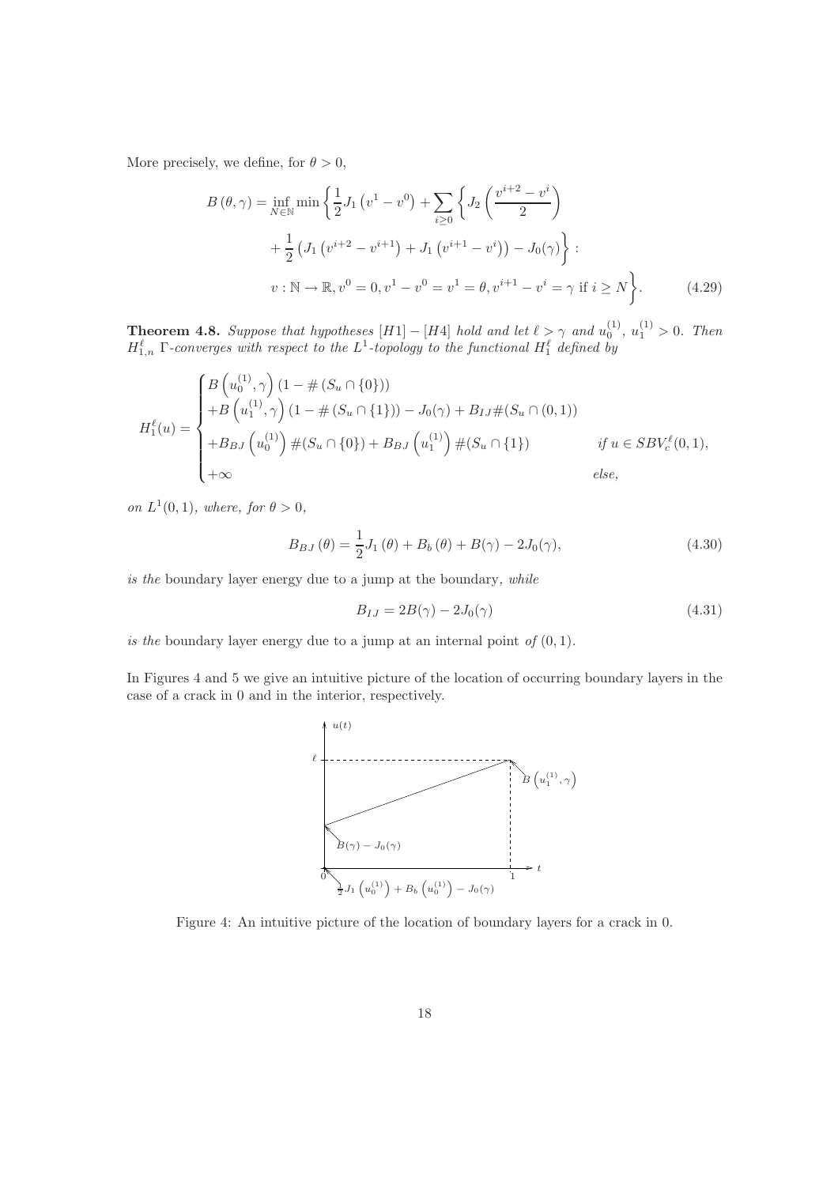More precisely, we define, for $\theta > 0$,

$$
\begin{aligned}
B(\theta, \gamma) = \inf_{N \in \mathbb{N}} \min \bigg\{ & \frac{1}{2} J_1 \left(v^1 - v^0\right) + \sum_{i \geq 0} \bigg\{ J_2 \left( \frac{v^{i+2} - v^i}{2} \right) \\
& + \frac{1}{2} \left( J_1 \left(v^{i+2} - v^{i+1}\right) + J_1 \left(v^{i+1} - v^i\right) \right) - J_0(\gamma) \bigg\} : \\
& v : \mathbb{N} \to \mathbb{R}, v^0 = 0, v^1 - v^0 = v^1 = \theta, v^{i+1} - v^i = \gamma \text{ if } i \geq N \bigg\}. \qquad (4.29)
\end{aligned}
$$

**Theorem 4.8.** *Suppose that hypotheses $[H1] - [H4]$ hold and let $\ell > \gamma$ and $u_0^{(1)}$, $u_1^{(1)} > 0$. Then $H_{1,n}^\ell$ $\Gamma$-converges with respect to the $L^1$-topology to the functional $H_1^\ell$ defined by*

$$
H_1^\ell(u) = \begin{cases}
B\left(u_0^{(1)}, \gamma\right)\left(1 - \#\left(S_u \cap \{0\}\right)\right) \\
+B\left(u_1^{(1)}, \gamma\right)\left(1 - \#\left(S_u \cap \{1\}\right)\right) - J_0(\gamma) + B_{IJ}\#(S_u \cap (0,1)) \\
+B_{BJ}\left(u_0^{(1)}\right)\#(S_u \cap \{0\}) + B_{BJ}\left(u_1^{(1)}\right)\#(S_u \cap \{1\}) & \text{if } u \in SBV_c^\ell(0,1), \\
+\infty & \text{else,}
\end{cases}
$$

*on $L^1(0,1)$, where, for $\theta > 0$,*

$$
B_{BJ}(\theta) = \frac{1}{2} J_1(\theta) + B_b(\theta) + B(\gamma) - 2J_0(\gamma), \qquad (4.30)
$$

*is the* boundary layer energy due to a jump at the boundary, *while*

$$
B_{IJ} = 2B(\gamma) - 2J_0(\gamma) \qquad (4.31)
$$

*is the* boundary layer energy due to a jump at an internal point *of* $(0,1)$.

In Figures 4 and 5 we give an intuitive picture of the location of occurring boundary layers in the case of a crack in 0 and in the interior, respectively.

Figure 4: An intuitive picture of the location of boundary layers for a crack in 0.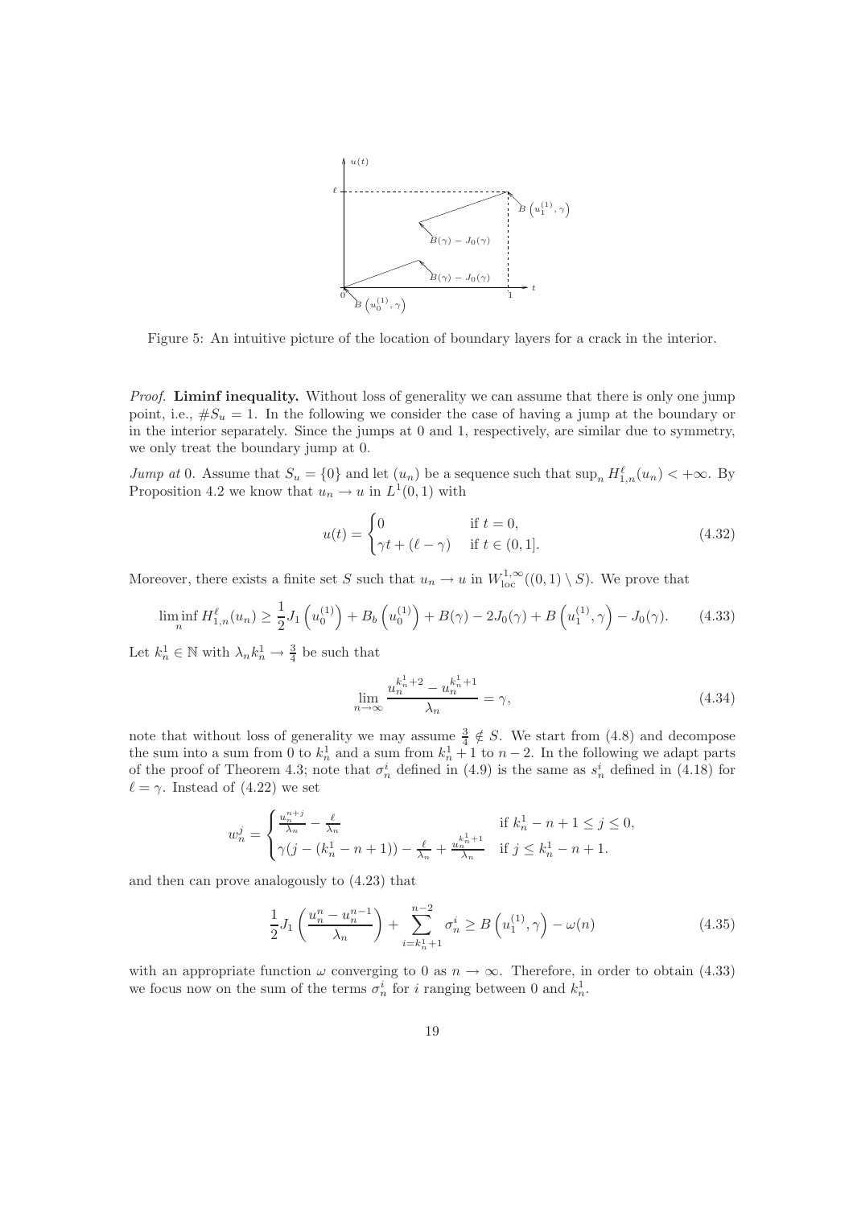Figure 5: An intuitive picture of the location of boundary layers for a crack in the interior.

*Proof.* **Liminf inequality.** Without loss of generality we can assume that there is only one jump point, i.e., $\# S_u = 1$. In the following we consider the case of having a jump at the boundary or in the interior separately. Since the jumps at 0 and 1, respectively, are similar due to symmetry, we only treat the boundary jump at 0.

*Jump at* 0. Assume that $S_u = \{0\}$ and let $(u_n)$ be a sequence such that $\sup_n H^{\ell}_{1,n}(u_n) < +\infty$. By Proposition 4.2 we know that $u_n \to u$ in $L^1(0,1)$ with

$$
u(t) = \begin{cases} 0 & \text{if } t = 0, \\ \gamma t + (\ell - \gamma) & \text{if } t \in (0,1]. \end{cases} \tag{4.32}
$$

Moreover, there exists a finite set $S$ such that $u_n \to u$ in $W^{1,\infty}_{\mathrm{loc}}((0,1)\setminus S)$. We prove that

$$
\liminf_n H^{\ell}_{1,n}(u_n) \geq \frac{1}{2} J_1\left(u_0^{(1)}\right) + B_b\left(u_0^{(1)}\right) + B(\gamma) - 2J_0(\gamma) + B\left(u_1^{(1)}, \gamma\right) - J_0(\gamma). \tag{4.33}
$$

Let $k_n^1 \in \mathbb{N}$ with $\lambda_n k_n^1 \to \frac{3}{4}$ be such that

$$
\lim_{n\to\infty} \frac{u_n^{k_n^1+2} - u_n^{k_n^1+1}}{\lambda_n} = \gamma, \tag{4.34}
$$

note that without loss of generality we may assume $\frac{3}{4} \notin S$. We start from (4.8) and decompose the sum into a sum from 0 to $k_n^1$ and a sum from $k_n^1 + 1$ to $n-2$. In the following we adapt parts of the proof of Theorem 4.3; note that $\sigma_n^i$ defined in (4.9) is the same as $s_n^i$ defined in (4.18) for $\ell = \gamma$. Instead of (4.22) we set

$$
w_n^j = \begin{cases} \frac{u_n^{n+j}}{\lambda_n} - \frac{\ell}{\lambda_n} & \text{if } k_n^1 - n + 1 \leq j \leq 0, \\ \gamma(j - (k_n^1 - n + 1)) - \frac{\ell}{\lambda_n} + \frac{u_n^{k_n^1+1}}{\lambda_n} & \text{if } j \leq k_n^1 - n + 1. \end{cases}
$$

and then can prove analogously to (4.23) that

$$
\frac{1}{2} J_1\left(\frac{u_n^n - u_n^{n-1}}{\lambda_n}\right) + \sum_{i=k_n^1+1}^{n-2} \sigma_n^i \geq B\left(u_1^{(1)}, \gamma\right) - \omega(n) \tag{4.35}
$$

with an appropriate function $\omega$ converging to 0 as $n \to \infty$. Therefore, in order to obtain (4.33) we focus now on the sum of the terms $\sigma_n^i$ for $i$ ranging between 0 and $k_n^1$.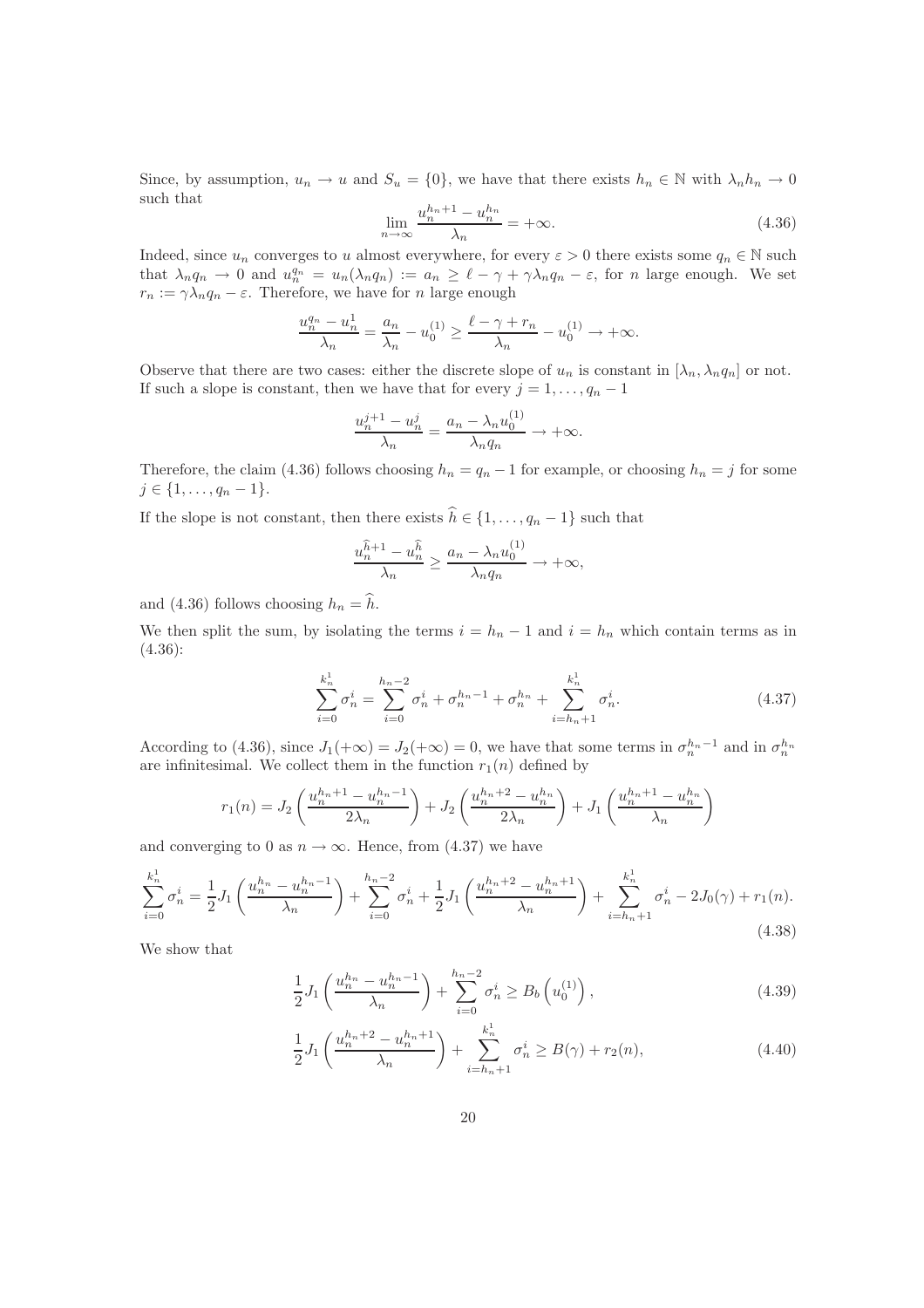Since, by assumption, $u_n \to u$ and $S_u = \{0\}$, we have that there exists $h_n \in \mathbb{N}$ with $\lambda_n h_n \to 0$ such that

$$\lim_{n\to\infty} \frac{u_n^{h_n+1} - u_n^{h_n}}{\lambda_n} = +\infty. \tag{4.36}$$

Indeed, since $u_n$ converges to $u$ almost everywhere, for every $\varepsilon > 0$ there exists some $q_n \in \mathbb{N}$ such that $\lambda_n q_n \to 0$ and $u_n^{q_n} = u_n(\lambda_n q_n) := a_n \geq \ell - \gamma + \gamma\lambda_n q_n - \varepsilon$, for $n$ large enough. We set $r_n := \gamma\lambda_n q_n - \varepsilon$. Therefore, we have for $n$ large enough

$$\frac{u_n^{q_n} - u_n^1}{\lambda_n} = \frac{a_n}{\lambda_n} - u_0^{(1)} \geq \frac{\ell - \gamma + r_n}{\lambda_n} - u_0^{(1)} \to +\infty.$$

Observe that there are two cases: either the discrete slope of $u_n$ is constant in $[\lambda_n, \lambda_n q_n]$ or not. If such a slope is constant, then we have that for every $j = 1, \ldots, q_n - 1$

$$\frac{u_n^{j+1} - u_n^j}{\lambda_n} = \frac{a_n - \lambda_n u_0^{(1)}}{\lambda_n q_n} \to +\infty.$$

Therefore, the claim (4.36) follows choosing $h_n = q_n - 1$ for example, or choosing $h_n = j$ for some $j \in \{1, \ldots, q_n - 1\}$.

If the slope is not constant, then there exists $\widehat{h} \in \{1, \ldots, q_n - 1\}$ such that

$$\frac{u_n^{\widehat{h}+1} - u_n^{\widehat{h}}}{\lambda_n} \geq \frac{a_n - \lambda_n u_0^{(1)}}{\lambda_n q_n} \to +\infty,$$

and (4.36) follows choosing $h_n = \widehat{h}$.

We then split the sum, by isolating the terms $i = h_n - 1$ and $i = h_n$ which contain terms as in (4.36):

$$\sum_{i=0}^{k_n^1} \sigma_n^i = \sum_{i=0}^{h_n-2} \sigma_n^i + \sigma_n^{h_n-1} + \sigma_n^{h_n} + \sum_{i=h_n+1}^{k_n^1} \sigma_n^i. \tag{4.37}$$

According to (4.36), since $J_1(+\infty) = J_2(+\infty) = 0$, we have that some terms in $\sigma_n^{h_n-1}$ and in $\sigma_n^{h_n}$ are infinitesimal. We collect them in the function $r_1(n)$ defined by

$$r_1(n) = J_2\left(\frac{u_n^{h_n+1} - u_n^{h_n-1}}{2\lambda_n}\right) + J_2\left(\frac{u_n^{h_n+2} - u_n^{h_n}}{2\lambda_n}\right) + J_1\left(\frac{u_n^{h_n+1} - u_n^{h_n}}{\lambda_n}\right)$$

and converging to 0 as $n \to \infty$. Hence, from (4.37) we have

$$\sum_{i=0}^{k_n^1} \sigma_n^i = \frac{1}{2}J_1\left(\frac{u_n^{h_n} - u_n^{h_n-1}}{\lambda_n}\right) + \sum_{i=0}^{h_n-2} \sigma_n^i + \frac{1}{2}J_1\left(\frac{u_n^{h_n+2} - u_n^{h_n+1}}{\lambda_n}\right) + \sum_{i=h_n+1}^{k_n^1} \sigma_n^i - 2J_0(\gamma) + r_1(n). \tag{4.38}$$

We show that

$$\frac{1}{2}J_1\left(\frac{u_n^{h_n} - u_n^{h_n-1}}{\lambda_n}\right) + \sum_{i=0}^{h_n-2} \sigma_n^i \geq B_b\left(u_0^{(1)}\right), \tag{4.39}$$

$$\frac{1}{2}J_1\left(\frac{u_n^{h_n+2} - u_n^{h_n+1}}{\lambda_n}\right) + \sum_{i=h_n+1}^{k_n^1} \sigma_n^i \geq B(\gamma) + r_2(n), \tag{4.40}$$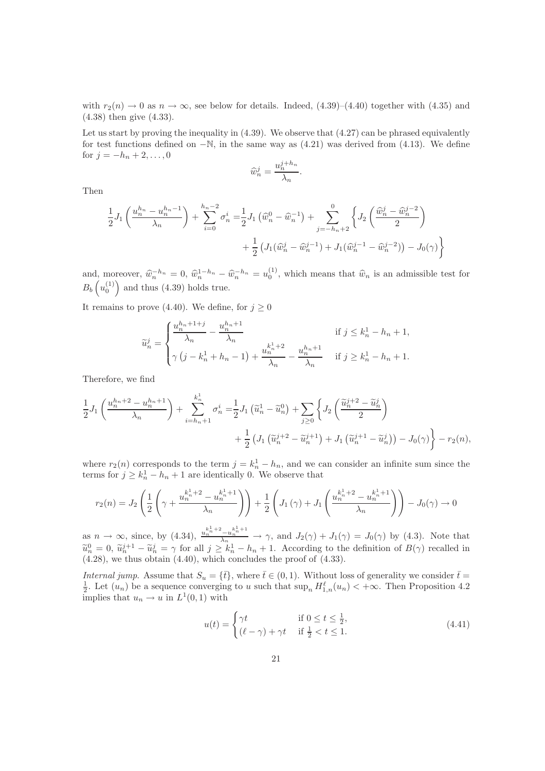with $r_2(n) \to 0$ as $n \to \infty$, see below for details. Indeed, (4.39)–(4.40) together with (4.35) and (4.38) then give (4.33).

Let us start by proving the inequality in (4.39). We observe that (4.27) can be phrased equivalently for test functions defined on $-\mathbb{N}$, in the same way as (4.21) was derived from (4.13). We define for $j = -h_n + 2, \dots, 0$

$$\widehat{w}_n^j = \frac{u_n^{j+h_n}}{\lambda_n}.$$

Then

$$\begin{aligned}
\frac{1}{2} J_1\left(\frac{u_n^{h_n} - u_n^{h_n-1}}{\lambda_n}\right) + \sum_{i=0}^{h_n-2} \sigma_n^i =& \frac{1}{2} J_1\left(\widehat{w}_n^0 - \widehat{w}_n^{-1}\right) + \sum_{j=-h_n+2}^{0} \left\{ J_2\left(\frac{\widehat{w}_n^j - \widehat{w}_n^{j-2}}{2}\right) \right. \\
&\left. + \frac{1}{2}\left(J_1(\widehat{w}_n^j - \widehat{w}_n^{j-1}) + J_1(\widehat{w}_n^{j-1} - \widehat{w}_n^{j-2})\right) - J_0(\gamma) \right\}
\end{aligned}$$

and, moreover, $\widehat{w}_n^{-h_n} = 0$, $\widehat{w}_n^{1-h_n} - \widehat{w}_n^{-h_n} = u_0^{(1)}$, which means that $\widehat{w}_n$ is an admissible test for $B_b\left(u_0^{(1)}\right)$ and thus (4.39) holds true.

It remains to prove (4.40). We define, for $j \geq 0$

$$\widetilde{u}_n^j = \begin{cases} \dfrac{u_n^{h_n+1+j}}{\lambda_n} - \dfrac{u_n^{h_n+1}}{\lambda_n} & \text{if } j \leq k_n^1 - h_n + 1, \\[2ex] \gamma\left(j - k_n^1 + h_n - 1\right) + \dfrac{u_n^{k_n^1+2}}{\lambda_n} - \dfrac{u_n^{h_n+1}}{\lambda_n} & \text{if } j \geq k_n^1 - h_n + 1. \end{cases}$$

Therefore, we find

$$\begin{aligned}
\frac{1}{2} J_1\left(\frac{u_n^{h_n+2} - u_n^{h_n+1}}{\lambda_n}\right) + \sum_{i=h_n+1}^{k_n^1} \sigma_n^i =& \frac{1}{2} J_1\left(\widetilde{u}_n^1 - \widetilde{u}_n^0\right) + \sum_{j\geq 0} \left\{ J_2\left(\frac{\widetilde{u}_n^{j+2} - \widetilde{u}_n^j}{2}\right) \right. \\
&\left. + \frac{1}{2}\left(J_1\left(\widetilde{u}_n^{j+2} - \widetilde{u}_n^{j+1}\right) + J_1\left(\widetilde{u}_n^{j+1} - \widetilde{u}_n^j\right)\right) - J_0(\gamma) \right\} - r_2(n),
\end{aligned}$$

where $r_2(n)$ corresponds to the term $j = k_n^1 - h_n$, and we can consider an infinite sum since the terms for $j \geq k_n^1 - h_n + 1$ are identically 0. We observe that

$$r_2(n) = J_2\left(\frac{1}{2}\left(\gamma + \frac{u_n^{k_n^1+2} - u_n^{k_n^1+1}}{\lambda_n}\right)\right) + \frac{1}{2}\left(J_1(\gamma) + J_1\left(\frac{u_n^{k_n^1+2} - u_n^{k_n^1+1}}{\lambda_n}\right)\right) - J_0(\gamma) \to 0$$

as $n \to \infty$, since, by (4.34), $\frac{u_n^{k_n^1+2} - u_n^{k_n^1+1}}{\lambda_n} \to \gamma$, and $J_2(\gamma) + J_1(\gamma) = J_0(\gamma)$ by (4.3). Note that $\widetilde{u}_n^0 = 0$, $\widetilde{u}_n^{j+1} - \widetilde{u}_n^j = \gamma$ for all $j \geq k_n^1 - h_n + 1$. According to the definition of $B(\gamma)$ recalled in (4.28), we thus obtain (4.40), which concludes the proof of (4.33).

*Internal jump.* Assume that $S_u = \{\bar{t}\}$, where $\bar{t} \in (0,1)$. Without loss of generality we consider $\bar{t} = \frac{1}{2}$. Let $(u_n)$ be a sequence converging to $u$ such that $\sup_n H_{1,n}^{\ell}(u_n) < +\infty$. Then Proposition 4.2 implies that $u_n \to u$ in $L^1(0,1)$ with

$$u(t) = \begin{cases} \gamma t & \text{if } 0 \leq t \leq \frac{1}{2}, \\ (\ell - \gamma) + \gamma t & \text{if } \frac{1}{2} < t \leq 1. \end{cases} \tag{4.41}$$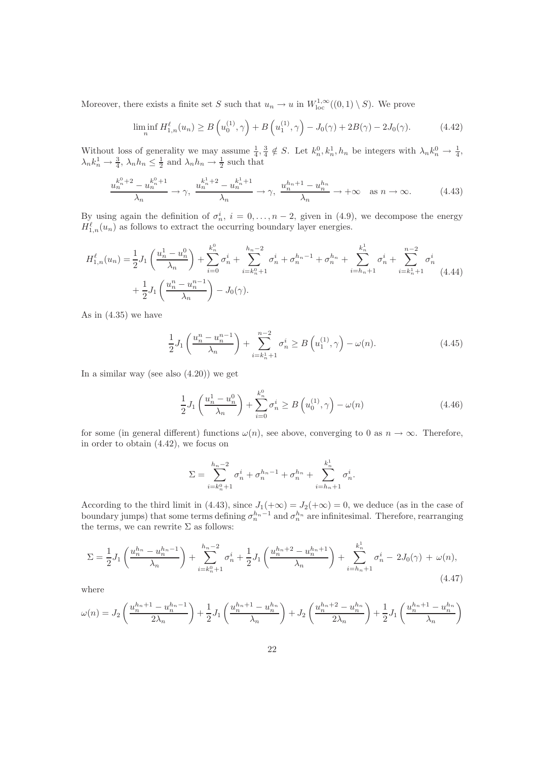Moreover, there exists a finite set $S$ such that $u_n \to u$ in $W^{1,\infty}_{\rm loc}((0,1)\setminus S)$. We prove

$$\liminf_n H^\ell_{1,n}(u_n) \geq B\left(u_0^{(1)},\gamma\right) + B\left(u_1^{(1)},\gamma\right) - J_0(\gamma) + 2B(\gamma) - 2J_0(\gamma). \tag{4.42}$$

Without loss of generality we may assume $\frac{1}{4}, \frac{3}{4} \notin S$. Let $k_n^0, k_n^1, h_n$ be integers with $\lambda_n k_n^0 \to \frac{1}{4}$, $\lambda_n k_n^1 \to \frac{3}{4}$, $\lambda_n h_n \leq \frac{1}{2}$ and $\lambda_n h_n \to \frac{1}{2}$ such that

$$\frac{u_n^{k_n^0+2} - u_n^{k_n^0+1}}{\lambda_n} \to \gamma, \ \frac{u_n^{k_n^1+2} - u_n^{k_n^1+1}}{\lambda_n} \to \gamma, \ \frac{u_n^{h_n+1} - u_n^{h_n}}{\lambda_n} \to +\infty \quad \text{as } n \to \infty. \tag{4.43}$$

By using again the definition of $\sigma_n^i$, $i = 0, \ldots, n-2$, given in (4.9), we decompose the energy $H^\ell_{1,n}(u_n)$ as follows to extract the occurring boundary layer energies.

$$\begin{aligned} H^\ell_{1,n}(u_n) = &\frac{1}{2}J_1\left(\frac{u_n^1 - u_n^0}{\lambda_n}\right) + \sum_{i=0}^{k_n^0} \sigma_n^i + \sum_{i=k_n^0+1}^{h_n-2} \sigma_n^i + \sigma_n^{h_n-1} + \sigma_n^{h_n} + \sum_{i=h_n+1}^{k_n^1} \sigma_n^i + \sum_{i=k_n^1+1}^{n-2} \sigma_n^i \\ &+ \frac{1}{2}J_1\left(\frac{u_n^n - u_n^{n-1}}{\lambda_n}\right) - J_0(\gamma). \end{aligned} \tag{4.44}$$

As in (4.35) we have

$$\frac{1}{2}J_1\left(\frac{u_n^n - u_n^{n-1}}{\lambda_n}\right) + \sum_{i=k_n^1+1}^{n-2} \sigma_n^i \geq B\left(u_1^{(1)},\gamma\right) - \omega(n). \tag{4.45}$$

In a similar way (see also (4.20)) we get

$$\frac{1}{2}J_1\left(\frac{u_n^1 - u_n^0}{\lambda_n}\right) + \sum_{i=0}^{k_n^0} \sigma_n^i \geq B\left(u_0^{(1)},\gamma\right) - \omega(n) \tag{4.46}$$

for some (in general different) functions $\omega(n)$, see above, converging to 0 as $n \to \infty$. Therefore, in order to obtain (4.42), we focus on

$$\Sigma = \sum_{i=k_n^0+1}^{h_n-2} \sigma_n^i + \sigma_n^{h_n-1} + \sigma_n^{h_n} + \sum_{i=h_n+1}^{k_n^1} \sigma_n^i.$$

According to the third limit in (4.43), since $J_1(+\infty) = J_2(+\infty) = 0$, we deduce (as in the case of boundary jumps) that some terms defining $\sigma_n^{h_n-1}$ and $\sigma_n^{h_n}$ are infinitesimal. Therefore, rearranging the terms, we can rewrite $\Sigma$ as follows:

$$\Sigma = \frac{1}{2}J_1\left(\frac{u_n^{h_n} - u_n^{h_n-1}}{\lambda_n}\right) + \sum_{i=k_n^0+1}^{h_n-2} \sigma_n^i + \frac{1}{2}J_1\left(\frac{u_n^{h_n+2} - u_n^{h_n+1}}{\lambda_n}\right) + \sum_{i=h_n+1}^{k_n^1} \sigma_n^i - 2J_0(\gamma) + \omega(n), \tag{4.47}$$

where

$$\omega(n) = J_2\left(\frac{u_n^{h_n+1} - u_n^{h_n-1}}{2\lambda_n}\right) + \frac{1}{2}J_1\left(\frac{u_n^{h_n+1} - u_n^{h_n}}{\lambda_n}\right) + J_2\left(\frac{u_n^{h_n+2} - u_n^{h_n}}{2\lambda_n}\right) + \frac{1}{2}J_1\left(\frac{u_n^{h_n+1} - u_n^{h_n}}{\lambda_n}\right)$$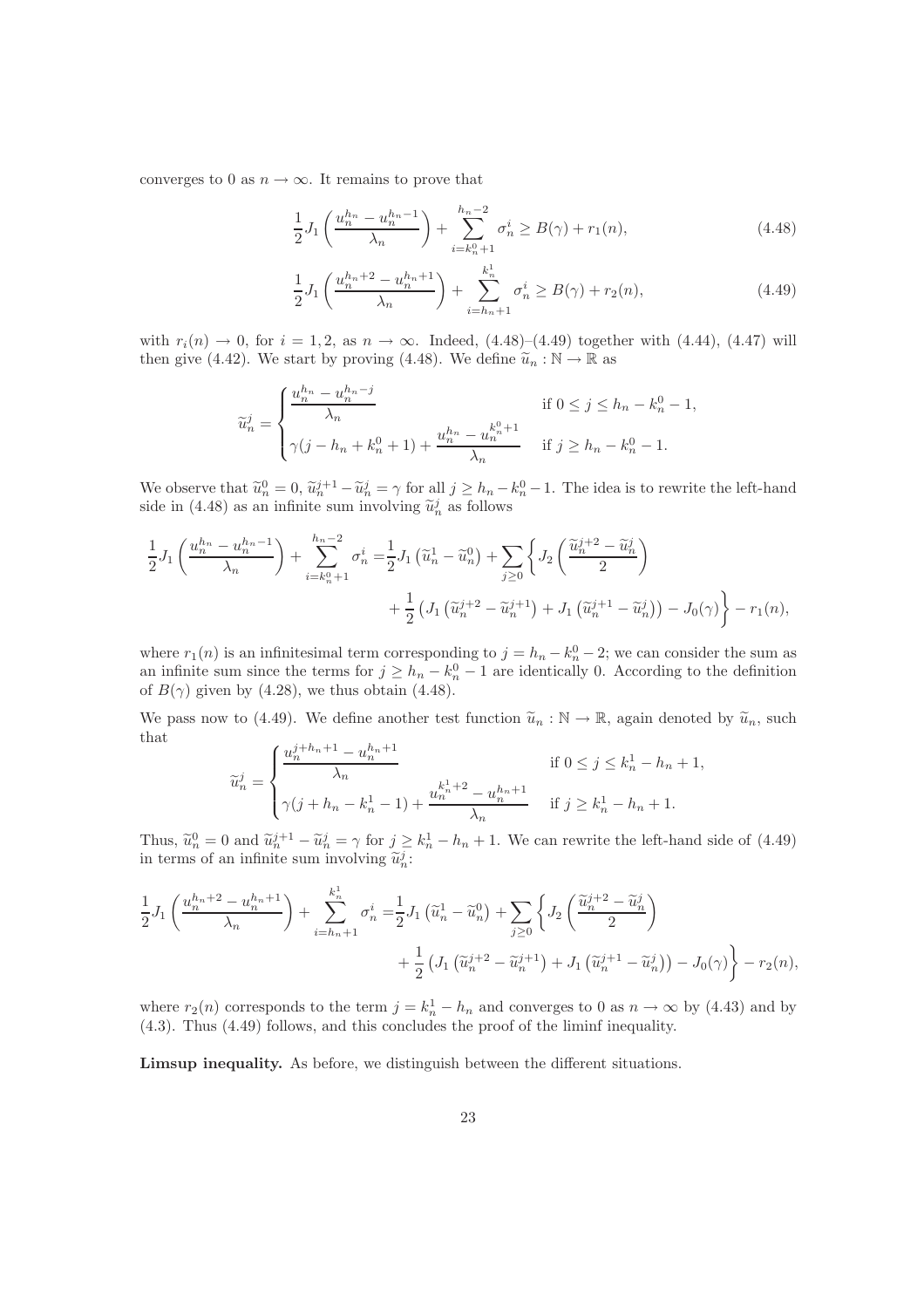converges to 0 as $n \to \infty$. It remains to prove that

$$\frac{1}{2} J_1\left(\frac{u_n^{h_n} - u_n^{h_n-1}}{\lambda_n}\right) + \sum_{i=k_n^0+1}^{h_n-2} \sigma_n^i \geq B(\gamma) + r_1(n), \tag{4.48}$$

$$\frac{1}{2} J_1\left(\frac{u_n^{h_n+2} - u_n^{h_n+1}}{\lambda_n}\right) + \sum_{i=h_n+1}^{k_n^1} \sigma_n^i \geq B(\gamma) + r_2(n), \tag{4.49}$$

with $r_i(n) \to 0$, for $i = 1, 2$, as $n \to \infty$. Indeed, (4.48)–(4.49) together with (4.44), (4.47) will then give (4.42). We start by proving (4.48). We define $\widetilde{u}_n : \mathbb{N} \to \mathbb{R}$ as

$$\widetilde{u}_n^j = \begin{cases} \dfrac{u_n^{h_n} - u_n^{h_n-j}}{\lambda_n} & \text{if } 0 \leq j \leq h_n - k_n^0 - 1, \\[2ex] \gamma(j - h_n + k_n^0 + 1) + \dfrac{u_n^{h_n} - u_n^{k_n^0+1}}{\lambda_n} & \text{if } j \geq h_n - k_n^0 - 1. \end{cases}$$

We observe that $\widetilde{u}_n^0 = 0$, $\widetilde{u}_n^{j+1} - \widetilde{u}_n^j = \gamma$ for all $j \geq h_n - k_n^0 - 1$. The idea is to rewrite the left-hand side in (4.48) as an infinite sum involving $\widetilde{u}_n^j$ as follows

$$\begin{aligned} \frac{1}{2} J_1\left(\frac{u_n^{h_n} - u_n^{h_n-1}}{\lambda_n}\right) + \sum_{i=k_n^0+1}^{h_n-2} \sigma_n^i =& \frac{1}{2} J_1\left(\widetilde{u}_n^1 - \widetilde{u}_n^0\right) + \sum_{j \geq 0} \left\{ J_2\left(\frac{\widetilde{u}_n^{j+2} - \widetilde{u}_n^j}{2}\right) \right. \\ &\left. + \frac{1}{2}\left(J_1\left(\widetilde{u}_n^{j+2} - \widetilde{u}_n^{j+1}\right) + J_1\left(\widetilde{u}_n^{j+1} - \widetilde{u}_n^j\right)\right) - J_0(\gamma) \right\} - r_1(n), \end{aligned}$$

where $r_1(n)$ is an infinitesimal term corresponding to $j = h_n - k_n^0 - 2$; we can consider the sum as an infinite sum since the terms for $j \geq h_n - k_n^0 - 1$ are identically 0. According to the definition of $B(\gamma)$ given by (4.28), we thus obtain (4.48).

We pass now to (4.49). We define another test function $\widetilde{u}_n : \mathbb{N} \to \mathbb{R}$, again denoted by $\widetilde{u}_n$, such that

$$\widetilde{u}_n^j = \begin{cases} \dfrac{u_n^{j+h_n+1} - u_n^{h_n+1}}{\lambda_n} & \text{if } 0 \leq j \leq k_n^1 - h_n + 1, \\[2ex] \gamma(j + h_n - k_n^1 - 1) + \dfrac{u_n^{k_n^1+2} - u_n^{h_n+1}}{\lambda_n} & \text{if } j \geq k_n^1 - h_n + 1. \end{cases}$$

Thus, $\widetilde{u}_n^0 = 0$ and $\widetilde{u}_n^{j+1} - \widetilde{u}_n^j = \gamma$ for $j \geq k_n^1 - h_n + 1$. We can rewrite the left-hand side of (4.49) in terms of an infinite sum involving $\widetilde{u}_n^j$:

$$\begin{aligned} \frac{1}{2} J_1\left(\frac{u_n^{h_n+2} - u_n^{h_n+1}}{\lambda_n}\right) + \sum_{i=h_n+1}^{k_n^1} \sigma_n^i =& \frac{1}{2} J_1\left(\widetilde{u}_n^1 - \widetilde{u}_n^0\right) + \sum_{j \geq 0} \left\{ J_2\left(\frac{\widetilde{u}_n^{j+2} - \widetilde{u}_n^j}{2}\right) \right. \\ &\left. + \frac{1}{2}\left(J_1\left(\widetilde{u}_n^{j+2} - \widetilde{u}_n^{j+1}\right) + J_1\left(\widetilde{u}_n^{j+1} - \widetilde{u}_n^j\right)\right) - J_0(\gamma) \right\} - r_2(n), \end{aligned}$$

where $r_2(n)$ corresponds to the term $j = k_n^1 - h_n$ and converges to 0 as $n \to \infty$ by (4.43) and by (4.3). Thus (4.49) follows, and this concludes the proof of the liminf inequality.

**Limsup inequality.** As before, we distinguish between the different situations.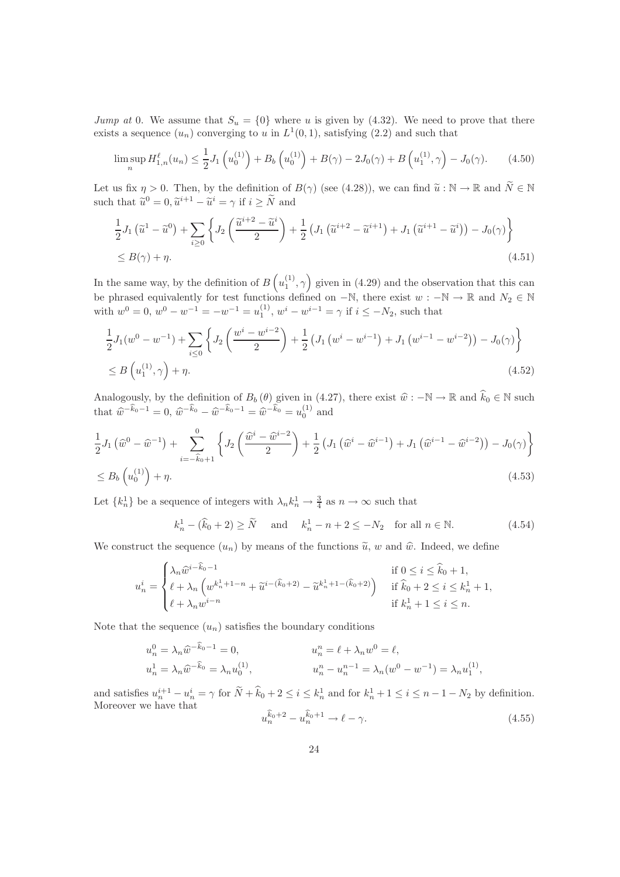*Jump at* 0. We assume that $S_u = \{0\}$ where $u$ is given by (4.32). We need to prove that there exists a sequence $(u_n)$ converging to $u$ in $L^1(0,1)$, satisfying (2.2) and such that

$$\limsup_n H^\ell_{1,n}(u_n) \leq \frac{1}{2} J_1\left(u_0^{(1)}\right) + B_b\left(u_0^{(1)}\right) + B(\gamma) - 2J_0(\gamma) + B\left(u_1^{(1)}, \gamma\right) - J_0(\gamma). \tag{4.50}$$

Let us fix $\eta > 0$. Then, by the definition of $B(\gamma)$ (see (4.28)), we can find $\widetilde{u} : \mathbb{N} \to \mathbb{R}$ and $\widetilde{N} \in \mathbb{N}$ such that $\widetilde{u}^0 = 0, \widetilde{u}^{i+1} - \widetilde{u}^i = \gamma$ if $i \geq \widetilde{N}$ and

$$\begin{aligned}
&\frac{1}{2} J_1\left(\widetilde{u}^1 - \widetilde{u}^0\right) + \sum_{i \geq 0} \left\{ J_2\left(\frac{\widetilde{u}^{i+2} - \widetilde{u}^i}{2}\right) + \frac{1}{2}\left(J_1\left(\widetilde{u}^{i+2} - \widetilde{u}^{i+1}\right) + J_1\left(\widetilde{u}^{i+1} - \widetilde{u}^i\right)\right) - J_0(\gamma) \right\} \\
&\leq B(\gamma) + \eta.
\end{aligned} \tag{4.51}$$

In the same way, by the definition of $B\left(u_1^{(1)}, \gamma\right)$ given in (4.29) and the observation that this can be phrased equivalently for test functions defined on $-\mathbb{N}$, there exist $w : -\mathbb{N} \to \mathbb{R}$ and $N_2 \in \mathbb{N}$ with $w^0 = 0$, $w^0 - w^{-1} = -w^{-1} = u_1^{(1)}$, $w^i - w^{i-1} = \gamma$ if $i \leq -N_2$, such that

$$\begin{aligned}
&\frac{1}{2} J_1(w^0 - w^{-1}) + \sum_{i \leq 0} \left\{ J_2\left(\frac{w^i - w^{i-2}}{2}\right) + \frac{1}{2}\left(J_1\left(w^i - w^{i-1}\right) + J_1\left(w^{i-1} - w^{i-2}\right)\right) - J_0(\gamma) \right\} \\
&\leq B\left(u_1^{(1)}, \gamma\right) + \eta.
\end{aligned} \tag{4.52}$$

Analogously, by the definition of $B_b(\theta)$ given in (4.27), there exist $\widehat{w} : -\mathbb{N} \to \mathbb{R}$ and $\widehat{k}_0 \in \mathbb{N}$ such that $\widehat{w}^{-\widehat{k}_0 - 1} = 0$, $\widehat{w}^{-\widehat{k}_0} - \widehat{w}^{-\widehat{k}_0 - 1} = \widehat{w}^{-\widehat{k}_0} = u_0^{(1)}$ and

$$\begin{aligned}
&\frac{1}{2} J_1\left(\widehat{w}^0 - \widehat{w}^{-1}\right) + \sum_{i = -\widehat{k}_0 + 1}^{0} \left\{ J_2\left(\frac{\widehat{w}^i - \widehat{w}^{i-2}}{2}\right) + \frac{1}{2}\left(J_1\left(\widehat{w}^i - \widehat{w}^{i-1}\right) + J_1\left(\widehat{w}^{i-1} - \widehat{w}^{i-2}\right)\right) - J_0(\gamma) \right\} \\
&\leq B_b\left(u_0^{(1)}\right) + \eta.
\end{aligned} \tag{4.53}$$

Let $\{k_n^1\}$ be a sequence of integers with $\lambda_n k_n^1 \to \frac{3}{4}$ as $n \to \infty$ such that

$$k_n^1 - (\widehat{k}_0 + 2) \geq \widetilde{N} \quad \text{ and } \quad k_n^1 - n + 2 \leq -N_2 \quad \text{for all } n \in \mathbb{N}. \tag{4.54}$$

We construct the sequence $(u_n)$ by means of the functions $\widetilde{u}$, $w$ and $\widehat{w}$. Indeed, we define

$$u_n^i = \begin{cases} \lambda_n \widehat{w}^{i - \widehat{k}_0 - 1} & \text{if } 0 \leq i \leq \widehat{k}_0 + 1, \\ \ell + \lambda_n \left(w^{k_n^1 + 1 - n} + \widetilde{u}^{i - (\widehat{k}_0 + 2)} - \widetilde{u}^{k_n^1 + 1 - (\widehat{k}_0 + 2)}\right) & \text{if } \widehat{k}_0 + 2 \leq i \leq k_n^1 + 1, \\ \ell + \lambda_n w^{i-n} & \text{if } k_n^1 + 1 \leq i \leq n. \end{cases}$$

Note that the sequence $(u_n)$ satisfies the boundary conditions

$$\begin{aligned}
u_n^0 &= \lambda_n \widehat{w}^{-\widehat{k}_0 - 1} = 0, & u_n^n &= \ell + \lambda_n w^0 = \ell, \\
u_n^1 &= \lambda_n \widehat{w}^{-\widehat{k}_0} = \lambda_n u_0^{(1)}, & u_n^n - u_n^{n-1} &= \lambda_n (w^0 - w^{-1}) = \lambda_n u_1^{(1)},
\end{aligned}$$

and satisfies $u_n^{i+1} - u_n^i = \gamma$ for $\widetilde{N} + \widehat{k}_0 + 2 \leq i \leq k_n^1$ and for $k_n^1 + 1 \leq i \leq n - 1 - N_2$ by definition. Moreover we have that

$$u_n^{\widehat{k}_0 + 2} - u_n^{\widehat{k}_0 + 1} \to \ell - \gamma. \tag{4.55}$$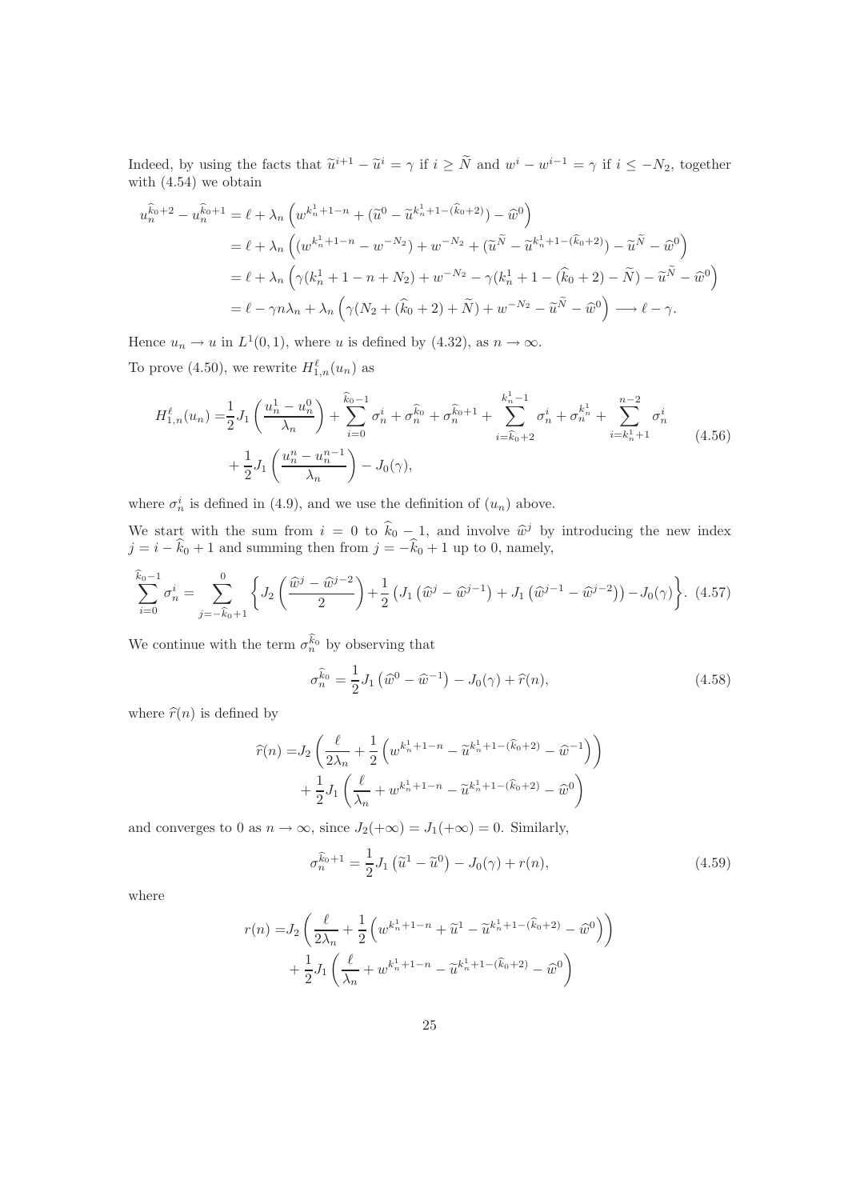Indeed, by using the facts that $\widetilde{u}^{i+1} - \widetilde{u}^i = \gamma$ if $i \geq \widetilde{N}$ and $w^i - w^{i-1} = \gamma$ if $i \leq -N_2$, together with (4.54) we obtain

$$
\begin{aligned}
u_n^{\widehat{k}_0+2} - u_n^{\widehat{k}_0+1} &= \ell + \lambda_n \left( w^{k_n^1+1-n} + (\widetilde{u}^0 - \widetilde{u}^{k_n^1+1-(\widehat{k}_0+2)}) - \widehat{w}^0 \right) \\
&= \ell + \lambda_n \left( (w^{k_n^1+1-n} - w^{-N_2}) + w^{-N_2} + (\widetilde{u}^{\widetilde{N}} - \widetilde{u}^{k_n^1+1-(\widehat{k}_0+2)}) - \widetilde{u}^{\widetilde{N}} - \widehat{w}^0 \right) \\
&= \ell + \lambda_n \left( \gamma(k_n^1 + 1 - n + N_2) + w^{-N_2} - \gamma(k_n^1 + 1 - (\widehat{k}_0+2) - \widetilde{N}) - \widetilde{u}^{\widetilde{N}} - \widehat{w}^0 \right) \\
&= \ell - \gamma n \lambda_n + \lambda_n \left( \gamma(N_2 + (\widehat{k}_0 + 2) + \widetilde{N}) + w^{-N_2} - \widetilde{u}^{\widetilde{N}} - \widehat{w}^0 \right) \longrightarrow \ell - \gamma.
\end{aligned}
$$

Hence $u_n \to u$ in $L^1(0,1)$, where $u$ is defined by (4.32), as $n \to \infty$.

To prove (4.50), we rewrite $H_{1,n}^\ell(u_n)$ as

$$
\begin{aligned}
H_{1,n}^\ell(u_n) =& \frac{1}{2} J_1\left( \frac{u_n^1 - u_n^0}{\lambda_n} \right) + \sum_{i=0}^{\widehat{k}_0-1} \sigma_n^i + \sigma_n^{\widehat{k}_0} + \sigma_n^{\widehat{k}_0+1} + \sum_{i=\widehat{k}_0+2}^{k_n^1-1} \sigma_n^i + \sigma_n^{k_n^1} + \sum_{i=k_n^1+1}^{n-2} \sigma_n^i \\
&+ \frac{1}{2} J_1\left( \frac{u_n^n - u_n^{n-1}}{\lambda_n} \right) - J_0(\gamma),
\end{aligned}
\tag{4.56}
$$

where $\sigma_n^i$ is defined in (4.9), and we use the definition of $(u_n)$ above.

We start with the sum from $i = 0$ to $\widehat{k}_0 - 1$, and involve $\widehat{w}^j$ by introducing the new index $j = i - \widehat{k}_0 + 1$ and summing then from $j = -\widehat{k}_0 + 1$ up to 0, namely,

$$
\sum_{i=0}^{\widehat{k}_0-1} \sigma_n^i = \sum_{j=-\widehat{k}_0+1}^{0} \left\{ J_2\left( \frac{\widehat{w}^j - \widehat{w}^{j-2}}{2} \right) + \frac{1}{2}\left( J_1\left(\widehat{w}^j - \widehat{w}^{j-1}\right) + J_1\left(\widehat{w}^{j-1} - \widehat{w}^{j-2}\right) \right) - J_0(\gamma) \right\}. \tag{4.57}
$$

We continue with the term $\sigma_n^{\widehat{k}_0}$ by observing that

$$
\sigma_n^{\widehat{k}_0} = \frac{1}{2} J_1\left(\widehat{w}^0 - \widehat{w}^{-1}\right) - J_0(\gamma) + \widehat{r}(n), \tag{4.58}
$$

where $\widehat{r}(n)$ is defined by

$$
\begin{aligned}
\widehat{r}(n) =& J_2\left( \frac{\ell}{2\lambda_n} + \frac{1}{2}\left( w^{k_n^1+1-n} - \widetilde{u}^{k_n^1+1-(\widehat{k}_0+2)} - \widehat{w}^{-1} \right) \right) \\
&+ \frac{1}{2} J_1\left( \frac{\ell}{\lambda_n} + w^{k_n^1+1-n} - \widetilde{u}^{k_n^1+1-(\widehat{k}_0+2)} - \widehat{w}^0 \right)
\end{aligned}
$$

and converges to 0 as $n \to \infty$, since $J_2(+\infty) = J_1(+\infty) = 0$. Similarly,

$$
\sigma_n^{\widehat{k}_0+1} = \frac{1}{2} J_1\left(\widetilde{u}^1 - \widetilde{u}^0\right) - J_0(\gamma) + r(n), \tag{4.59}
$$

where

$$
\begin{aligned}
r(n) =& J_2\left( \frac{\ell}{2\lambda_n} + \frac{1}{2}\left( w^{k_n^1+1-n} + \widetilde{u}^1 - \widetilde{u}^{k_n^1+1-(\widehat{k}_0+2)} - \widehat{w}^0 \right) \right) \\
&+ \frac{1}{2} J_1\left( \frac{\ell}{\lambda_n} + w^{k_n^1+1-n} - \widetilde{u}^{k_n^1+1-(\widehat{k}_0+2)} - \widehat{w}^0 \right)
\end{aligned}
$$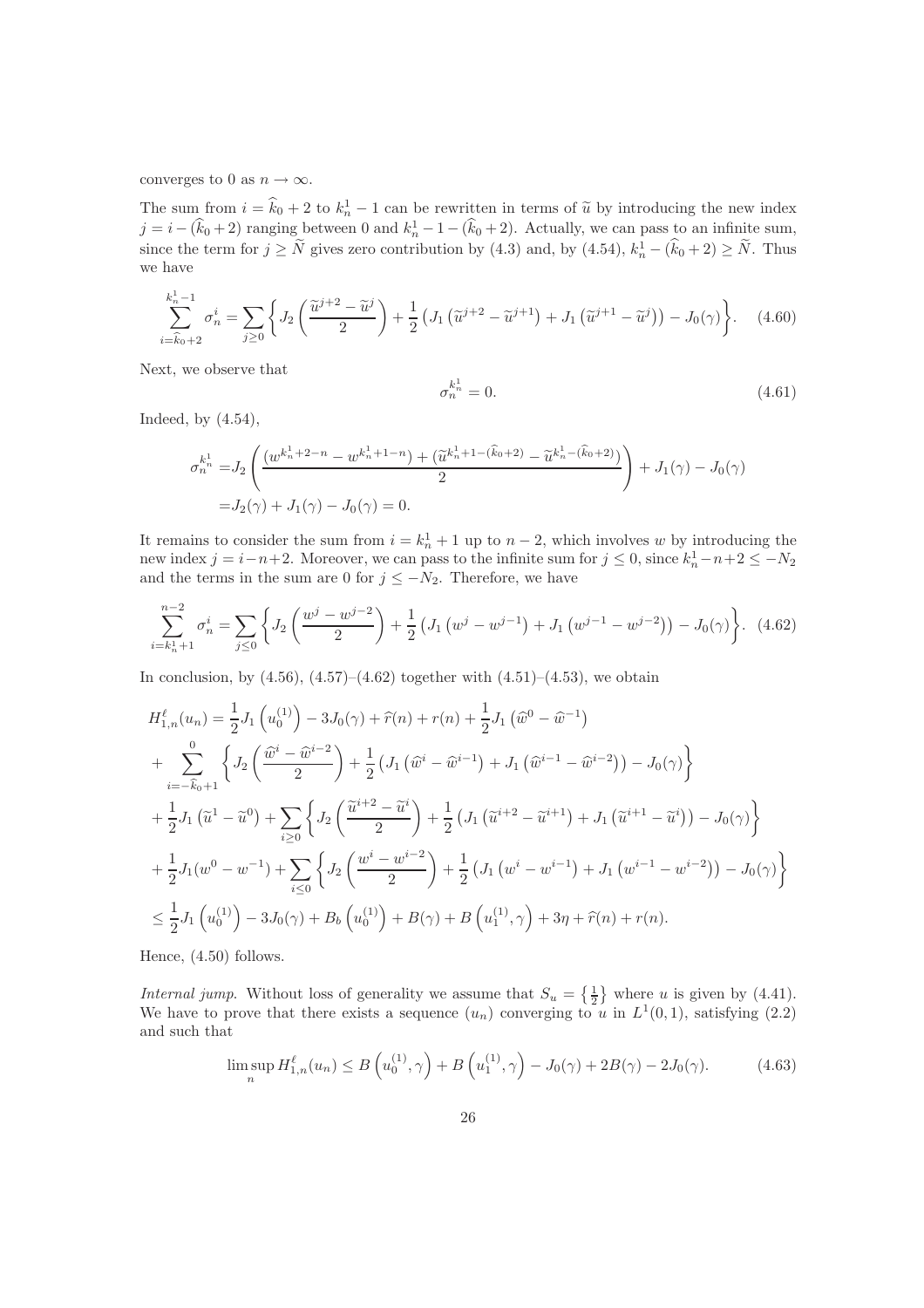converges to 0 as $n \to \infty$.

The sum from $i = \widehat{k}_0 + 2$ to $k_n^1 - 1$ can be rewritten in terms of $\widetilde{u}$ by introducing the new index $j = i - (\widehat{k}_0 + 2)$ ranging between 0 and $k_n^1 - 1 - (\widehat{k}_0 + 2)$. Actually, we can pass to an infinite sum, since the term for $j \geq \widetilde{N}$ gives zero contribution by (4.3) and, by (4.54), $k_n^1 - (\widehat{k}_0 + 2) \geq \widetilde{N}$. Thus we have

$$\sum_{i=\widehat{k}_0+2}^{k_n^1-1} \sigma_n^i = \sum_{j \geq 0} \left\{ J_2\left(\frac{\widetilde{u}^{j+2} - \widetilde{u}^j}{2}\right) + \frac{1}{2}\left(J_1\left(\widetilde{u}^{j+2} - \widetilde{u}^{j+1}\right) + J_1\left(\widetilde{u}^{j+1} - \widetilde{u}^j\right)\right) - J_0(\gamma)\right\}. \quad (4.60)$$

Next, we observe that

$$\sigma_n^{k_n^1} = 0. \quad (4.61)$$

Indeed, by (4.54),

$$\begin{aligned}
\sigma_n^{k_n^1} =& J_2\left(\frac{(w^{k_n^1+2-n} - w^{k_n^1+1-n}) + (\widetilde{u}^{k_n^1+1-(\widehat{k}_0+2)} - \widetilde{u}^{k_n^1-(\widehat{k}_0+2)})}{2}\right) + J_1(\gamma) - J_0(\gamma) \\
=& J_2(\gamma) + J_1(\gamma) - J_0(\gamma) = 0.
\end{aligned}$$

It remains to consider the sum from $i = k_n^1 + 1$ up to $n - 2$, which involves $w$ by introducing the new index $j = i - n + 2$. Moreover, we can pass to the infinite sum for $j \leq 0$, since $k_n^1 - n + 2 \leq -N_2$ and the terms in the sum are 0 for $j \leq -N_2$. Therefore, we have

$$\sum_{i=k_n^1+1}^{n-2} \sigma_n^i = \sum_{j \leq 0} \left\{ J_2\left(\frac{w^j - w^{j-2}}{2}\right) + \frac{1}{2}\left(J_1\left(w^j - w^{j-1}\right) + J_1\left(w^{j-1} - w^{j-2}\right)\right) - J_0(\gamma)\right\}. \quad (4.62)$$

In conclusion, by (4.56), (4.57)–(4.62) together with (4.51)–(4.53), we obtain

$$\begin{aligned}
H_{1,n}^\ell(u_n) =& \frac{1}{2}J_1\left(u_0^{(1)}\right) - 3J_0(\gamma) + \widehat{r}(n) + r(n) + \frac{1}{2}J_1\left(\widehat{w}^0 - \widehat{w}^{-1}\right) \\
&+ \sum_{i=-\widehat{k}_0+1}^{0} \left\{ J_2\left(\frac{\widehat{w}^i - \widehat{w}^{i-2}}{2}\right) + \frac{1}{2}\left(J_1\left(\widehat{w}^i - \widehat{w}^{i-1}\right) + J_1\left(\widehat{w}^{i-1} - \widehat{w}^{i-2}\right)\right) - J_0(\gamma)\right\} \\
&+ \frac{1}{2}J_1\left(\widetilde{u}^1 - \widetilde{u}^0\right) + \sum_{i \geq 0} \left\{ J_2\left(\frac{\widetilde{u}^{i+2} - \widetilde{u}^i}{2}\right) + \frac{1}{2}\left(J_1\left(\widetilde{u}^{i+2} - \widetilde{u}^{i+1}\right) + J_1\left(\widetilde{u}^{i+1} - \widetilde{u}^i\right)\right) - J_0(\gamma)\right\} \\
&+ \frac{1}{2}J_1(w^0 - w^{-1}) + \sum_{i \leq 0} \left\{ J_2\left(\frac{w^i - w^{i-2}}{2}\right) + \frac{1}{2}\left(J_1\left(w^i - w^{i-1}\right) + J_1\left(w^{i-1} - w^{i-2}\right)\right) - J_0(\gamma)\right\} \\
\leq& \frac{1}{2}J_1\left(u_0^{(1)}\right) - 3J_0(\gamma) + B_b\left(u_0^{(1)}\right) + B(\gamma) + B\left(u_1^{(1)}, \gamma\right) + 3\eta + \widehat{r}(n) + r(n).
\end{aligned}$$

Hence, (4.50) follows.

*Internal jump.* Without loss of generality we assume that $S_u = \left\{\frac{1}{2}\right\}$ where $u$ is given by (4.41). We have to prove that there exists a sequence $(u_n)$ converging to $u$ in $L^1(0,1)$, satisfying (2.2) and such that

$$\limsup_n H_{1,n}^\ell(u_n) \leq B\left(u_0^{(1)}, \gamma\right) + B\left(u_1^{(1)}, \gamma\right) - J_0(\gamma) + 2B(\gamma) - 2J_0(\gamma). \quad (4.63)$$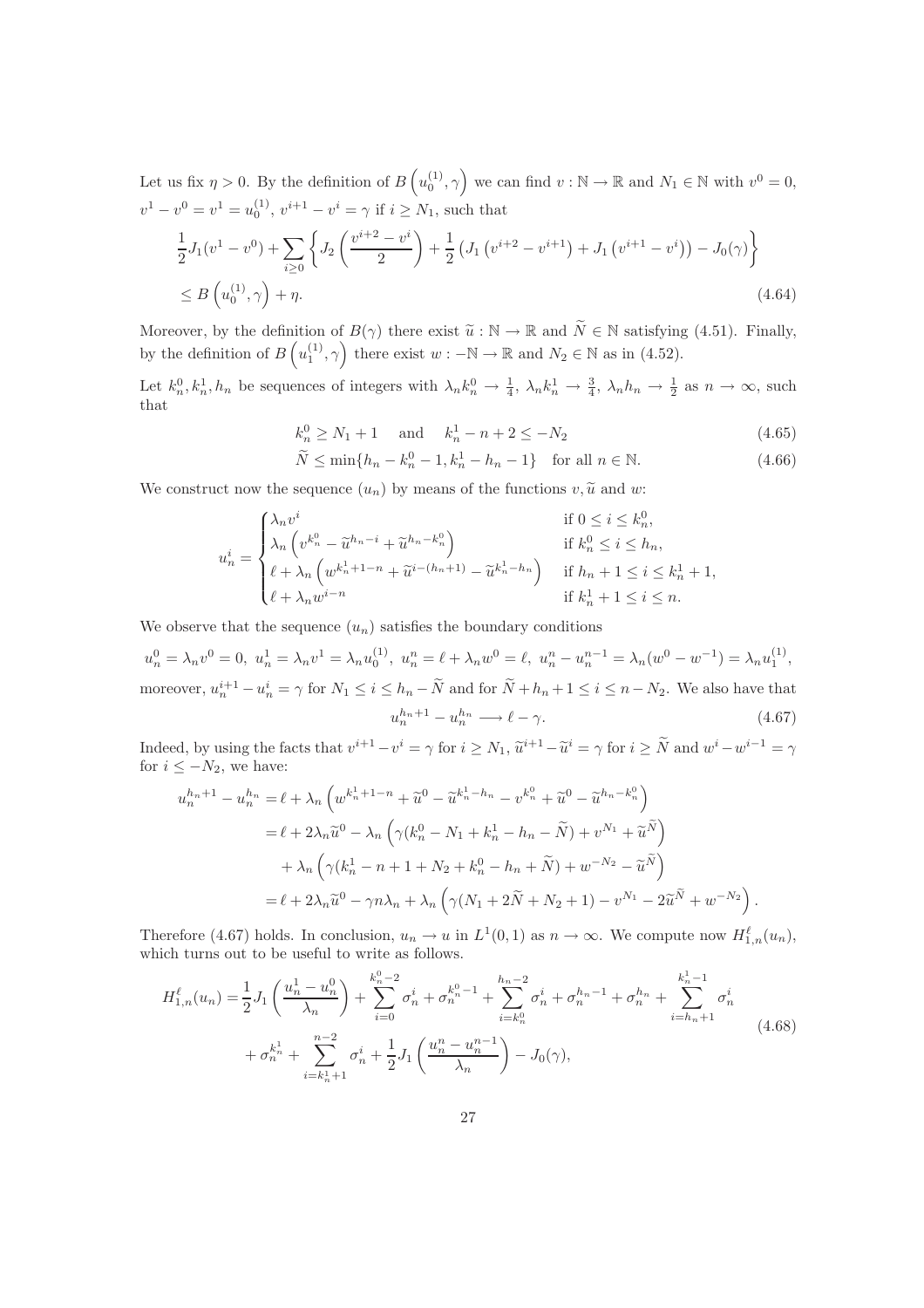Let us fix $\eta > 0$. By the definition of $B\left(u_0^{(1)}, \gamma\right)$ we can find $v : \mathbb{N} \to \mathbb{R}$ and $N_1 \in \mathbb{N}$ with $v^0 = 0$, $v^1 - v^0 = v^1 = u_0^{(1)}$, $v^{i+1} - v^i = \gamma$ if $i \geq N_1$, such that

$$
\begin{aligned}
&\frac{1}{2}J_1(v^1 - v^0) + \sum_{i \geq 0} \left\{ J_2\left(\frac{v^{i+2} - v^i}{2}\right) + \frac{1}{2}\left(J_1\left(v^{i+2} - v^{i+1}\right) + J_1\left(v^{i+1} - v^i\right)\right) - J_0(\gamma) \right\} \\
&\leq B\left(u_0^{(1)}, \gamma\right) + \eta.
\end{aligned} \tag{4.64}
$$

Moreover, by the definition of $B(\gamma)$ there exist $\widetilde{u} : \mathbb{N} \to \mathbb{R}$ and $\widetilde{N} \in \mathbb{N}$ satisfying (4.51). Finally, by the definition of $B\left(u_1^{(1)}, \gamma\right)$ there exist $w : -\mathbb{N} \to \mathbb{R}$ and $N_2 \in \mathbb{N}$ as in (4.52).

Let $k_n^0, k_n^1, h_n$ be sequences of integers with $\lambda_n k_n^0 \to \frac{1}{4}$, $\lambda_n k_n^1 \to \frac{3}{4}$, $\lambda_n h_n \to \frac{1}{2}$ as $n \to \infty$, such that

$$
k_n^0 \geq N_1 + 1 \quad \text{ and } \quad k_n^1 - n + 2 \leq -N_2 \tag{4.65}
$$

$$
\widetilde{N} \leq \min\{h_n - k_n^0 - 1, k_n^1 - h_n - 1\} \quad \text{for all } n \in \mathbb{N}. \tag{4.66}
$$

We construct now the sequence $(u_n)$ by means of the functions $v, \widetilde{u}$ and $w$:

$$
u_n^i = \begin{cases}
\lambda_n v^i & \text{if } 0 \leq i \leq k_n^0, \\
\lambda_n \left(v^{k_n^0} - \widetilde{u}^{h_n - i} + \widetilde{u}^{h_n - k_n^0}\right) & \text{if } k_n^0 \leq i \leq h_n, \\
\ell + \lambda_n \left(w^{k_n^1 + 1 - n} + \widetilde{u}^{i - (h_n + 1)} - \widetilde{u}^{k_n^1 - h_n}\right) & \text{if } h_n + 1 \leq i \leq k_n^1 + 1, \\
\ell + \lambda_n w^{i-n} & \text{if } k_n^1 + 1 \leq i \leq n.
\end{cases}
$$

We observe that the sequence $(u_n)$ satisfies the boundary conditions

$$
u_n^0 = \lambda_n v^0 = 0,\ u_n^1 = \lambda_n v^1 = \lambda_n u_0^{(1)},\ u_n^n = \ell + \lambda_n w^0 = \ell,\ u_n^n - u_n^{n-1} = \lambda_n(w^0 - w^{-1}) = \lambda_n u_1^{(1)},
$$

moreover, $u_n^{i+1} - u_n^i = \gamma$ for $N_1 \leq i \leq h_n - \widetilde{N}$ and for $\widetilde{N} + h_n + 1 \leq i \leq n - N_2$. We also have that

$$
u_n^{h_n + 1} - u_n^{h_n} \longrightarrow \ell - \gamma. \tag{4.67}
$$

Indeed, by using the facts that $v^{i+1} - v^i = \gamma$ for $i \geq N_1$, $\widetilde{u}^{i+1} - \widetilde{u}^i = \gamma$ for $i \geq \widetilde{N}$ and $w^i - w^{i-1} = \gamma$ for $i \leq -N_2$, we have:

$$
\begin{aligned}
u_n^{h_n+1} - u_n^{h_n} &= \ell + \lambda_n \left(w^{k_n^1 + 1 - n} + \widetilde{u}^0 - \widetilde{u}^{k_n^1 - h_n} - v^{k_n^0} + \widetilde{u}^0 - \widetilde{u}^{h_n - k_n^0}\right) \\
&= \ell + 2\lambda_n \widetilde{u}^0 - \lambda_n \left(\gamma(k_n^0 - N_1 + k_n^1 - h_n - \widetilde{N}) + v^{N_1} + \widetilde{u}^{\widetilde{N}}\right) \\
&\quad + \lambda_n \left(\gamma(k_n^1 - n + 1 + N_2 + k_n^0 - h_n + \widetilde{N}) + w^{-N_2} - \widetilde{u}^{\widetilde{N}}\right) \\
&= \ell + 2\lambda_n \widetilde{u}^0 - \gamma n \lambda_n + \lambda_n \left(\gamma(N_1 + 2\widetilde{N} + N_2 + 1) - v^{N_1} - 2\widetilde{u}^{\widetilde{N}} + w^{-N_2}\right).
\end{aligned}
$$

Therefore (4.67) holds. In conclusion, $u_n \to u$ in $L^1(0,1)$ as $n \to \infty$. We compute now $H_{1,n}^\ell(u_n)$, which turns out to be useful to write as follows.

$$
\begin{aligned}
H_{1,n}^\ell(u_n) = &\frac{1}{2}J_1\left(\frac{u_n^1 - u_n^0}{\lambda_n}\right) + \sum_{i=0}^{k_n^0 - 2} \sigma_n^i + \sigma_n^{k_n^0 - 1} + \sum_{i=k_n^0}^{h_n - 2} \sigma_n^i + \sigma_n^{h_n - 1} + \sigma_n^{h_n} + \sum_{i=h_n+1}^{k_n^1 - 1} \sigma_n^i \\
&+ \sigma_n^{k_n^1} + \sum_{i=k_n^1+1}^{n-2} \sigma_n^i + \frac{1}{2}J_1\left(\frac{u_n^n - u_n^{n-1}}{\lambda_n}\right) - J_0(\gamma),
\end{aligned} \tag{4.68}
$$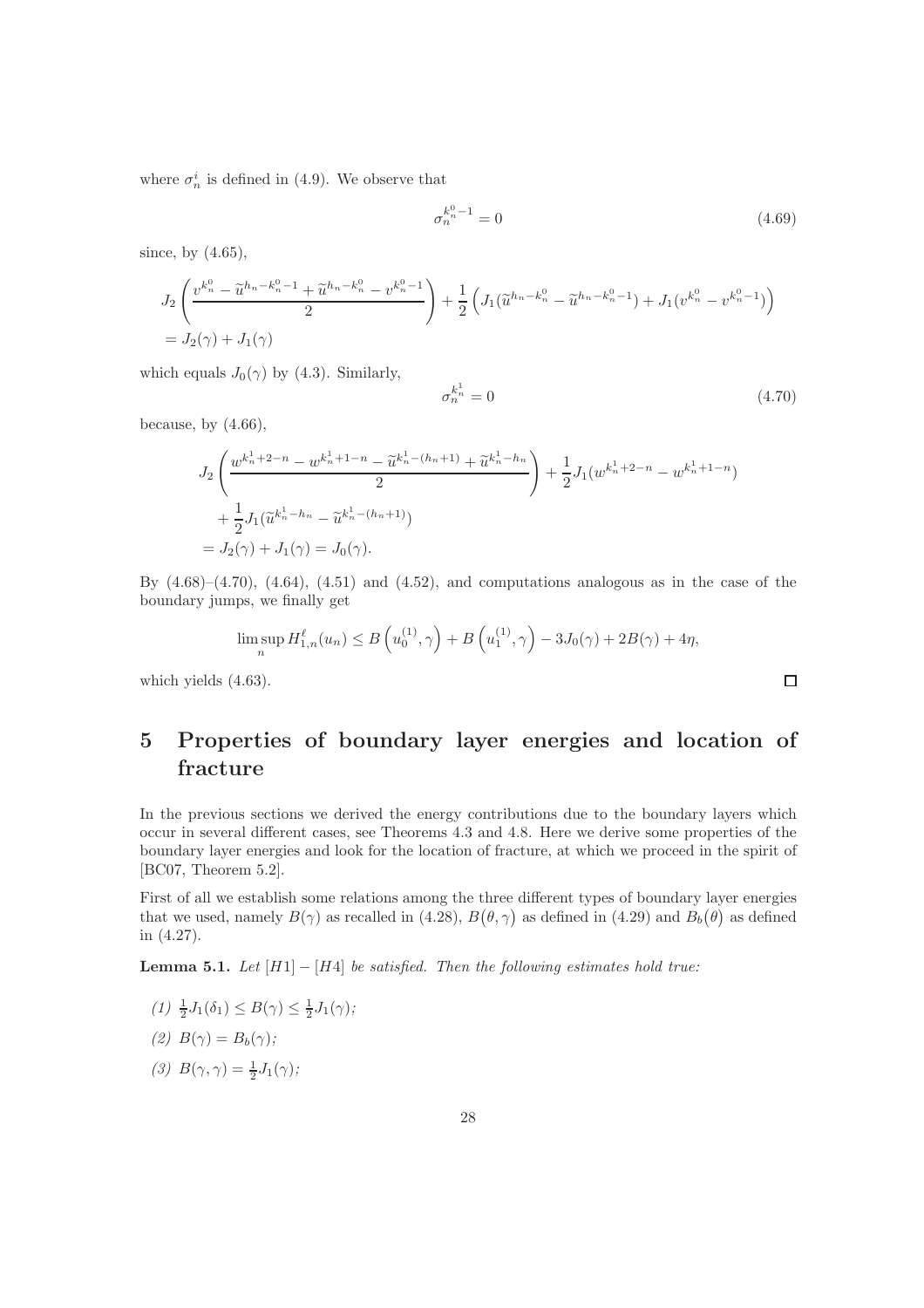where $\sigma_n^i$ is defined in (4.9). We observe that

$$\sigma_n^{k_n^0-1} = 0 \tag{4.69}$$

since, by (4.65),

$$\begin{aligned}
&J_2\left(\frac{v^{k_n^0} - \widetilde{u}^{h_n-k_n^0-1} + \widetilde{u}^{h_n-k_n^0} - v^{k_n^0-1}}{2}\right) + \frac{1}{2}\left(J_1(\widetilde{u}^{h_n-k_n^0} - \widetilde{u}^{h_n-k_n^0-1}) + J_1(v^{k_n^0} - v^{k_n^0-1})\right) \\
&= J_2(\gamma) + J_1(\gamma)
\end{aligned}$$

which equals $J_0(\gamma)$ by (4.3). Similarly,

$$\sigma_n^{k_n^1} = 0 \tag{4.70}$$

because, by (4.66),

$$\begin{aligned}
&J_2\left(\frac{w^{k_n^1+2-n} - w^{k_n^1+1-n} - \widetilde{u}^{k_n^1-(h_n+1)} + \widetilde{u}^{k_n^1-h_n}}{2}\right) + \frac{1}{2}J_1(w^{k_n^1+2-n} - w^{k_n^1+1-n}) \\
&\quad + \frac{1}{2}J_1(\widetilde{u}^{k_n^1-h_n} - \widetilde{u}^{k_n^1-(h_n+1)}) \\
&= J_2(\gamma) + J_1(\gamma) = J_0(\gamma).
\end{aligned}$$

By (4.68)–(4.70), (4.64), (4.51) and (4.52), and computations analogous as in the case of the boundary jumps, we finally get

$$\limsup_n H_{1,n}^{\ell}(u_n) \leq B\left(u_0^{(1)}, \gamma\right) + B\left(u_1^{(1)}, \gamma\right) - 3J_0(\gamma) + 2B(\gamma) + 4\eta,$$

which yields (4.63). $\square$

# 5 Properties of boundary layer energies and location of fracture

In the previous sections we derived the energy contributions due to the boundary layers which occur in several different cases, see Theorems 4.3 and 4.8. Here we derive some properties of the boundary layer energies and look for the location of fracture, at which we proceed in the spirit of [BC07, Theorem 5.2].

First of all we establish some relations among the three different types of boundary layer energies that we used, namely $B(\gamma)$ as recalled in (4.28), $B(\theta, \gamma)$ as defined in (4.29) and $B_b(\theta)$ as defined in (4.27).

**Lemma 5.1.** *Let [H1] − [H4] be satisfied. Then the following estimates hold true:*

*(1)* $\frac{1}{2}J_1(\delta_1) \leq B(\gamma) \leq \frac{1}{2}J_1(\gamma)$*;*

*(2)* $B(\gamma) = B_b(\gamma)$*;*

*(3)* $B(\gamma, \gamma) = \frac{1}{2}J_1(\gamma)$*;*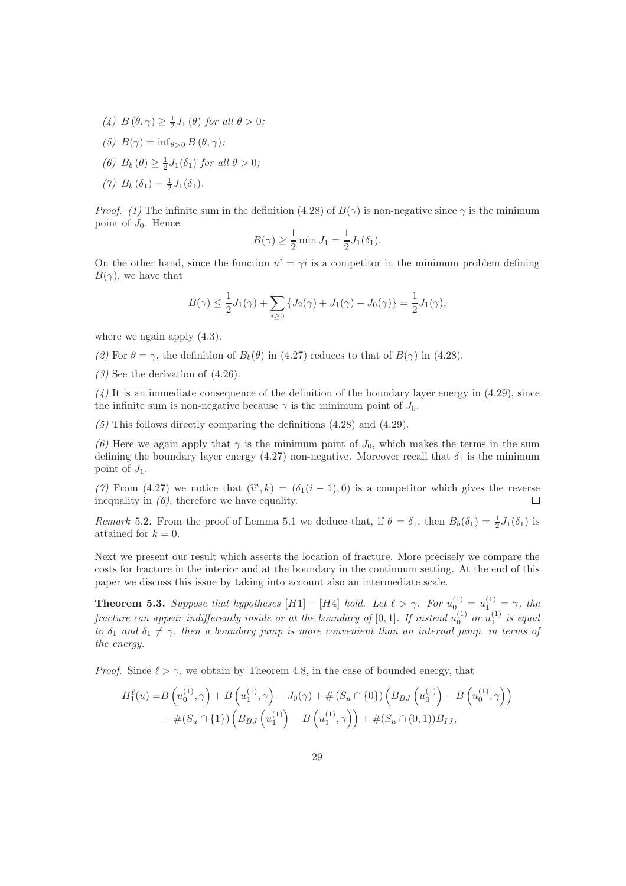(4) $B(\theta,\gamma) \geq \frac{1}{2}J_1(\theta)$ *for all* $\theta > 0$*;*

(5) $B(\gamma) = \inf_{\theta>0} B(\theta,\gamma)$*;*

(6) $B_b(\theta) \geq \frac{1}{2}J_1(\delta_1)$ *for all* $\theta > 0$*;*

(7) $B_b(\delta_1) = \frac{1}{2}J_1(\delta_1)$.

*Proof. (1)* The infinite sum in the definition (4.28) of $B(\gamma)$ is non-negative since $\gamma$ is the minimum point of $J_0$. Hence

$$B(\gamma) \geq \frac{1}{2}\min J_1 = \frac{1}{2}J_1(\delta_1).$$

On the other hand, since the function $u^i = \gamma i$ is a competitor in the minimum problem defining $B(\gamma)$, we have that

$$B(\gamma) \leq \frac{1}{2}J_1(\gamma) + \sum_{i\geq 0}\{J_2(\gamma) + J_1(\gamma) - J_0(\gamma)\} = \frac{1}{2}J_1(\gamma),$$

where we again apply (4.3).

*(2)* For $\theta = \gamma$, the definition of $B_b(\theta)$ in (4.27) reduces to that of $B(\gamma)$ in (4.28).

*(3)* See the derivation of (4.26).

*(4)* It is an immediate consequence of the definition of the boundary layer energy in (4.29), since the infinite sum is non-negative because $\gamma$ is the minimum point of $J_0$.

*(5)* This follows directly comparing the definitions (4.28) and (4.29).

*(6)* Here we again apply that $\gamma$ is the minimum point of $J_0$, which makes the terms in the sum defining the boundary layer energy (4.27) non-negative. Moreover recall that $\delta_1$ is the minimum point of $J_1$.

*(7)* From (4.27) we notice that $(\widehat{v}^i, k) = (\delta_1(i-1), 0)$ is a competitor which gives the reverse inequality in *(6)*, therefore we have equality. □

*Remark* 5.2. From the proof of Lemma 5.1 we deduce that, if $\theta = \delta_1$, then $B_b(\delta_1) = \frac{1}{2}J_1(\delta_1)$ is attained for $k = 0$.

Next we present our result which asserts the location of fracture. More precisely we compare the costs for fracture in the interior and at the boundary in the continuum setting. At the end of this paper we discuss this issue by taking into account also an intermediate scale.

**Theorem 5.3.** *Suppose that hypotheses [H1] − [H4] hold. Let* $\ell > \gamma$*. For* $u_0^{(1)} = u_1^{(1)} = \gamma$*, the fracture can appear indifferently inside or at the boundary of* $[0,1]$*. If instead* $u_0^{(1)}$ *or* $u_1^{(1)}$ *is equal to* $\delta_1$ *and* $\delta_1 \neq \gamma$*, then a boundary jump is more convenient than an internal jump, in terms of the energy.*

*Proof.* Since $\ell > \gamma$, we obtain by Theorem 4.8, in the case of bounded energy, that

$$\begin{aligned}
H_1^\ell(u) =& B\left(u_0^{(1)},\gamma\right) + B\left(u_1^{(1)},\gamma\right) - J_0(\gamma) + \#\left(S_u \cap \{0\}\right)\left(B_{BJ}\left(u_0^{(1)}\right) - B\left(u_0^{(1)},\gamma\right)\right) \\
&+ \#(S_u \cap \{1\})\left(B_{BJ}\left(u_1^{(1)}\right) - B\left(u_1^{(1)},\gamma\right)\right) + \#(S_u \cap (0,1))B_{IJ},
\end{aligned}$$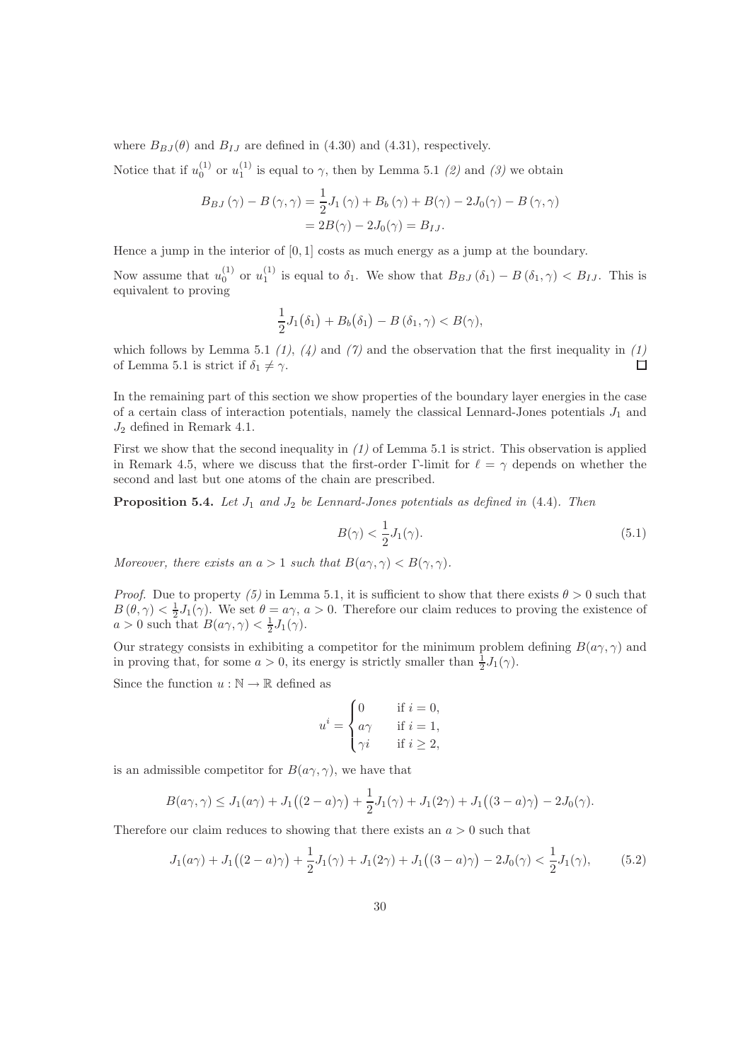where $B_{BJ}(\theta)$ and $B_{IJ}$ are defined in (4.30) and (4.31), respectively.

Notice that if $u_0^{(1)}$ or $u_1^{(1)}$ is equal to $\gamma$, then by Lemma 5.1 *(2)* and *(3)* we obtain

$$
\begin{aligned}
B_{BJ}(\gamma) - B(\gamma,\gamma) &= \frac{1}{2}J_1(\gamma) + B_b(\gamma) + B(\gamma) - 2J_0(\gamma) - B(\gamma,\gamma) \\
&= 2B(\gamma) - 2J_0(\gamma) = B_{IJ}.
\end{aligned}
$$

Hence a jump in the interior of $[0,1]$ costs as much energy as a jump at the boundary.

Now assume that $u_0^{(1)}$ or $u_1^{(1)}$ is equal to $\delta_1$. We show that $B_{BJ}(\delta_1) - B(\delta_1,\gamma) < B_{IJ}$. This is equivalent to proving

$$
\frac{1}{2}J_1(\delta_1) + B_b(\delta_1) - B(\delta_1,\gamma) < B(\gamma),
$$

which follows by Lemma 5.1 *(1)*, *(4)* and *(7)* and the observation that the first inequality in *(1)* of Lemma 5.1 is strict if $\delta_1 \neq \gamma$. □

In the remaining part of this section we show properties of the boundary layer energies in the case of a certain class of interaction potentials, namely the classical Lennard-Jones potentials $J_1$ and $J_2$ defined in Remark 4.1.

First we show that the second inequality in *(1)* of Lemma 5.1 is strict. This observation is applied in Remark 4.5, where we discuss that the first-order Γ-limit for $\ell = \gamma$ depends on whether the second and last but one atoms of the chain are prescribed.

**Proposition 5.4.** *Let $J_1$ and $J_2$ be Lennard-Jones potentials as defined in* (4.4)*. Then*

$$
B(\gamma) < \frac{1}{2}J_1(\gamma). \tag{5.1}
$$

*Moreover, there exists an $a > 1$ such that $B(a\gamma,\gamma) < B(\gamma,\gamma)$.*

*Proof.* Due to property *(5)* in Lemma 5.1, it is sufficient to show that there exists $\theta > 0$ such that $B(\theta,\gamma) < \frac{1}{2}J_1(\gamma)$. We set $\theta = a\gamma$, $a > 0$. Therefore our claim reduces to proving the existence of $a > 0$ such that $B(a\gamma,\gamma) < \frac{1}{2}J_1(\gamma)$.

Our strategy consists in exhibiting a competitor for the minimum problem defining $B(a\gamma,\gamma)$ and in proving that, for some $a > 0$, its energy is strictly smaller than $\frac{1}{2}J_1(\gamma)$.

Since the function $u : \mathbb{N} \to \mathbb{R}$ defined as

$$
u^i = \begin{cases} 0 & \text{if } i = 0, \\ a\gamma & \text{if } i = 1, \\ \gamma i & \text{if } i \geq 2, \end{cases}
$$

is an admissible competitor for $B(a\gamma,\gamma)$, we have that

$$
B(a\gamma,\gamma) \leq J_1(a\gamma) + J_1\big((2-a)\gamma\big) + \frac{1}{2}J_1(\gamma) + J_1(2\gamma) + J_1\big((3-a)\gamma\big) - 2J_0(\gamma).
$$

Therefore our claim reduces to showing that there exists an $a > 0$ such that

$$
J_1(a\gamma) + J_1\big((2-a)\gamma\big) + \frac{1}{2}J_1(\gamma) + J_1(2\gamma) + J_1\big((3-a)\gamma\big) - 2J_0(\gamma) < \frac{1}{2}J_1(\gamma), \tag{5.2}
$$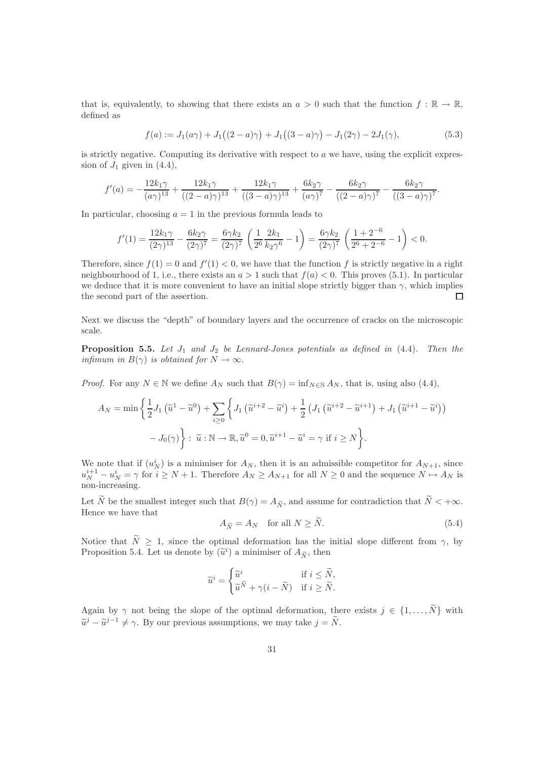that is, equivalently, to showing that there exists an $a > 0$ such that the function $f : \mathbb{R} \to \mathbb{R}$, defined as

$$f(a) := J_1(a\gamma) + J_1\big((2-a)\gamma\big) + J_1\big((3-a)\gamma\big) - J_1(2\gamma) - 2J_1(\gamma), \tag{5.3}$$

is strictly negative. Computing its derivative with respect to $a$ we have, using the explicit expression of $J_1$ given in (4.4),

$$f'(a) = -\frac{12k_1\gamma}{(a\gamma)^{13}} + \frac{12k_1\gamma}{((2-a)\gamma)^{13}} + \frac{12k_1\gamma}{((3-a)\gamma)^{13}} + \frac{6k_2\gamma}{(a\gamma)^{7}} - \frac{6k_2\gamma}{((2-a)\gamma)^{7}} - \frac{6k_2\gamma}{((3-a)\gamma)^{7}}.$$

In particular, choosing $a = 1$ in the previous formula leads to

$$f'(1) = \frac{12k_1\gamma}{(2\gamma)^{13}} - \frac{6k_2\gamma}{(2\gamma)^{7}} = \frac{6\gamma k_2}{(2\gamma)^7}\left(\frac{1}{2^6}\frac{2k_1}{k_2\gamma^6} - 1\right) = \frac{6\gamma k_2}{(2\gamma)^7}\left(\frac{1+2^{-6}}{2^6+2^{-6}} - 1\right) < 0.$$

Therefore, since $f(1) = 0$ and $f'(1) < 0$, we have that the function $f$ is strictly negative in a right neighbourhood of 1, i.e., there exists an $a > 1$ such that $f(a) < 0$. This proves (5.1). In particular we deduce that it is more convenient to have an initial slope strictly bigger than $\gamma$, which implies the second part of the assertion. □

Next we discuss the "depth" of boundary layers and the occurrence of cracks on the microscopic scale.

**Proposition 5.5.** *Let $J_1$ and $J_2$ be Lennard-Jones potentials as defined in* (4.4)*. Then the infimum in $B(\gamma)$ is obtained for $N \to \infty$.*

*Proof.* For any $N \in \mathbb{N}$ we define $A_N$ such that $B(\gamma) = \inf_{N\in\mathbb{N}} A_N$, that is, using also (4.4),

$$A_N = \min\bigg\{\frac{1}{2}J_1\left(\widetilde{u}^1 - \widetilde{u}^0\right) + \sum_{i\geq 0}\bigg\{J_1\left(\widetilde{u}^{i+2} - \widetilde{u}^i\right) + \frac{1}{2}\left(J_1\left(\widetilde{u}^{i+2} - \widetilde{u}^{i+1}\right) + J_1\left(\widetilde{u}^{i+1} - \widetilde{u}^{i}\right)\right)$$
$$- J_0(\gamma)\bigg\} :\ \widetilde{u} : \mathbb{N} \to \mathbb{R}, \widetilde{u}^0 = 0, \widetilde{u}^{i+1} - \widetilde{u}^i = \gamma \text{ if } i \geq N\bigg\}.$$

We note that if $(u^i_N)$ is a minimiser for $A_N$, then it is an admissible competitor for $A_{N+1}$, since $u^{i+1}_N - u^i_N = \gamma$ for $i \geq N+1$. Therefore $A_N \geq A_{N+1}$ for all $N \geq 0$ and the sequence $N \mapsto A_N$ is non-increasing.

Let $\widetilde{N}$ be the smallest integer such that $B(\gamma) = A_{\widetilde{N}}$, and assume for contradiction that $\widetilde{N} < +\infty$. Hence we have that

$$A_{\widetilde{N}} = A_N \quad \text{for all } N \geq \widetilde{N}. \tag{5.4}$$

Notice that $\widetilde{N} \geq 1$, since the optimal deformation has the initial slope different from $\gamma$, by Proposition 5.4. Let us denote by $(\widetilde{u}^i)$ a minimiser of $A_{\widetilde{N}}$, then

$$\widetilde{u}^i = \begin{cases} \widetilde{u}^i & \text{if } i \leq \widetilde{N}, \\ \widetilde{u}^{\widetilde{N}} + \gamma(i - \widetilde{N}) & \text{if } i \geq \widetilde{N}. \end{cases}$$

Again by $\gamma$ not being the slope of the optimal deformation, there exists $j \in \{1, \ldots, \widetilde{N}\}$ with $\widetilde{u}^j - \widetilde{u}^{j-1} \neq \gamma$. By our previous assumptions, we may take $j = \widetilde{N}$.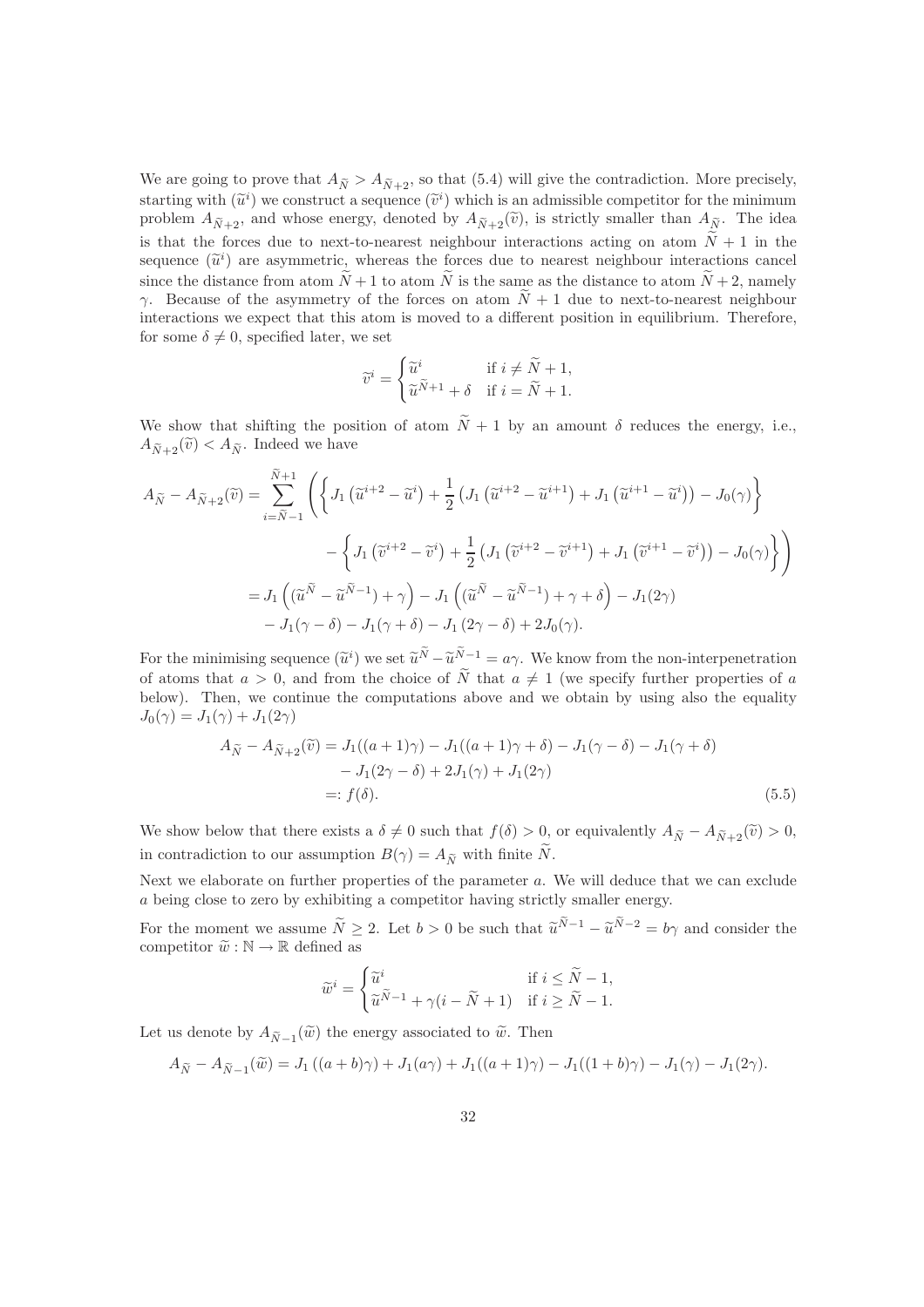We are going to prove that $A_{\widetilde{N}} > A_{\widetilde{N}+2}$, so that (5.4) will give the contradiction. More precisely, starting with $(\widetilde{u}^i)$ we construct a sequence $(\widetilde{v}^i)$ which is an admissible competitor for the minimum problem $A_{\widetilde{N}+2}$, and whose energy, denoted by $A_{\widetilde{N}+2}(\widetilde{v})$, is strictly smaller than $A_{\widetilde{N}}$. The idea is that the forces due to next-to-nearest neighbour interactions acting on atom $\widetilde{N}+1$ in the sequence $(\widetilde{u}^i)$ are asymmetric, whereas the forces due to nearest neighbour interactions cancel since the distance from atom $\widetilde{N}+1$ to atom $\widetilde{N}$ is the same as the distance to atom $\widetilde{N}+2$, namely $\gamma$. Because of the asymmetry of the forces on atom $\widetilde{N}+1$ due to next-to-nearest neighbour interactions we expect that this atom is moved to a different position in equilibrium. Therefore, for some $\delta \neq 0$, specified later, we set

$$\widetilde{v}^i = \begin{cases} \widetilde{u}^i & \text{if } i \neq \widetilde{N}+1, \\ \widetilde{u}^{\widetilde{N}+1} + \delta & \text{if } i = \widetilde{N}+1. \end{cases}$$

We show that shifting the position of atom $\widetilde{N}+1$ by an amount $\delta$ reduces the energy, i.e., $A_{\widetilde{N}+2}(\widetilde{v}) < A_{\widetilde{N}}$. Indeed we have

$$\begin{aligned}
A_{\widetilde{N}} - A_{\widetilde{N}+2}(\widetilde{v}) &= \sum_{i=\widetilde{N}-1}^{\widetilde{N}+1} \Bigg( \left\{ J_1\left(\widetilde{u}^{i+2} - \widetilde{u}^i\right) + \frac{1}{2}\left(J_1\left(\widetilde{u}^{i+2} - \widetilde{u}^{i+1}\right) + J_1\left(\widetilde{u}^{i+1} - \widetilde{u}^i\right)\right) - J_0(\gamma) \right\} \\
&\qquad - \left\{ J_1\left(\widetilde{v}^{i+2} - \widetilde{v}^i\right) + \frac{1}{2}\left(J_1\left(\widetilde{v}^{i+2} - \widetilde{v}^{i+1}\right) + J_1\left(\widetilde{v}^{i+1} - \widetilde{v}^i\right)\right) - J_0(\gamma) \right\} \Bigg) \\
&= J_1\left((\widetilde{u}^{\widetilde{N}} - \widetilde{u}^{\widetilde{N}-1}) + \gamma\right) - J_1\left((\widetilde{u}^{\widetilde{N}} - \widetilde{u}^{\widetilde{N}-1}) + \gamma + \delta\right) - J_1(2\gamma) \\
&\quad - J_1(\gamma - \delta) - J_1(\gamma + \delta) - J_1\left(2\gamma - \delta\right) + 2J_0(\gamma).
\end{aligned}$$

For the minimising sequence $(\widetilde{u}^i)$ we set $\widetilde{u}^{\widetilde{N}} - \widetilde{u}^{\widetilde{N}-1} = a\gamma$. We know from the non-interpenetration of atoms that $a > 0$, and from the choice of $\widetilde{N}$ that $a \neq 1$ (we specify further properties of $a$ below). Then, we continue the computations above and we obtain by using also the equality $J_0(\gamma) = J_1(\gamma) + J_1(2\gamma)$

$$\begin{aligned}
A_{\widetilde{N}} - A_{\widetilde{N}+2}(\widetilde{v}) &= J_1((a+1)\gamma) - J_1((a+1)\gamma + \delta) - J_1(\gamma - \delta) - J_1(\gamma + \delta) \\
&\quad - J_1(2\gamma - \delta) + 2J_1(\gamma) + J_1(2\gamma) \\
&=: f(\delta).
\end{aligned} \tag{5.5}$$

We show below that there exists a $\delta \neq 0$ such that $f(\delta) > 0$, or equivalently $A_{\widetilde{N}} - A_{\widetilde{N}+2}(\widetilde{v}) > 0$, in contradiction to our assumption $B(\gamma) = A_{\widetilde{N}}$ with finite $\widetilde{N}$.

Next we elaborate on further properties of the parameter $a$. We will deduce that we can exclude $a$ being close to zero by exhibiting a competitor having strictly smaller energy.

For the moment we assume $\widetilde{N} \geq 2$. Let $b > 0$ be such that $\widetilde{u}^{\widetilde{N}-1} - \widetilde{u}^{\widetilde{N}-2} = b\gamma$ and consider the competitor $\widetilde{w} : \mathbb{N} \to \mathbb{R}$ defined as

$$\widetilde{w}^i = \begin{cases} \widetilde{u}^i & \text{if } i \leq \widetilde{N}-1, \\ \widetilde{u}^{\widetilde{N}-1} + \gamma(i - \widetilde{N} + 1) & \text{if } i \geq \widetilde{N}-1. \end{cases}$$

Let us denote by $A_{\widetilde{N}-1}(\widetilde{w})$ the energy associated to $\widetilde{w}$. Then

$$A_{\widetilde{N}} - A_{\widetilde{N}-1}(\widetilde{w}) = J_1\left((a+b)\gamma\right) + J_1(a\gamma) + J_1((a+1)\gamma) - J_1((1+b)\gamma) - J_1(\gamma) - J_1(2\gamma).$$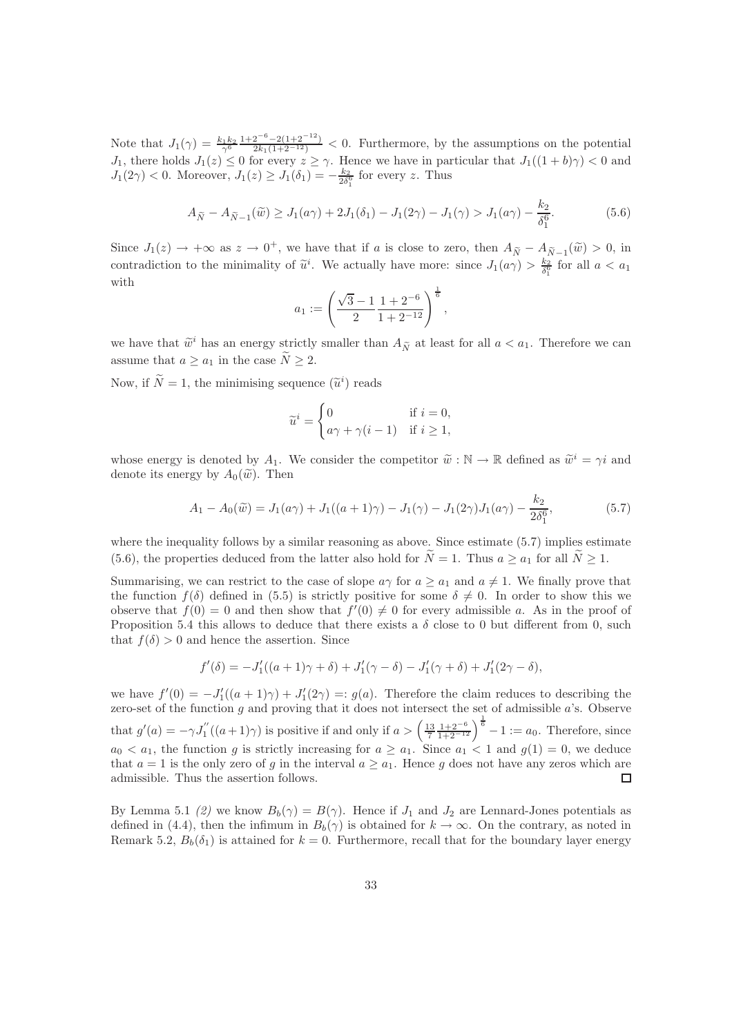Note that $J_1(\gamma) = \frac{k_1 k_2}{\gamma^6} \frac{1+2^{-6}-2(1+2^{-12})}{2k_1(1+2^{-12})} < 0$. Furthermore, by the assumptions on the potential $J_1$, there holds $J_1(z) \leq 0$ for every $z \geq \gamma$. Hence we have in particular that $J_1((1+b)\gamma) < 0$ and $J_1(2\gamma) < 0$. Moreover, $J_1(z) \geq J_1(\delta_1) = -\frac{k_2}{2\delta_1^6}$ for every $z$. Thus

$$A_{\widetilde{N}} - A_{\widetilde{N}-1}(\widetilde{w}) \geq J_1(a\gamma) + 2J_1(\delta_1) - J_1(2\gamma) - J_1(\gamma) > J_1(a\gamma) - \frac{k_2}{\delta_1^6}. \tag{5.6}$$

Since $J_1(z) \to +\infty$ as $z \to 0^+$, we have that if $a$ is close to zero, then $A_{\widetilde{N}} - A_{\widetilde{N}-1}(\widetilde{w}) > 0$, in contradiction to the minimality of $\widetilde{u}^i$. We actually have more: since $J_1(a\gamma) > \frac{k_2}{\delta_1^6}$ for all $a < a_1$ with

$$a_1 := \left( \frac{\sqrt{3}-1}{2} \frac{1+2^{-6}}{1+2^{-12}} \right)^{\frac{1}{6}},$$

we have that $\widetilde{w}^i$ has an energy strictly smaller than $A_{\widetilde{N}}$ at least for all $a < a_1$. Therefore we can assume that $a \geq a_1$ in the case $\widetilde{N} \geq 2$.

Now, if $\widetilde{N} = 1$, the minimising sequence $(\widetilde{u}^i)$ reads

$$\widetilde{u}^i = \begin{cases} 0 & \text{if } i = 0, \\ a\gamma + \gamma(i-1) & \text{if } i \geq 1, \end{cases}$$

whose energy is denoted by $A_1$. We consider the competitor $\widetilde{w} : \mathbb{N} \to \mathbb{R}$ defined as $\widetilde{w}^i = \gamma i$ and denote its energy by $A_0(\widetilde{w})$. Then

$$A_1 - A_0(\widetilde{w}) = J_1(a\gamma) + J_1((a+1)\gamma) - J_1(\gamma) - J_1(2\gamma) J_1(a\gamma) - \frac{k_2}{2\delta_1^6}, \tag{5.7}$$

where the inequality follows by a similar reasoning as above. Since estimate (5.7) implies estimate (5.6), the properties deduced from the latter also hold for $\widetilde{N} = 1$. Thus $a \geq a_1$ for all $\widetilde{N} \geq 1$.

Summarising, we can restrict to the case of slope $a\gamma$ for $a \geq a_1$ and $a \neq 1$. We finally prove that the function $f(\delta)$ defined in (5.5) is strictly positive for some $\delta \neq 0$. In order to show this we observe that $f(0) = 0$ and then show that $f'(0) \neq 0$ for every admissible $a$. As in the proof of Proposition 5.4 this allows to deduce that there exists a $\delta$ close to 0 but different from 0, such that $f(\delta) > 0$ and hence the assertion. Since

$$f'(\delta) = -J_1'((a+1)\gamma + \delta) + J_1'(\gamma - \delta) - J_1'(\gamma + \delta) + J_1'(2\gamma - \delta),$$

we have $f'(0) = -J_1'((a+1)\gamma) + J_1'(2\gamma) =: g(a)$. Therefore the claim reduces to describing the zero-set of the function $g$ and proving that it does not intersect the set of admissible $a$'s. Observe that $g'(a) = -\gamma J_1''((a+1)\gamma)$ is positive if and only if $a > \left(\frac{13}{7}\frac{1+2^{-6}}{1+2^{-12}}\right)^{\frac{1}{6}} - 1 := a_0$. Therefore, since $a_0 < a_1$, the function $g$ is strictly increasing for $a \geq a_1$. Since $a_1 < 1$ and $g(1) = 0$, we deduce that $a = 1$ is the only zero of $g$ in the interval $a \geq a_1$. Hence $g$ does not have any zeros which are admissible. Thus the assertion follows. ☐

By Lemma 5.1 *(2)* we know $B_b(\gamma) = B(\gamma)$. Hence if $J_1$ and $J_2$ are Lennard-Jones potentials as defined in (4.4), then the infimum in $B_b(\gamma)$ is obtained for $k \to \infty$. On the contrary, as noted in Remark 5.2, $B_b(\delta_1)$ is attained for $k = 0$. Furthermore, recall that for the boundary layer energy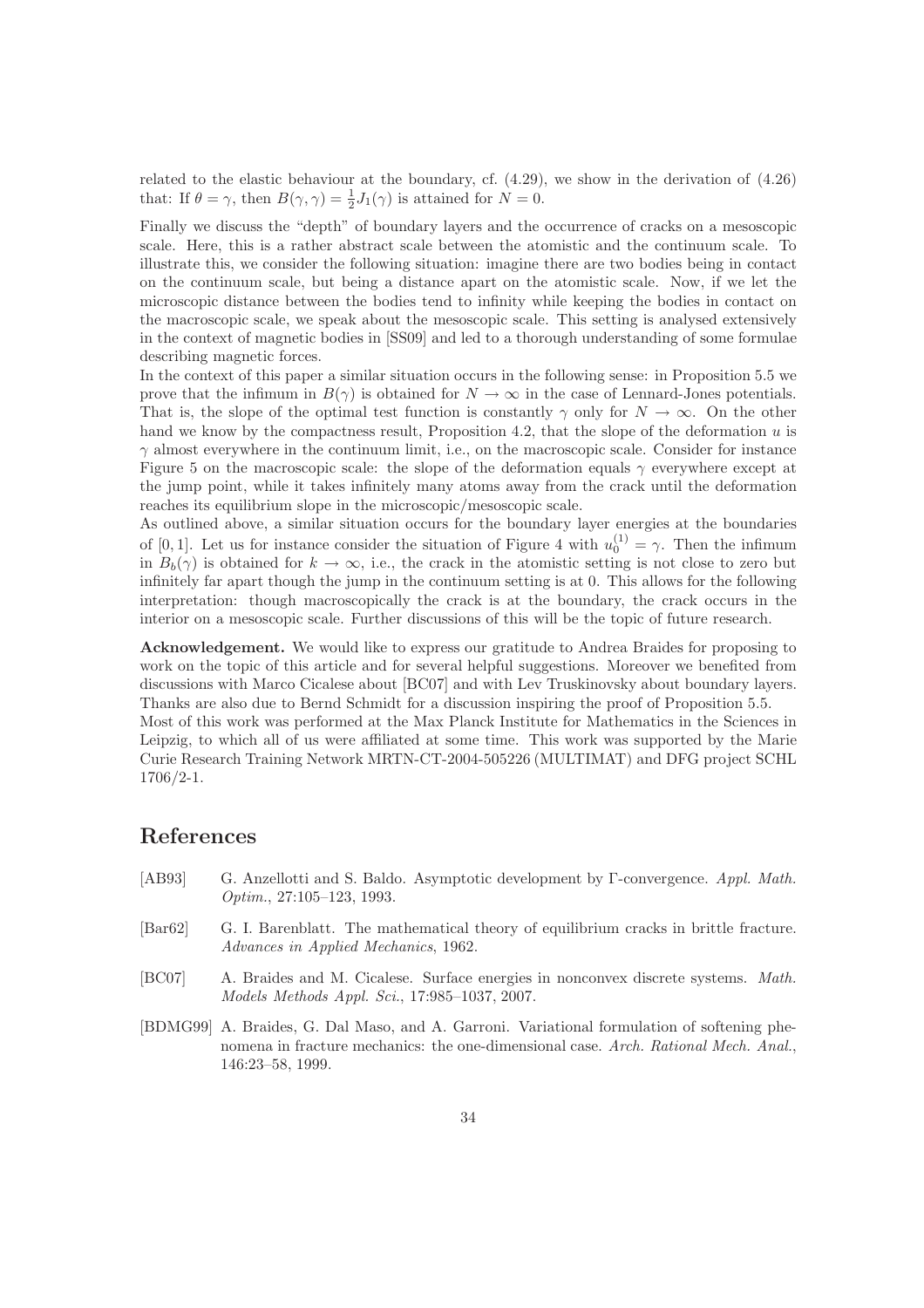related to the elastic behaviour at the boundary, cf. (4.29), we show in the derivation of (4.26) that: If $\theta = \gamma$, then $B(\gamma, \gamma) = \frac{1}{2} J_1(\gamma)$ is attained for $N = 0$.

Finally we discuss the "depth" of boundary layers and the occurrence of cracks on a mesoscopic scale. Here, this is a rather abstract scale between the atomistic and the continuum scale. To illustrate this, we consider the following situation: imagine there are two bodies being in contact on the continuum scale, but being a distance apart on the atomistic scale. Now, if we let the microscopic distance between the bodies tend to infinity while keeping the bodies in contact on the macroscopic scale, we speak about the mesoscopic scale. This setting is analysed extensively in the context of magnetic bodies in [SS09] and led to a thorough understanding of some formulae describing magnetic forces.

In the context of this paper a similar situation occurs in the following sense: in Proposition 5.5 we prove that the infimum in $B(\gamma)$ is obtained for $N \to \infty$ in the case of Lennard-Jones potentials. That is, the slope of the optimal test function is constantly $\gamma$ only for $N \to \infty$. On the other hand we know by the compactness result, Proposition 4.2, that the slope of the deformation $u$ is $\gamma$ almost everywhere in the continuum limit, i.e., on the macroscopic scale. Consider for instance Figure 5 on the macroscopic scale: the slope of the deformation equals $\gamma$ everywhere except at the jump point, while it takes infinitely many atoms away from the crack until the deformation reaches its equilibrium slope in the microscopic/mesoscopic scale.

As outlined above, a similar situation occurs for the boundary layer energies at the boundaries of $[0, 1]$. Let us for instance consider the situation of Figure 4 with $u_0^{(1)} = \gamma$. Then the infimum in $B_b(\gamma)$ is obtained for $k \to \infty$, i.e., the crack in the atomistic setting is not close to zero but infinitely far apart though the jump in the continuum setting is at 0. This allows for the following interpretation: though macroscopically the crack is at the boundary, the crack occurs in the interior on a mesoscopic scale. Further discussions of this will be the topic of future research.

**Acknowledgement.** We would like to express our gratitude to Andrea Braides for proposing to work on the topic of this article and for several helpful suggestions. Moreover we benefited from discussions with Marco Cicalese about [BC07] and with Lev Truskinovsky about boundary layers. Thanks are also due to Bernd Schmidt for a discussion inspiring the proof of Proposition 5.5.
Most of this work was performed at the Max Planck Institute for Mathematics in the Sciences in Leipzig, to which all of us were affiliated at some time. This work was supported by the Marie Curie Research Training Network MRTN-CT-2004-505226 (MULTIMAT) and DFG project SCHL 1706/2-1.

# References

[AB93] G. Anzellotti and S. Baldo. Asymptotic development by Γ-convergence. *Appl. Math. Optim.*, 27:105–123, 1993.

[Bar62] G. I. Barenblatt. The mathematical theory of equilibrium cracks in brittle fracture. *Advances in Applied Mechanics*, 1962.

[BC07] A. Braides and M. Cicalese. Surface energies in nonconvex discrete systems. *Math. Models Methods Appl. Sci.*, 17:985–1037, 2007.

[BDMG99] A. Braides, G. Dal Maso, and A. Garroni. Variational formulation of softening phenomena in fracture mechanics: the one-dimensional case. *Arch. Rational Mech. Anal.*, 146:23–58, 1999.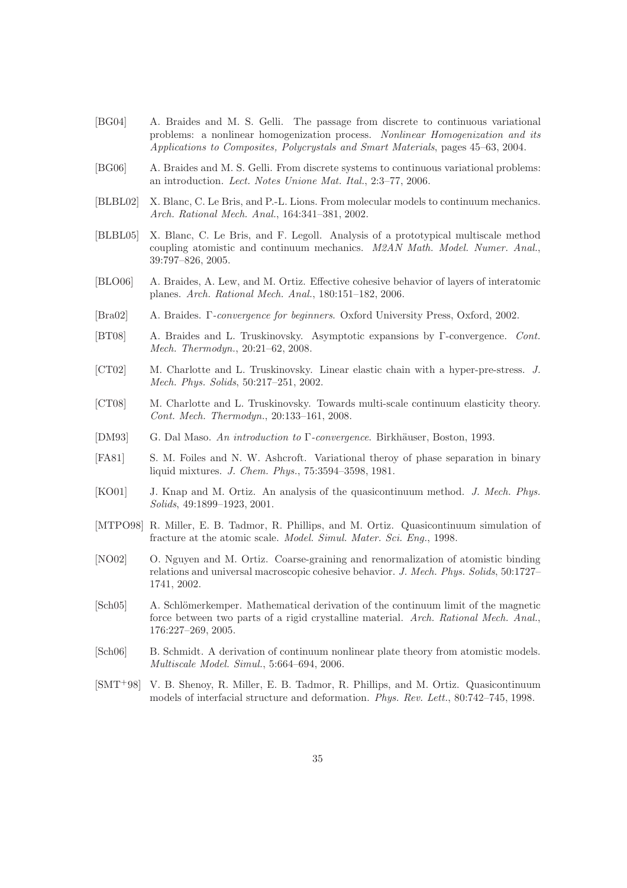[BG04] A. Braides and M. S. Gelli. The passage from discrete to continuous variational problems: a nonlinear homogenization process. *Nonlinear Homogenization and its Applications to Composites, Polycrystals and Smart Materials*, pages 45–63, 2004.

[BG06] A. Braides and M. S. Gelli. From discrete systems to continuous variational problems: an introduction. *Lect. Notes Unione Mat. Ital.*, 2:3–77, 2006.

[BLBL02] X. Blanc, C. Le Bris, and P.-L. Lions. From molecular models to continuum mechanics. *Arch. Rational Mech. Anal.*, 164:341–381, 2002.

[BLBL05] X. Blanc, C. Le Bris, and F. Legoll. Analysis of a prototypical multiscale method coupling atomistic and continuum mechanics. *M2AN Math. Model. Numer. Anal.*, 39:797–826, 2005.

[BLO06] A. Braides, A. Lew, and M. Ortiz. Effective cohesive behavior of layers of interatomic planes. *Arch. Rational Mech. Anal.*, 180:151–182, 2006.

[Bra02] A. Braides. *Γ-convergence for beginners*. Oxford University Press, Oxford, 2002.

[BT08] A. Braides and L. Truskinovsky. Asymptotic expansions by Γ-convergence. *Cont. Mech. Thermodyn.*, 20:21–62, 2008.

[CT02] M. Charlotte and L. Truskinovsky. Linear elastic chain with a hyper-pre-stress. *J. Mech. Phys. Solids*, 50:217–251, 2002.

[CT08] M. Charlotte and L. Truskinovsky. Towards multi-scale continuum elasticity theory. *Cont. Mech. Thermodyn.*, 20:133–161, 2008.

[DM93] G. Dal Maso. *An introduction to Γ-convergence*. Birkhäuser, Boston, 1993.

[FA81] S. M. Foiles and N. W. Ashcroft. Variational theroy of phase separation in binary liquid mixtures. *J. Chem. Phys.*, 75:3594–3598, 1981.

[KO01] J. Knap and M. Ortiz. An analysis of the quasicontinuum method. *J. Mech. Phys. Solids*, 49:1899–1923, 2001.

[MTPO98] R. Miller, E. B. Tadmor, R. Phillips, and M. Ortiz. Quasicontinuum simulation of fracture at the atomic scale. *Model. Simul. Mater. Sci. Eng.*, 1998.

[NO02] O. Nguyen and M. Ortiz. Coarse-graining and renormalization of atomistic binding relations and universal macroscopic cohesive behavior. *J. Mech. Phys. Solids*, 50:1727–1741, 2002.

[Sch05] A. Schlömerkemper. Mathematical derivation of the continuum limit of the magnetic force between two parts of a rigid crystalline material. *Arch. Rational Mech. Anal.*, 176:227–269, 2005.

[Sch06] B. Schmidt. A derivation of continuum nonlinear plate theory from atomistic models. *Multiscale Model. Simul.*, 5:664–694, 2006.

[SMT+98] V. B. Shenoy, R. Miller, E. B. Tadmor, R. Phillips, and M. Ortiz. Quasicontinuum models of interfacial structure and deformation. *Phys. Rev. Lett.*, 80:742–745, 1998.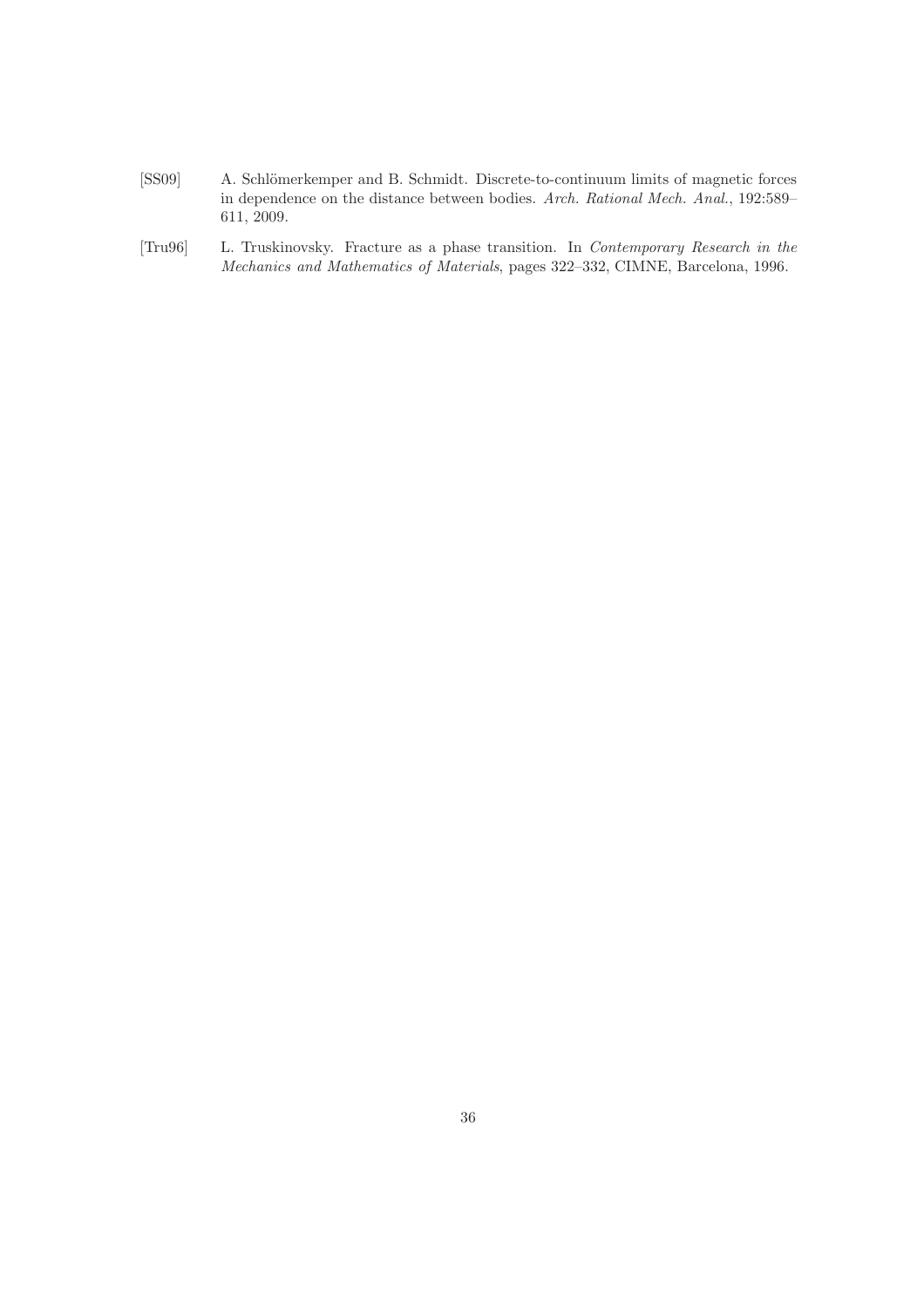[SS09] A. Schlömerkemper and B. Schmidt. Discrete-to-continuum limits of magnetic forces in dependence on the distance between bodies. *Arch. Rational Mech. Anal.*, 192:589–611, 2009.

[Tru96] L. Truskinovsky. Fracture as a phase transition. In *Contemporary Research in the Mechanics and Mathematics of Materials*, pages 322–332, CIMNE, Barcelona, 1996.